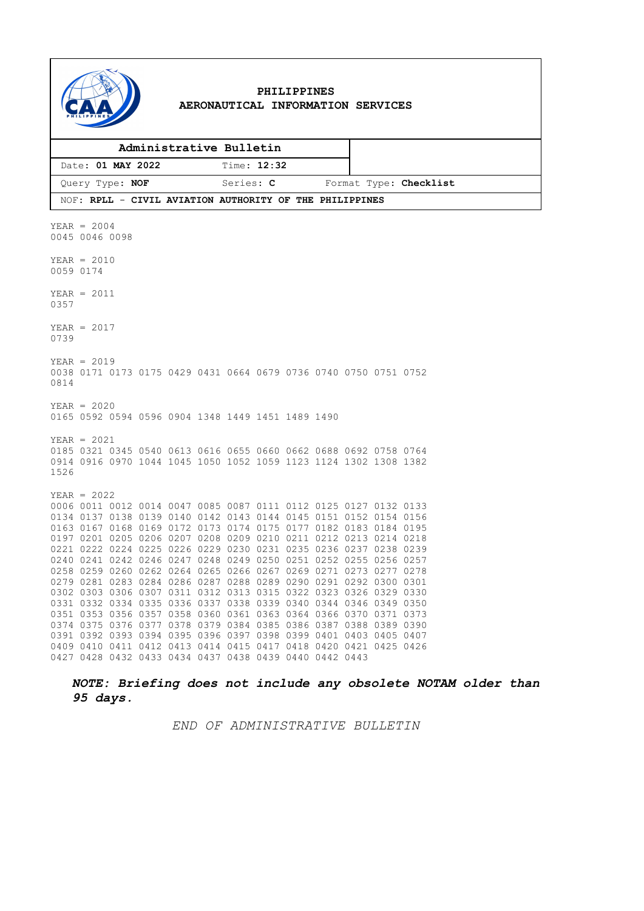# PHILIPPINES
## AERONAUTICAL INFORMATION SERVICES

**Administrative Bulletin**

| Date: **01 MAY 2022** | Time: **12:32** | |
|---|---|---|
| Query Type: **NOF** | Series: **C** | Format Type: **Checklist** |

NOF: **RPLL - CIVIL AVIATION AUTHORITY OF THE PHILIPPINES**

YEAR = 2004
0045 0046 0098

YEAR = 2010
0059 0174

YEAR = 2011
0357

YEAR = 2017
0739

YEAR = 2019
0038 0171 0173 0175 0429 0431 0664 0679 0736 0740 0750 0751 0752
0814

YEAR = 2020
0165 0592 0594 0596 0904 1348 1449 1451 1489 1490

YEAR = 2021
0185 0321 0345 0540 0613 0616 0655 0660 0662 0688 0692 0758 0764
0914 0916 0970 1044 1045 1050 1052 1059 1123 1124 1302 1308 1382
1526

YEAR = 2022
0006 0011 0012 0014 0047 0085 0087 0111 0112 0125 0127 0132 0133
0134 0137 0138 0139 0140 0142 0143 0144 0145 0151 0152 0154 0156
0163 0167 0168 0169 0172 0173 0174 0175 0177 0182 0183 0184 0195
0197 0201 0205 0206 0207 0208 0209 0210 0211 0212 0213 0214 0218
0221 0222 0224 0225 0226 0229 0230 0231 0235 0236 0237 0238 0239
0240 0241 0242 0246 0247 0248 0249 0250 0251 0252 0255 0256 0257
0258 0259 0260 0262 0264 0265 0266 0267 0269 0271 0273 0277 0278
0279 0281 0283 0284 0286 0287 0288 0289 0290 0291 0292 0300 0301
0302 0303 0306 0307 0311 0312 0313 0315 0322 0323 0326 0329 0330
0331 0332 0334 0335 0336 0337 0338 0339 0340 0344 0346 0349 0350
0351 0353 0356 0357 0358 0360 0361 0363 0364 0366 0370 0371 0373
0374 0375 0376 0377 0378 0379 0384 0385 0386 0387 0388 0389 0390
0391 0392 0393 0394 0395 0396 0397 0398 0399 0401 0403 0405 0407
0409 0410 0411 0412 0413 0414 0415 0417 0418 0420 0421 0425 0426
0427 0428 0432 0433 0434 0437 0438 0439 0440 0442 0443

***NOTE: Briefing does not include any obsolete NOTAM older than 95 days.***

*END OF ADMINISTRATIVE BULLETIN*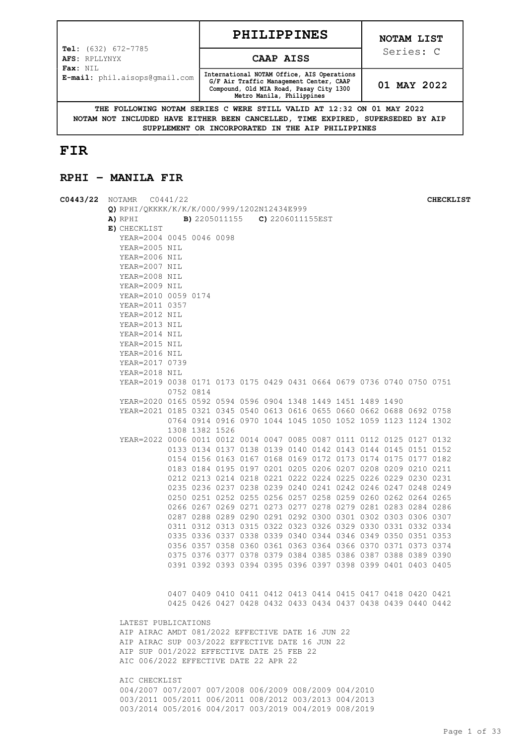| Tel: (632) 672-7785<br>AFS: RPLLYNYX<br>Fax: NIL<br>E-mail: phil.aisops@gmail.com | **PHILIPPINES**<br>**CAAP AISS**<br>International NOTAM Office, AIS Operations G/F Air Traffic Management Center, CAAP Compound, Old MIA Road, Pasay City 1300 Metro Manila, Philippines | **NOTAM LIST**<br>Series: C<br>**01 MAY 2022** |
|---|---|---|

**THE FOLLOWING NOTAM SERIES C WERE STILL VALID AT 12:32 ON 01 MAY 2022**
**NOTAM NOT INCLUDED HAVE EITHER BEEN CANCELLED, TIME EXPIRED, SUPERSEDED BY AIP SUPPLEMENT OR INCORPORATED IN THE AIP PHILIPPINES**

# FIR

## RPHI - MANILA FIR

**C0443/22** NOTAMR C0441/22 **CHECKLIST**

```
Q) RPHI/QKKKK/K/K/K/000/999/1202N12434E999
A) RPHI      B) 2205011155    C) 2206011155EST
E) CHECKLIST
YEAR=2004 0045 0046 0098
YEAR=2005 NIL
YEAR=2006 NIL
YEAR=2007 NIL
YEAR=2008 NIL
YEAR=2009 NIL
YEAR=2010 0059 0174
YEAR=2011 0357
YEAR=2012 NIL
YEAR=2013 NIL
YEAR=2014 NIL
YEAR=2015 NIL
YEAR=2016 NIL
YEAR=2017 0739
YEAR=2018 NIL
YEAR=2019 0038 0171 0173 0175 0429 0431 0664 0679 0736 0740 0750 0751
          0752 0814
YEAR=2020 0165 0592 0594 0596 0904 1348 1449 1451 1489 1490
YEAR=2021 0185 0321 0345 0540 0613 0616 0655 0660 0662 0688 0692 0758
          0764 0914 0916 0970 1044 1045 1050 1052 1059 1123 1124 1302
          1308 1382 1526
YEAR=2022 0006 0011 0012 0014 0047 0085 0087 0111 0112 0125 0127 0132
          0133 0134 0137 0138 0139 0140 0142 0143 0144 0145 0151 0152
          0154 0156 0163 0167 0168 0169 0172 0173 0174 0175 0177 0182
          0183 0184 0195 0197 0201 0205 0206 0207 0208 0209 0210 0211
          0212 0213 0214 0218 0221 0222 0224 0225 0226 0229 0230 0231
          0235 0236 0237 0238 0239 0240 0241 0242 0246 0247 0248 0249
          0250 0251 0252 0255 0256 0257 0258 0259 0260 0262 0264 0265
          0266 0267 0269 0271 0273 0277 0278 0279 0281 0283 0284 0286
          0287 0288 0289 0290 0291 0292 0300 0301 0302 0303 0306 0307
          0311 0312 0313 0315 0322 0323 0326 0329 0330 0331 0332 0334
          0335 0336 0337 0338 0339 0340 0344 0346 0349 0350 0351 0353
          0356 0357 0358 0360 0361 0363 0364 0366 0370 0371 0373 0374
          0375 0376 0377 0378 0379 0384 0385 0386 0387 0388 0389 0390
          0391 0392 0393 0394 0395 0396 0397 0398 0399 0401 0403 0405

          0407 0409 0410 0411 0412 0413 0414 0415 0417 0418 0420 0421
          0425 0426 0427 0428 0432 0433 0434 0437 0438 0439 0440 0442

LATEST PUBLICATIONS
AIP AIRAC AMDT 081/2022 EFFECTIVE DATE 16 JUN 22
AIP AIRAC SUP 003/2022 EFFECTIVE DATE 16 JUN 22
AIP SUP 001/2022 EFFECTIVE DATE 25 FEB 22
AIC 006/2022 EFFECTIVE DATE 22 APR 22

AIC CHECKLIST
004/2007 007/2007 007/2008 006/2009 008/2009 004/2010
003/2011 005/2011 006/2011 008/2012 003/2013 004/2013
003/2014 005/2016 004/2017 003/2019 004/2019 008/2019
```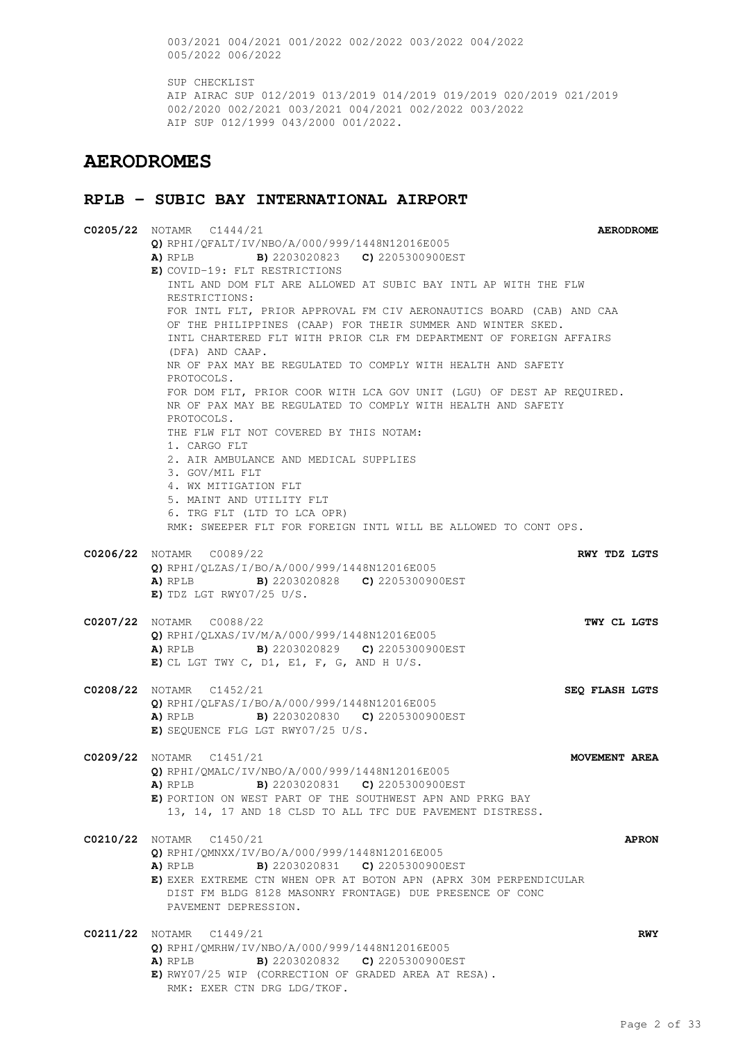003/2021 004/2021 001/2022 002/2022 003/2022 004/2022
005/2022 006/2022

SUP CHECKLIST
AIP AIRAC SUP 012/2019 013/2019 014/2019 019/2019 020/2019 021/2019
002/2020 002/2021 003/2021 004/2021 002/2022 003/2022
AIP SUP 012/1999 043/2000 001/2022.

# AERODROMES

## RPLB - SUBIC BAY INTERNATIONAL AIRPORT

**C0205/22** NOTAMR C1444/21 **AERODROME**
**Q)** RPHI/QFALT/IV/NBO/A/000/999/1448N12016E005
**A)** RPLB **B)** 2203020823 **C)** 2205300900EST
**E)** COVID-19: FLT RESTRICTIONS
INTL AND DOM FLT ARE ALLOWED AT SUBIC BAY INTL AP WITH THE FLW RESTRICTIONS:
FOR INTL FLT, PRIOR APPROVAL FM CIV AERONAUTICS BOARD (CAB) AND CAA OF THE PHILIPPINES (CAAP) FOR THEIR SUMMER AND WINTER SKED.
INTL CHARTERED FLT WITH PRIOR CLR FM DEPARTMENT OF FOREIGN AFFAIRS (DFA) AND CAAP.
NR OF PAX MAY BE REGULATED TO COMPLY WITH HEALTH AND SAFETY PROTOCOLS.
FOR DOM FLT, PRIOR COOR WITH LCA GOV UNIT (LGU) OF DEST AP REQUIRED.
NR OF PAX MAY BE REGULATED TO COMPLY WITH HEALTH AND SAFETY PROTOCOLS.
THE FLW FLT NOT COVERED BY THIS NOTAM:
1. CARGO FLT
2. AIR AMBULANCE AND MEDICAL SUPPLIES
3. GOV/MIL FLT
4. WX MITIGATION FLT
5. MAINT AND UTILITY FLT
6. TRG FLT (LTD TO LCA OPR)
RMK: SWEEPER FLT FOR FOREIGN INTL WILL BE ALLOWED TO CONT OPS.

**C0206/22** NOTAMR C0089/22 **RWY TDZ LGTS**
**Q)** RPHI/QLZAS/I/BO/A/000/999/1448N12016E005
**A)** RPLB **B)** 2203020828 **C)** 2205300900EST
**E)** TDZ LGT RWY07/25 U/S.

**C0207/22** NOTAMR C0088/22 **TWY CL LGTS**
**Q)** RPHI/QLXAS/IV/M/A/000/999/1448N12016E005
**A)** RPLB **B)** 2203020829 **C)** 2205300900EST
**E)** CL LGT TWY C, D1, E1, F, G, AND H U/S.

**C0208/22** NOTAMR C1452/21 **SEQ FLASH LGTS**
**Q)** RPHI/QLFAS/I/BO/A/000/999/1448N12016E005
**A)** RPLB **B)** 2203020830 **C)** 2205300900EST
**E)** SEQUENCE FLG LGT RWY07/25 U/S.

**C0209/22** NOTAMR C1451/21 **MOVEMENT AREA**
**Q)** RPHI/QMALC/IV/NBO/A/000/999/1448N12016E005
**A)** RPLB **B)** 2203020831 **C)** 2205300900EST
**E)** PORTION ON WEST PART OF THE SOUTHWEST APN AND PRKG BAY 13, 14, 17 AND 18 CLSD TO ALL TFC DUE PAVEMENT DISTRESS.

**C0210/22** NOTAMR C1450/21 **APRON**
**Q)** RPHI/QMNXX/IV/BO/A/000/999/1448N12016E005
**A)** RPLB **B)** 2203020831 **C)** 2205300900EST
**E)** EXER EXTREME CTN WHEN OPR AT BOTON APN (APRX 30M PERPENDICULAR DIST FM BLDG 8128 MASONRY FRONTAGE) DUE PRESENCE OF CONC PAVEMENT DEPRESSION.

**C0211/22** NOTAMR C1449/21 **RWY**
**Q)** RPHI/QMRHW/IV/NBO/A/000/999/1448N12016E005
**A)** RPLB **B)** 2203020832 **C)** 2205300900EST
**E)** RWY07/25 WIP (CORRECTION OF GRADED AREA AT RESA).
RMK: EXER CTN DRG LDG/TKOF.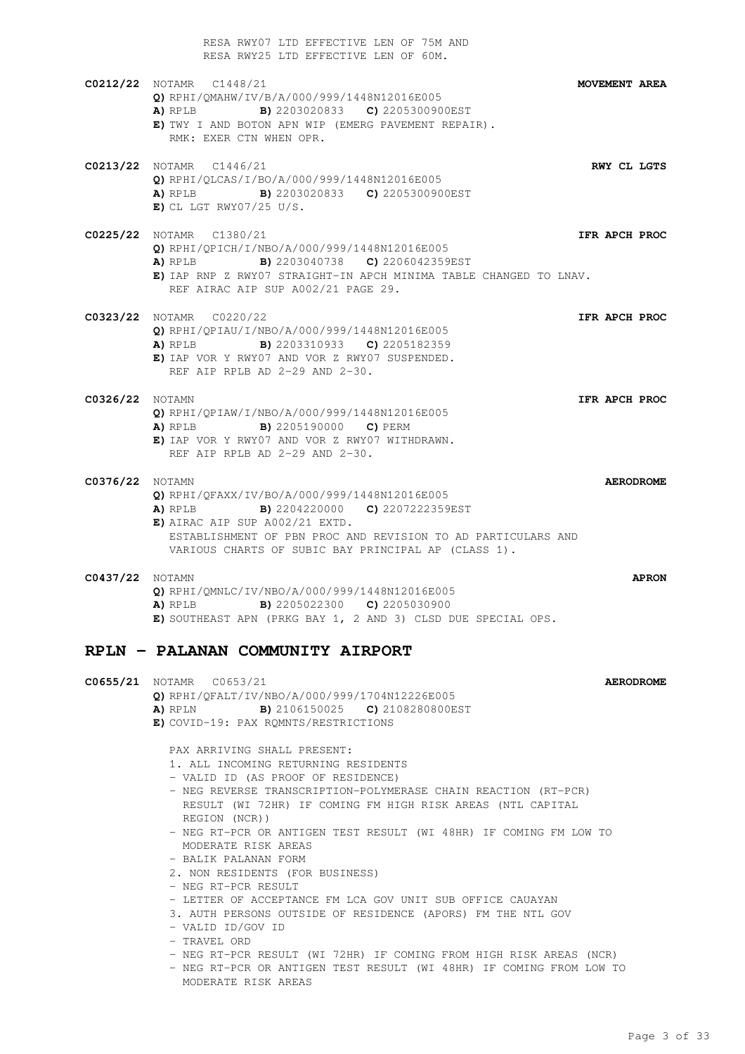RESA RWY07 LTD EFFECTIVE LEN OF 75M AND
RESA RWY25 LTD EFFECTIVE LEN OF 60M.

**C0212/22** NOTAMR C1448/21 **MOVEMENT AREA**
**Q)** RPHI/QMAHW/IV/B/A/000/999/1448N12016E005
**A)** RPLB **B)** 2203020833 **C)** 2205300900EST
**E)** TWY I AND BOTON APN WIP (EMERG PAVEMENT REPAIR).
RMK: EXER CTN WHEN OPR.

**C0213/22** NOTAMR C1446/21 **RWY CL LGTS**
**Q)** RPHI/QLCAS/I/BO/A/000/999/1448N12016E005
**A)** RPLB **B)** 2203020833 **C)** 2205300900EST
**E)** CL LGT RWY07/25 U/S.

**C0225/22** NOTAMR C1380/21 **IFR APCH PROC**
**Q)** RPHI/QPICH/I/NBO/A/000/999/1448N12016E005
**A)** RPLB **B)** 2203040738 **C)** 2206042359EST
**E)** IAP RNP Z RWY07 STRAIGHT-IN APCH MINIMA TABLE CHANGED TO LNAV.
REF AIRAC AIP SUP A002/21 PAGE 29.

**C0323/22** NOTAMR C0220/22 **IFR APCH PROC**
**Q)** RPHI/QPIAU/I/NBO/A/000/999/1448N12016E005
**A)** RPLB **B)** 2203310933 **C)** 2205182359
**E)** IAP VOR Y RWY07 AND VOR Z RWY07 SUSPENDED.
REF AIP RPLB AD 2-29 AND 2-30.

**C0326/22** NOTAMN **IFR APCH PROC**
**Q)** RPHI/QPIAW/I/NBO/A/000/999/1448N12016E005
**A)** RPLB **B)** 2205190000 **C)** PERM
**E)** IAP VOR Y RWY07 AND VOR Z RWY07 WITHDRAWN.
REF AIP RPLB AD 2-29 AND 2-30.

**C0376/22** NOTAMN **AERODROME**
**Q)** RPHI/QFAXX/IV/BO/A/000/999/1448N12016E005
**A)** RPLB **B)** 2204220000 **C)** 2207222359EST
**E)** AIRAC AIP SUP A002/21 EXTD.
ESTABLISHMENT OF PBN PROC AND REVISION TO AD PARTICULARS AND
VARIOUS CHARTS OF SUBIC BAY PRINCIPAL AP (CLASS 1).

**C0437/22** NOTAMN **APRON**
**Q)** RPHI/QMNLC/IV/NBO/A/000/999/1448N12016E005
**A)** RPLB **B)** 2205022300 **C)** 2205030900
**E)** SOUTHEAST APN (PRKG BAY 1, 2 AND 3) CLSD DUE SPECIAL OPS.

## RPLN – PALANAN COMMUNITY AIRPORT

**C0655/21** NOTAMR C0653/21 **AERODROME**
**Q)** RPHI/QFALT/IV/NBO/A/000/999/1704N12226E005
**A)** RPLN **B)** 2106150025 **C)** 2108280800EST
**E)** COVID-19: PAX RQMNTS/RESTRICTIONS

PAX ARRIVING SHALL PRESENT:
1. ALL INCOMING RETURNING RESIDENTS
- VALID ID (AS PROOF OF RESIDENCE)
- NEG REVERSE TRANSCRIPTION-POLYMERASE CHAIN REACTION (RT-PCR) RESULT (WI 72HR) IF COMING FM HIGH RISK AREAS (NTL CAPITAL REGION (NCR))
- NEG RT-PCR OR ANTIGEN TEST RESULT (WI 48HR) IF COMING FM LOW TO MODERATE RISK AREAS
- BALIK PALANAN FORM
2. NON RESIDENTS (FOR BUSINESS)
- NEG RT-PCR RESULT
- LETTER OF ACCEPTANCE FM LCA GOV UNIT SUB OFFICE CAUAYAN
3. AUTH PERSONS OUTSIDE OF RESIDENCE (APORS) FM THE NTL GOV
- VALID ID/GOV ID
- TRAVEL ORD
- NEG RT-PCR RESULT (WI 72HR) IF COMING FROM HIGH RISK AREAS (NCR)
- NEG RT-PCR OR ANTIGEN TEST RESULT (WI 48HR) IF COMING FROM LOW TO MODERATE RISK AREAS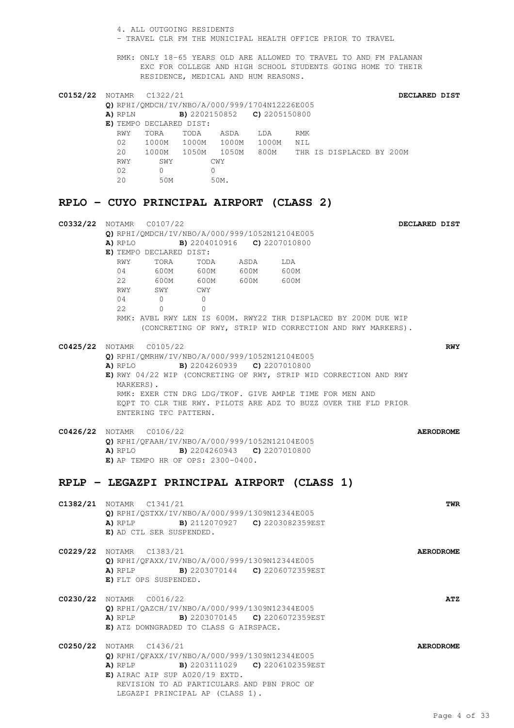4. ALL OUTGOING RESIDENTS
- TRAVEL CLR FM THE MUNICIPAL HEALTH OFFICE PRIOR TO TRAVEL

RMK: ONLY 18-65 YEARS OLD ARE ALLOWED TO TRAVEL TO AND FM PALANAN EXC FOR COLLEGE AND HIGH SCHOOL STUDENTS GOING HOME TO THEIR RESIDENCE, MEDICAL AND HUM REASONS.

**C0152/22** NOTAMR C1322/21 **DECLARED DIST**
**Q)** RPHI/QMDCH/IV/NBO/A/000/999/1704N12226E005
**A)** RPLN **B)** 2202150852 **C)** 2205150800
**E)** TEMPO DECLARED DIST:

| RWY | TORA | TODA | ASDA | LDA | RMK |
|---|---|---|---|---|---|
| 02 | 1000M | 1000M | 1000M | 1000M | NIL |
| 20 | 1000M | 1050M | 1050M | 800M | THR IS DISPLACED BY 200M |

| RWY | SWY | CWY |
|---|---|---|
| 02 | 0 | 0 |
| 20 | 50M | 50M. |

## RPLO - CUYO PRINCIPAL AIRPORT (CLASS 2)

**C0332/22** NOTAMR C0107/22 **DECLARED DIST**
**Q)** RPHI/QMDCH/IV/NBO/A/000/999/1052N12104E005
**A)** RPLO **B)** 2204010916 **C)** 2207010800
**E)** TEMPO DECLARED DIST:

| RWY | TORA | TODA | ASDA | LDA |
|---|---|---|---|---|
| 04 | 600M | 600M | 600M | 600M |
| 22 | 600M | 600M | 600M | 600M |

| RWY | SWY | CWY |
|---|---|---|
| 04 | 0 | 0 |
| 22 | 0 | 0 |

RMK: AVBL RWY LEN IS 600M. RWY22 THR DISPLACED BY 200M DUE WIP (CONCRETING OF RWY, STRIP WID CORRECTION AND RWY MARKERS).

**C0425/22** NOTAMR C0105/22 **RWY**
**Q)** RPHI/QMRHW/IV/NBO/A/000/999/1052N12104E005
**A)** RPLO **B)** 2204260939 **C)** 2207010800
**E)** RWY 04/22 WIP (CONCRETING OF RWY, STRIP WID CORRECTION AND RWY MARKERS).
RMK: EXER CTN DRG LDG/TKOF. GIVE AMPLE TIME FOR MEN AND EQPT TO CLR THE RWY. PILOTS ARE ADZ TO BUZZ OVER THE FLD PRIOR ENTERING TFC PATTERN.

**C0426/22** NOTAMR C0106/22 **AERODROME**
**Q)** RPHI/QFAAH/IV/NBO/A/000/999/1052N12104E005
**A)** RPLO **B)** 2204260943 **C)** 2207010800
**E)** AP TEMPO HR OF OPS: 2300-0400.

## RPLP - LEGAZPI PRINCIPAL AIRPORT (CLASS 1)

**C1382/21** NOTAMR C1341/21 **TWR**
**Q)** RPHI/QSTXX/IV/NBO/A/000/999/1309N12344E005
**A)** RPLP **B)** 2112070927 **C)** 2203082359EST
**E)** AD CTL SER SUSPENDED.

**C0229/22** NOTAMR C1383/21 **AERODROME**
**Q)** RPHI/QFAXX/IV/NBO/A/000/999/1309N12344E005
**A)** RPLP **B)** 2203070144 **C)** 2206072359EST
**E)** FLT OPS SUSPENDED.

**C0230/22** NOTAMR C0016/22 **ATZ**
**Q)** RPHI/QAZCH/IV/NBO/A/000/999/1309N12344E005
**A)** RPLP **B)** 2203070145 **C)** 2206072359EST
**E)** ATZ DOWNGRADED TO CLASS G AIRSPACE.

**C0250/22** NOTAMR C1436/21 **AERODROME**
**Q)** RPHI/QFAXX/IV/NBO/A/000/999/1309N12344E005
**A)** RPLP **B)** 2203111029 **C)** 2206102359EST
**E)** AIRAC AIP SUP A020/19 EXTD.
REVISION TO AD PARTICULARS AND PBN PROC OF LEGAZPI PRINCIPAL AP (CLASS 1).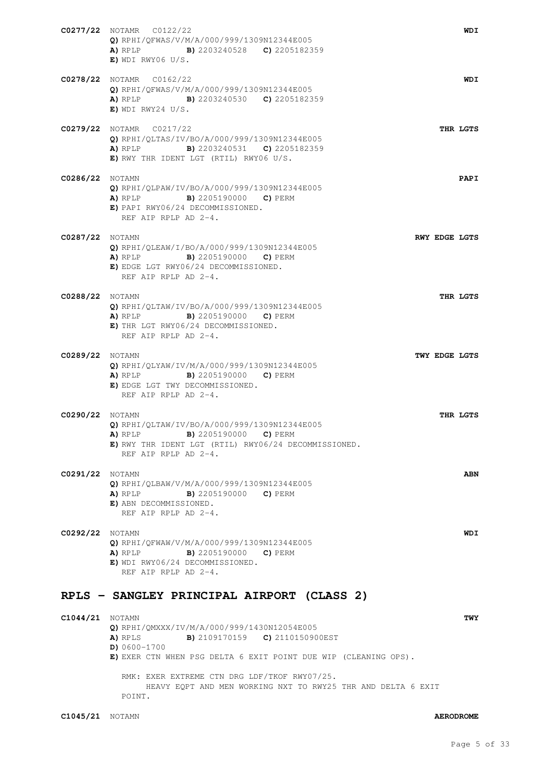**C0277/22** NOTAMR C0122/22 **WDI**

**Q)** RPHI/QFWAS/V/M/A/000/999/1309N12344E005
**A)** RPLP **B)** 2203240528 **C)** 2205182359
**E)** WDI RWY06 U/S.

**C0278/22** NOTAMR C0162/22 **WDI**

**Q)** RPHI/QFWAS/V/M/A/000/999/1309N12344E005
**A)** RPLP **B)** 2203240530 **C)** 2205182359
**E)** WDI RWY24 U/S.

**C0279/22** NOTAMR C0217/22 **THR LGTS**

**Q)** RPHI/QLTAS/IV/BO/A/000/999/1309N12344E005
**A)** RPLP **B)** 2203240531 **C)** 2205182359
**E)** RWY THR IDENT LGT (RTIL) RWY06 U/S.

**C0286/22** NOTAMN **PAPI**

**Q)** RPHI/QLPAW/IV/BO/A/000/999/1309N12344E005
**A)** RPLP **B)** 2205190000 **C)** PERM
**E)** PAPI RWY06/24 DECOMMISSIONED.
REF AIP RPLP AD 2-4.

**C0287/22** NOTAMN **RWY EDGE LGTS**

**Q)** RPHI/QLEAW/I/BO/A/000/999/1309N12344E005
**A)** RPLP **B)** 2205190000 **C)** PERM
**E)** EDGE LGT RWY06/24 DECOMMISSIONED.
REF AIP RPLP AD 2-4.

**C0288/22** NOTAMN **THR LGTS**

**Q)** RPHI/QLTAW/IV/BO/A/000/999/1309N12344E005
**A)** RPLP **B)** 2205190000 **C)** PERM
**E)** THR LGT RWY06/24 DECOMMISSIONED.
REF AIP RPLP AD 2-4.

**C0289/22** NOTAMN **TWY EDGE LGTS**

**Q)** RPHI/QLYAW/IV/M/A/000/999/1309N12344E005
**A)** RPLP **B)** 2205190000 **C)** PERM
**E)** EDGE LGT TWY DECOMMISSIONED.
REF AIP RPLP AD 2-4.

**C0290/22** NOTAMN **THR LGTS**

**Q)** RPHI/QLTAW/IV/BO/A/000/999/1309N12344E005
**A)** RPLP **B)** 2205190000 **C)** PERM
**E)** RWY THR IDENT LGT (RTIL) RWY06/24 DECOMMISSIONED.
REF AIP RPLP AD 2-4.

**C0291/22** NOTAMN **ABN**

**Q)** RPHI/QLBAW/V/M/A/000/999/1309N12344E005
**A)** RPLP **B)** 2205190000 **C)** PERM
**E)** ABN DECOMMISSIONED.
REF AIP RPLP AD 2-4.

**C0292/22** NOTAMN **WDI**

**Q)** RPHI/QFWAW/V/M/A/000/999/1309N12344E005
**A)** RPLP **B)** 2205190000 **C)** PERM
**E)** WDI RWY06/24 DECOMMISSIONED.
REF AIP RPLP AD 2-4.

## RPLS – SANGLEY PRINCIPAL AIRPORT (CLASS 2)

**C1044/21** NOTAMN **TWY**

**Q)** RPHI/QMXXX/IV/M/A/000/999/1430N12054E005
**A)** RPLS **B)** 2109170159 **C)** 2110150900EST
**D)** 0600-1700
**E)** EXER CTN WHEN PSG DELTA 6 EXIT POINT DUE WIP (CLEANING OPS).

RMK: EXER EXTREME CTN DRG LDF/TKOF RWY07/25.
HEAVY EQPT AND MEN WORKING NXT TO RWY25 THR AND DELTA 6 EXIT POINT.

**C1045/21** NOTAMN **AERODROME**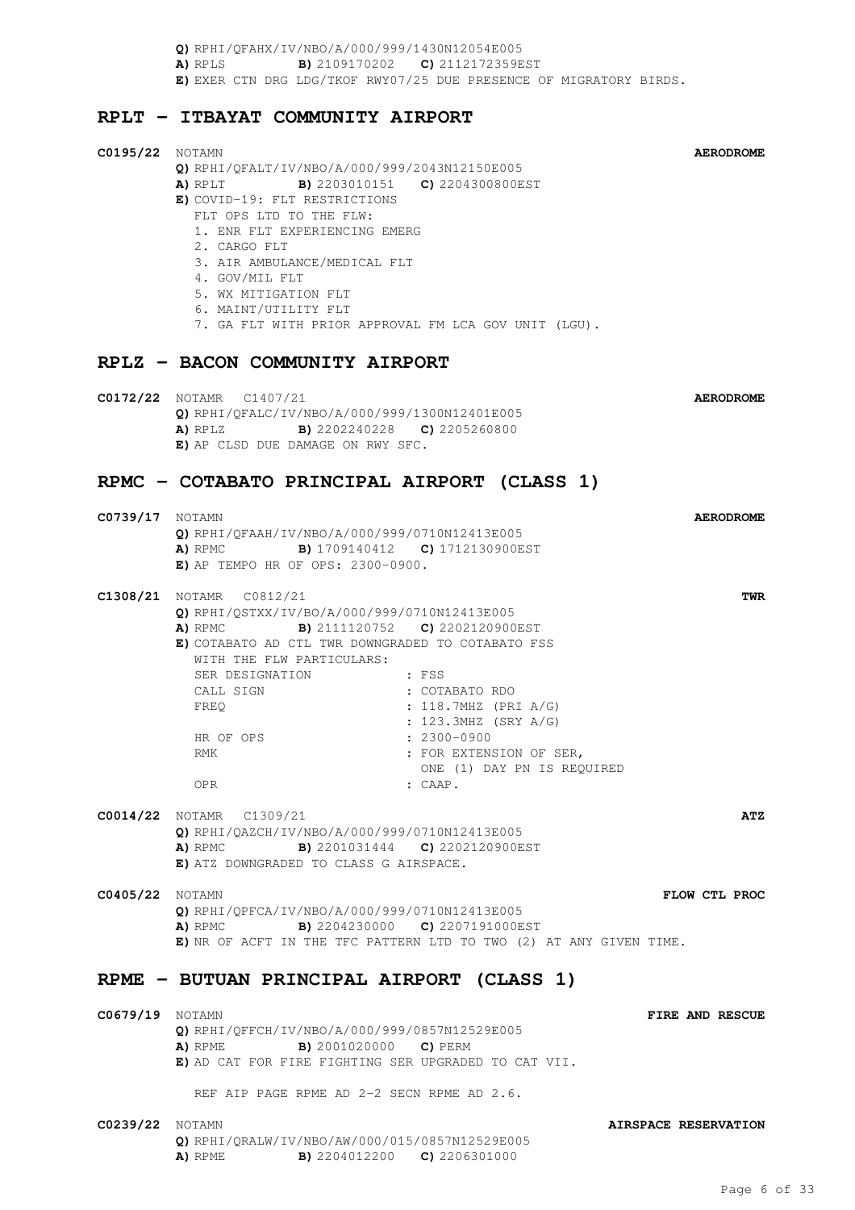**Q)** RPHI/QFAHX/IV/NBO/A/000/999/1430N12054E005
**A)** RPLS **B)** 2109170202 **C)** 2112172359EST
**E)** EXER CTN DRG LDG/TKOF RWY07/25 DUE PRESENCE OF MIGRATORY BIRDS.

## RPLT – ITBAYAT COMMUNITY AIRPORT

**C0195/22** NOTAMN **AERODROME**

**Q)** RPHI/QFALT/IV/NBO/A/000/999/2043N12150E005
**A)** RPLT **B)** 2203010151 **C)** 2204300800EST
**E)** COVID-19: FLT RESTRICTIONS
FLT OPS LTD TO THE FLW:
1. ENR FLT EXPERIENCING EMERG
2. CARGO FLT
3. AIR AMBULANCE/MEDICAL FLT
4. GOV/MIL FLT
5. WX MITIGATION FLT
6. MAINT/UTILITY FLT
7. GA FLT WITH PRIOR APPROVAL FM LCA GOV UNIT (LGU).

## RPLZ – BACON COMMUNITY AIRPORT

**C0172/22** NOTAMR C1407/21 **AERODROME**

**Q)** RPHI/QFALC/IV/NBO/A/000/999/1300N12401E005
**A)** RPLZ **B)** 2202240228 **C)** 2205260800
**E)** AP CLSD DUE DAMAGE ON RWY SFC.

## RPMC – COTABATO PRINCIPAL AIRPORT (CLASS 1)

**C0739/17** NOTAMN **AERODROME**

**Q)** RPHI/QFAAH/IV/NBO/A/000/999/0710N12413E005
**A)** RPMC **B)** 1709140412 **C)** 1712130900EST
**E)** AP TEMPO HR OF OPS: 2300-0900.

**C1308/21** NOTAMR C0812/21 **TWR**

**Q)** RPHI/QSTXX/IV/BO/A/000/999/0710N12413E005
**A)** RPMC **B)** 2111120752 **C)** 2202120900EST
**E)** COTABATO AD CTL TWR DOWNGRADED TO COTABATO FSS
WITH THE FLW PARTICULARS:

```
SER DESIGNATION        : FSS
CALL SIGN              : COTABATO RDO
FREQ                   : 118.7MHZ (PRI A/G)
                       : 123.3MHZ (SRY A/G)
HR OF OPS              : 2300-0900
RMK                    : FOR EXTENSION OF SER,
                         ONE (1) DAY PN IS REQUIRED
OPR                    : CAAP.
```

**C0014/22** NOTAMR C1309/21 **ATZ**

**Q)** RPHI/QAZCH/IV/NBO/A/000/999/0710N12413E005
**A)** RPMC **B)** 2201031444 **C)** 2202120900EST
**E)** ATZ DOWNGRADED TO CLASS G AIRSPACE.

**C0405/22** NOTAMN **FLOW CTL PROC**

**Q)** RPHI/QPFCA/IV/NBO/A/000/999/0710N12413E005
**A)** RPMC **B)** 2204230000 **C)** 2207191000EST
**E)** NR OF ACFT IN THE TFC PATTERN LTD TO TWO (2) AT ANY GIVEN TIME.

## RPME – BUTUAN PRINCIPAL AIRPORT (CLASS 1)

**C0679/19** NOTAMN **FIRE AND RESCUE**

**Q)** RPHI/QFFCH/IV/NBO/A/000/999/0857N12529E005
**A)** RPME **B)** 2001020000 **C)** PERM
**E)** AD CAT FOR FIRE FIGHTING SER UPGRADED TO CAT VII.

REF AIP PAGE RPME AD 2-2 SECN RPME AD 2.6.

**C0239/22** NOTAMN **AIRSPACE RESERVATION**

**Q)** RPHI/QRALW/IV/NBO/AW/000/015/0857N12529E005
**A)** RPME **B)** 2204012200 **C)** 2206301000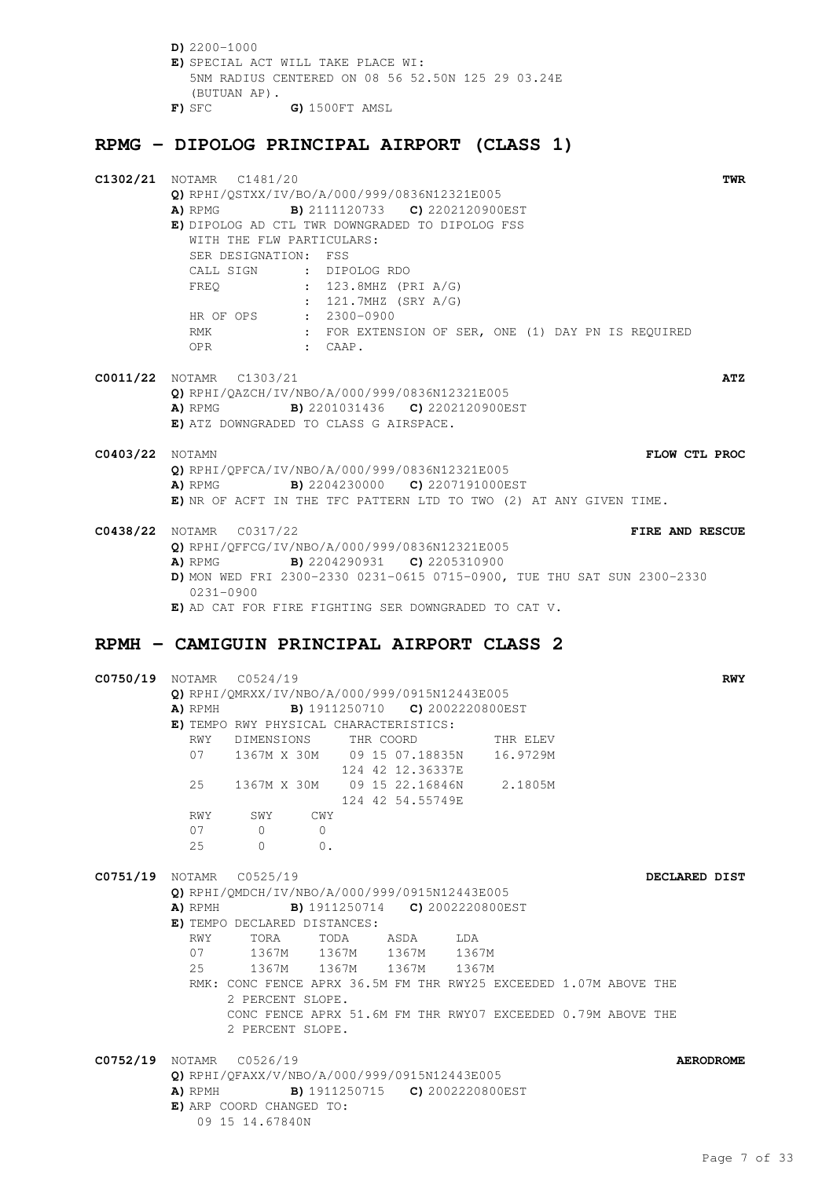**D)** 2200-1000
**E)** SPECIAL ACT WILL TAKE PLACE WI:
5NM RADIUS CENTERED ON 08 56 52.50N 125 29 03.24E
(BUTUAN AP).
**F)** SFC **G)** 1500FT AMSL

## RPMG – DIPOLOG PRINCIPAL AIRPORT (CLASS 1)

**C1302/21** NOTAMR C1481/20 **TWR**
**Q)** RPHI/QSTXX/IV/BO/A/000/999/0836N12321E005
**A)** RPMG **B)** 2111120733 **C)** 2202120900EST
**E)** DIPOLOG AD CTL TWR DOWNGRADED TO DIPOLOG FSS
WITH THE FLW PARTICULARS:

```
SER DESIGNATION:  FSS
CALL SIGN      :  DIPOLOG RDO
FREQ           :  123.8MHZ (PRI A/G)
               :  121.7MHZ (SRY A/G)
HR OF OPS      :  2300-0900
RMK            :  FOR EXTENSION OF SER, ONE (1) DAY PN IS REQUIRED
OPR            :  CAAP.
```

**C0011/22** NOTAMR C1303/21 **ATZ**
**Q)** RPHI/QAZCH/IV/NBO/A/000/999/0836N12321E005
**A)** RPMG **B)** 2201031436 **C)** 2202120900EST
**E)** ATZ DOWNGRADED TO CLASS G AIRSPACE.

**C0403/22** NOTAMN **FLOW CTL PROC**
**Q)** RPHI/QPFCA/IV/NBO/A/000/999/0836N12321E005
**A)** RPMG **B)** 2204230000 **C)** 2207191000EST
**E)** NR OF ACFT IN THE TFC PATTERN LTD TO TWO (2) AT ANY GIVEN TIME.

**C0438/22** NOTAMR C0317/22 **FIRE AND RESCUE**
**Q)** RPHI/QFFCG/IV/NBO/A/000/999/0836N12321E005
**A)** RPMG **B)** 2204290931 **C)** 2205310900
**D)** MON WED FRI 2300-2330 0231-0615 0715-0900, TUE THU SAT SUN 2300-2330 0231-0900
**E)** AD CAT FOR FIRE FIGHTING SER DOWNGRADED TO CAT V.

## RPMH – CAMIGUIN PRINCIPAL AIRPORT CLASS 2

**C0750/19** NOTAMR C0524/19 **RWY**
**Q)** RPHI/QMRXX/IV/NBO/A/000/999/0915N12443E005
**A)** RPMH **B)** 1911250710 **C)** 2002220800EST
**E)** TEMPO RWY PHYSICAL CHARACTERISTICS:

| RWY | DIMENSIONS | THR COORD | THR ELEV |
|---|---|---|---|
| 07 | 1367M X 30M | 09 15 07.18835N 124 42 12.36337E | 16.9729M |
| 25 | 1367M X 30M | 09 15 22.16846N 124 42 54.55749E | 2.1805M |

| RWY | SWY | CWY |
|---|---|---|
| 07 | 0 | 0 |
| 25 | 0 | 0. |

**C0751/19** NOTAMR C0525/19 **DECLARED DIST**
**Q)** RPHI/QMDCH/IV/NBO/A/000/999/0915N12443E005
**A)** RPMH **B)** 1911250714 **C)** 2002220800EST
**E)** TEMPO DECLARED DISTANCES:

| RWY | TORA | TODA | ASDA | LDA |
|---|---|---|---|---|
| 07 | 1367M | 1367M | 1367M | 1367M |
| 25 | 1367M | 1367M | 1367M | 1367M |

RMK: CONC FENCE APRX 36.5M FM THR RWY25 EXCEEDED 1.07M ABOVE THE 2 PERCENT SLOPE.
CONC FENCE APRX 51.6M FM THR RWY07 EXCEEDED 0.79M ABOVE THE 2 PERCENT SLOPE.

**C0752/19** NOTAMR C0526/19 **AERODROME**
**Q)** RPHI/QFAXX/V/NBO/A/000/999/0915N12443E005
**A)** RPMH **B)** 1911250715 **C)** 2002220800EST
**E)** ARP COORD CHANGED TO:
09 15 14.67840N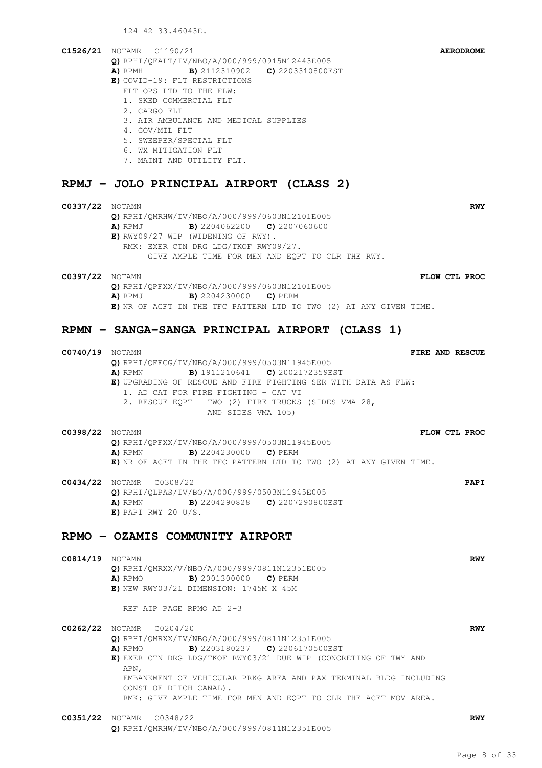124 42 33.46043E.

**C1526/21** NOTAMR C1190/21 **AERODROME**

**Q)** RPHI/QFALT/IV/NBO/A/000/999/0915N12443E005
**A)** RPMH **B)** 2112310902 **C)** 2203310800EST
**E)** COVID-19: FLT RESTRICTIONS
FLT OPS LTD TO THE FLW:
1. SKED COMMERCIAL FLT
2. CARGO FLT
3. AIR AMBULANCE AND MEDICAL SUPPLIES
4. GOV/MIL FLT
5. SWEEPER/SPECIAL FLT
6. WX MITIGATION FLT
7. MAINT AND UTILITY FLT.

## RPMJ - JOLO PRINCIPAL AIRPORT (CLASS 2)

**C0337/22** NOTAMN **RWY**

**Q)** RPHI/QMRHW/IV/NBO/A/000/999/0603N12101E005
**A)** RPMJ **B)** 2204062200 **C)** 2207060600
**E)** RWY09/27 WIP (WIDENING OF RWY).
RMK: EXER CTN DRG LDG/TKOF RWY09/27.
GIVE AMPLE TIME FOR MEN AND EQPT TO CLR THE RWY.

**C0397/22** NOTAMN **FLOW CTL PROC**

**Q)** RPHI/QPFXX/IV/NBO/A/000/999/0603N12101E005
**A)** RPMJ **B)** 2204230000 **C)** PERM
**E)** NR OF ACFT IN THE TFC PATTERN LTD TO TWO (2) AT ANY GIVEN TIME.

## RPMN - SANGA-SANGA PRINCIPAL AIRPORT (CLASS 1)

**C0740/19** NOTAMN **FIRE AND RESCUE**

**Q)** RPHI/QFFCG/IV/NBO/A/000/999/0503N11945E005
**A)** RPMN **B)** 1911210641 **C)** 2002172359EST
**E)** UPGRADING OF RESCUE AND FIRE FIGHTING SER WITH DATA AS FLW:
1. AD CAT FOR FIRE FIGHTING - CAT VI
2. RESCUE EQPT - TWO (2) FIRE TRUCKS (SIDES VMA 28,
AND SIDES VMA 105)

**C0398/22** NOTAMN **FLOW CTL PROC**

**Q)** RPHI/QPFXX/IV/NBO/A/000/999/0503N11945E005
**A)** RPMN **B)** 2204230000 **C)** PERM
**E)** NR OF ACFT IN THE TFC PATTERN LTD TO TWO (2) AT ANY GIVEN TIME.

**C0434/22** NOTAMR C0308/22 **PAPI**

**Q)** RPHI/QLPAS/IV/BO/A/000/999/0503N11945E005
**A)** RPMN **B)** 2204290828 **C)** 2207290800EST
**E)** PAPI RWY 20 U/S.

## RPMO - OZAMIS COMMUNITY AIRPORT

**C0814/19** NOTAMN **RWY**

**Q)** RPHI/QMRXV/V/NBO/A/000/999/0811N12351E005
**A)** RPMO **B)** 2001300000 **C)** PERM
**E)** NEW RWY03/21 DIMENSION: 1745M X 45M

REF AIP PAGE RPMO AD 2-3

**C0262/22** NOTAMR C0204/20 **RWY**

**Q)** RPHI/QMRXX/IV/NBO/A/000/999/0811N12351E005
**A)** RPMO **B)** 2203180237 **C)** 2206170500EST
**E)** EXER CTN DRG LDG/TKOF RWY03/21 DUE WIP (CONCRETING OF TWY AND
APN,
EMBANKMENT OF VEHICULAR PRKG AREA AND PAX TERMINAL BLDG INCLUDING
CONST OF DITCH CANAL).
RMK: GIVE AMPLE TIME FOR MEN AND EQPT TO CLR THE ACFT MOV AREA.

**C0351/22** NOTAMR C0348/22 **RWY**

**Q)** RPHI/QMRHW/IV/NBO/A/000/999/0811N12351E005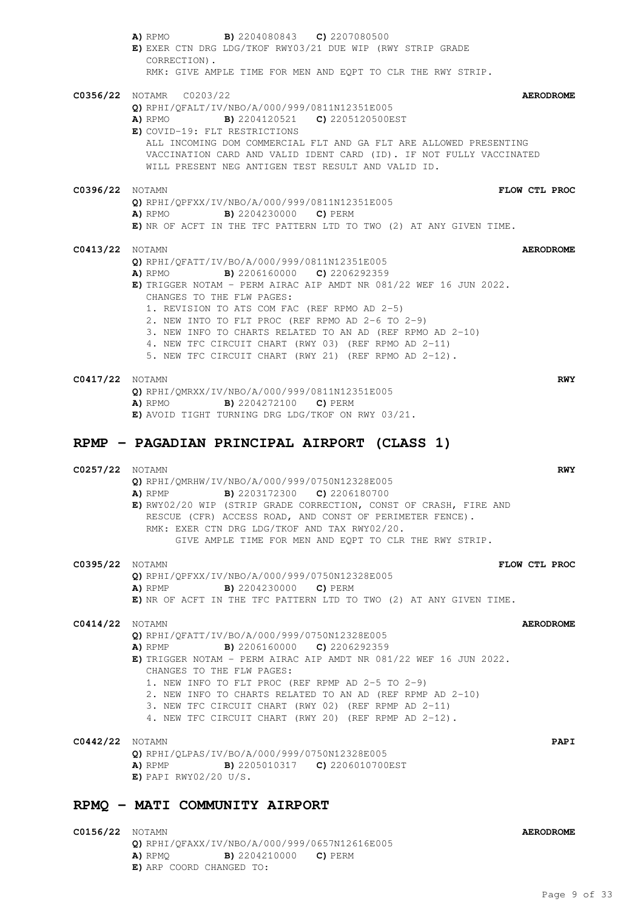**A)** RPMO **B)** 2204080843 **C)** 2207080500
**E)** EXER CTN DRG LDG/TKOF RWY03/21 DUE WIP (RWY STRIP GRADE CORRECTION).
RMK: GIVE AMPLE TIME FOR MEN AND EQPT TO CLR THE RWY STRIP.

**C0356/22** NOTAMR C0203/22 **AERODROME**
**Q)** RPHI/QFALT/IV/NBO/A/000/999/0811N12351E005
**A)** RPMO **B)** 2204120521 **C)** 2205120500EST
**E)** COVID-19: FLT RESTRICTIONS
ALL INCOMING DOM COMMERCIAL FLT AND GA FLT ARE ALLOWED PRESENTING VACCINATION CARD AND VALID IDENT CARD (ID). IF NOT FULLY VACCINATED WILL PRESENT NEG ANTIGEN TEST RESULT AND VALID ID.

**C0396/22** NOTAMN **FLOW CTL PROC**
**Q)** RPHI/QPFXX/IV/NBO/A/000/999/0811N12351E005
**A)** RPMO **B)** 2204230000 **C)** PERM
**E)** NR OF ACFT IN THE TFC PATTERN LTD TO TWO (2) AT ANY GIVEN TIME.

**C0413/22** NOTAMN **AERODROME**
**Q)** RPHI/QFATT/IV/BO/A/000/999/0811N12351E005
**A)** RPMO **B)** 2206160000 **C)** 2206292359
**E)** TRIGGER NOTAM - PERM AIRAC AIP AMDT NR 081/22 WEF 16 JUN 2022.
CHANGES TO THE FLW PAGES:
1. REVISION TO ATS COM FAC (REF RPMO AD 2-5)
2. NEW INTO TO FLT PROC (REF RPMO AD 2-6 TO 2-9)
3. NEW INFO TO CHARTS RELATED TO AN AD (REF RPMO AD 2-10)
4. NEW TFC CIRCUIT CHART (RWY 03) (REF RPMO AD 2-11)
5. NEW TFC CIRCUIT CHART (RWY 21) (REF RPMO AD 2-12).

**C0417/22** NOTAMN **RWY**
**Q)** RPHI/QMRXX/IV/NBO/A/000/999/0811N12351E005
**A)** RPMO **B)** 2204272100 **C)** PERM
**E)** AVOID TIGHT TURNING DRG LDG/TKOF ON RWY 03/21.

## RPMP - PAGADIAN PRINCIPAL AIRPORT (CLASS 1)

**C0257/22** NOTAMN **RWY**
**Q)** RPHI/QMRHW/IV/NBO/A/000/999/0750N12328E005
**A)** RPMP **B)** 2203172300 **C)** 2206180700
**E)** RWY02/20 WIP (STRIP GRADE CORRECTION, CONST OF CRASH, FIRE AND RESCUE (CFR) ACCESS ROAD, AND CONST OF PERIMETER FENCE).
RMK: EXER CTN DRG LDG/TKOF AND TAX RWY02/20.
GIVE AMPLE TIME FOR MEN AND EQPT TO CLR THE RWY STRIP.

**C0395/22** NOTAMN **FLOW CTL PROC**
**Q)** RPHI/QPFXX/IV/NBO/A/000/999/0750N12328E005
**A)** RPMP **B)** 2204230000 **C)** PERM
**E)** NR OF ACFT IN THE TFC PATTERN LTD TO TWO (2) AT ANY GIVEN TIME.

**C0414/22** NOTAMN **AERODROME**
**Q)** RPHI/QFATT/IV/BO/A/000/999/0750N12328E005
**A)** RPMP **B)** 2206160000 **C)** 2206292359
**E)** TRIGGER NOTAM - PERM AIRAC AIP AMDT NR 081/22 WEF 16 JUN 2022.
CHANGES TO THE FLW PAGES:
1. NEW INFO TO FLT PROC (REF RPMP AD 2-5 TO 2-9)
2. NEW INFO TO CHARTS RELATED TO AN AD (REF RPMP AD 2-10)
3. NEW TFC CIRCUIT CHART (RWY 02) (REF RPMP AD 2-11)
4. NEW TFC CIRCUIT CHART (RWY 20) (REF RPMP AD 2-12).

**C0442/22** NOTAMN **PAPI**
**Q)** RPHI/QLPAS/IV/BO/A/000/999/0750N12328E005
**A)** RPMP **B)** 2205010317 **C)** 2206010700EST
**E)** PAPI RWY02/20 U/S.

## RPMQ - MATI COMMUNITY AIRPORT

**C0156/22** NOTAMN **AERODROME**
**Q)** RPHI/QFAXX/IV/NBO/A/000/999/0657N12616E005
**A)** RPMQ **B)** 2204210000 **C)** PERM
**E)** ARP COORD CHANGED TO: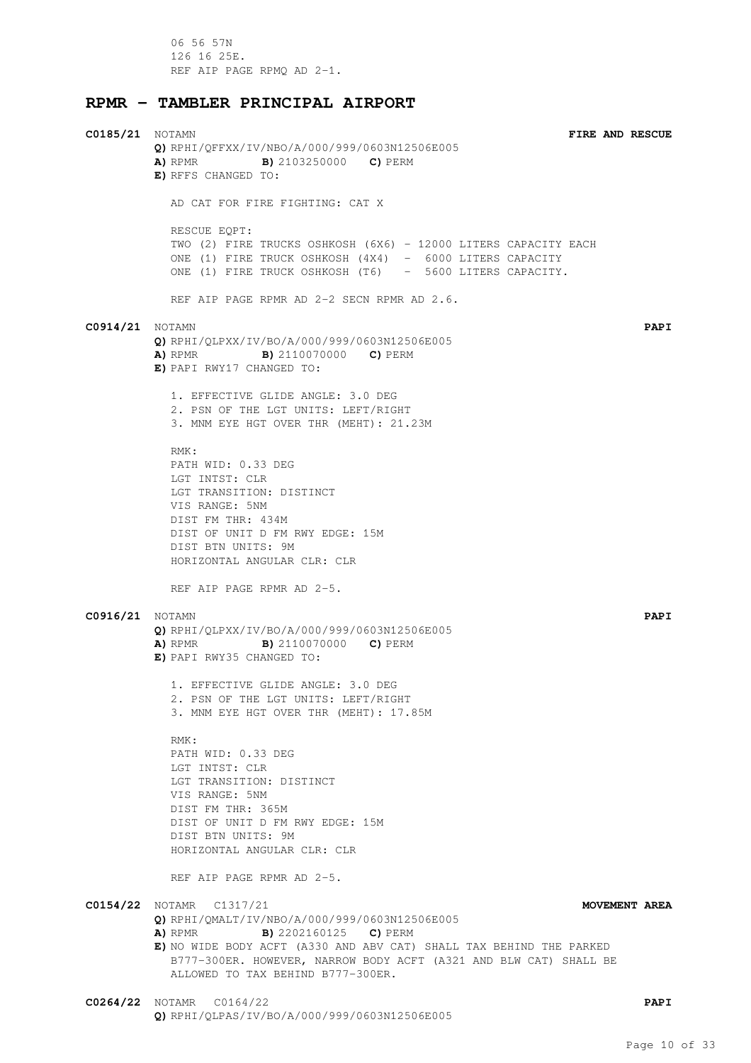06 56 57N
126 16 25E.
REF AIP PAGE RPMQ AD 2-1.

## RPMR – TAMBLER PRINCIPAL AIRPORT

**C0185/21** NOTAMN **FIRE AND RESCUE**
**Q)** RPHI/QFFXX/IV/NBO/A/000/999/0603N12506E005
**A)** RPMR **B)** 2103250000 **C)** PERM
**E)** RFFS CHANGED TO:

AD CAT FOR FIRE FIGHTING: CAT X

RESCUE EQPT:
TWO (2) FIRE TRUCKS OSHKOSH (6X6) - 12000 LITERS CAPACITY EACH
ONE (1) FIRE TRUCK OSHKOSH (4X4) - 6000 LITERS CAPACITY
ONE (1) FIRE TRUCK OSHKOSH (T6) - 5600 LITERS CAPACITY.

REF AIP PAGE RPMR AD 2-2 SECN RPMR AD 2.6.

**C0914/21** NOTAMN **PAPI**
**Q)** RPHI/QLPXX/IV/BO/A/000/999/0603N12506E005
**A)** RPMR **B)** 2110070000 **C)** PERM
**E)** PAPI RWY17 CHANGED TO:

1. EFFECTIVE GLIDE ANGLE: 3.0 DEG
2. PSN OF THE LGT UNITS: LEFT/RIGHT
3. MNM EYE HGT OVER THR (MEHT): 21.23M

RMK:
PATH WID: 0.33 DEG
LGT INTST: CLR
LGT TRANSITION: DISTINCT
VIS RANGE: 5NM
DIST FM THR: 434M
DIST OF UNIT D FM RWY EDGE: 15M
DIST BTN UNITS: 9M
HORIZONTAL ANGULAR CLR: CLR

REF AIP PAGE RPMR AD 2-5.

**C0916/21** NOTAMN **PAPI**
**Q)** RPHI/QLPXX/IV/BO/A/000/999/0603N12506E005
**A)** RPMR **B)** 2110070000 **C)** PERM
**E)** PAPI RWY35 CHANGED TO:

1. EFFECTIVE GLIDE ANGLE: 3.0 DEG
2. PSN OF THE LGT UNITS: LEFT/RIGHT
3. MNM EYE HGT OVER THR (MEHT): 17.85M

RMK:
PATH WID: 0.33 DEG
LGT INTST: CLR
LGT TRANSITION: DISTINCT
VIS RANGE: 5NM
DIST FM THR: 365M
DIST OF UNIT D FM RWY EDGE: 15M
DIST BTN UNITS: 9M
HORIZONTAL ANGULAR CLR: CLR

REF AIP PAGE RPMR AD 2-5.

**C0154/22** NOTAMR C1317/21 **MOVEMENT AREA**
**Q)** RPHI/QMALT/IV/NBO/A/000/999/0603N12506E005
**A)** RPMR **B)** 2202160125 **C)** PERM
**E)** NO WIDE BODY ACFT (A330 AND ABV CAT) SHALL TAX BEHIND THE PARKED B777-300ER. HOWEVER, NARROW BODY ACFT (A321 AND BLW CAT) SHALL BE ALLOWED TO TAX BEHIND B777-300ER.

**C0264/22** NOTAMR C0164/22 **PAPI**
**Q)** RPHI/QLPAS/IV/BO/A/000/999/0603N12506E005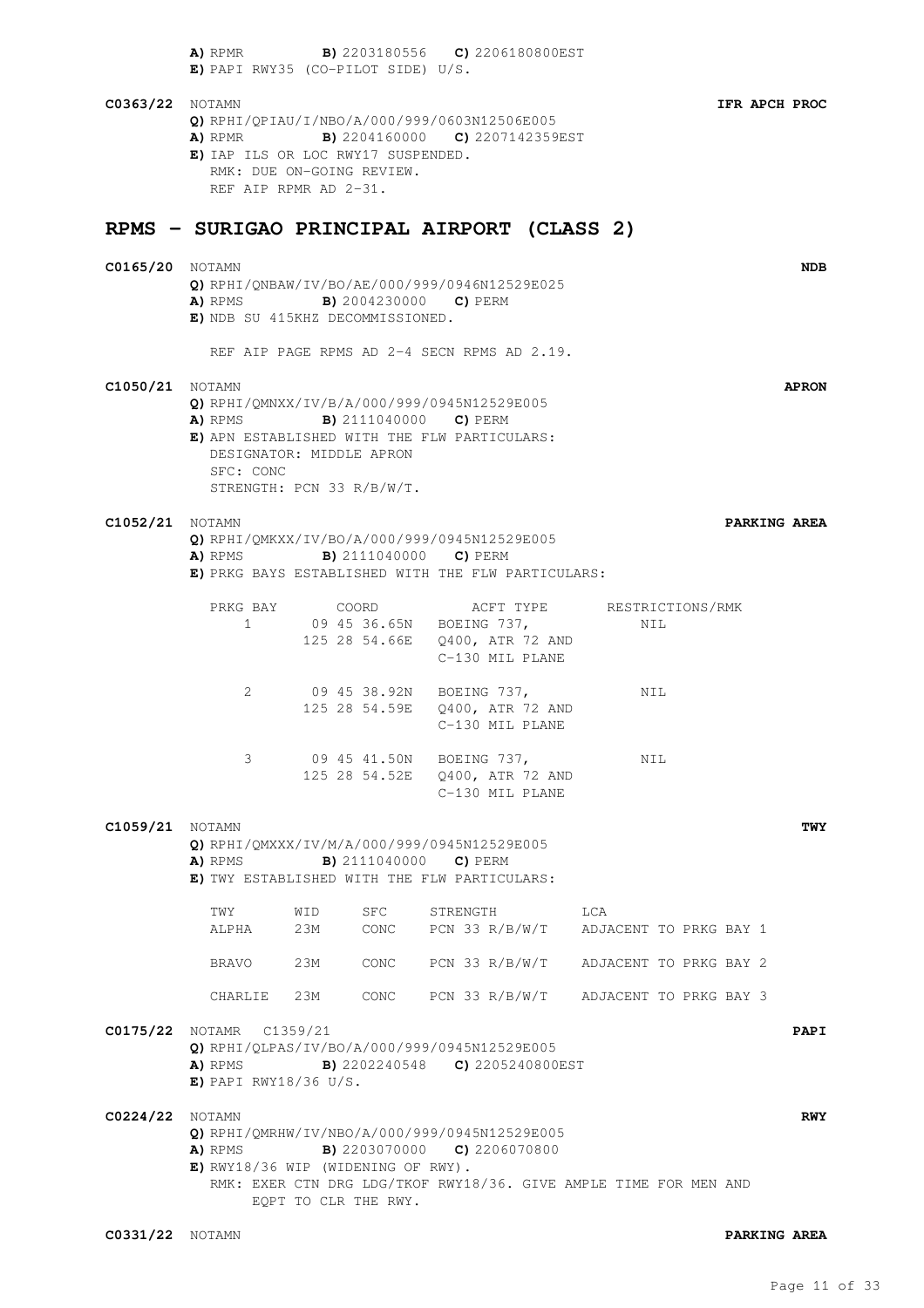**A)** RPMR **B)** 2203180556 **C)** 2206180800EST
**E)** PAPI RWY35 (CO-PILOT SIDE) U/S.

**C0363/22** NOTAMN **IFR APCH PROC**
**Q)** RPHI/QPIAU/I/NBO/A/000/999/0603N12506E005
**A)** RPMR **B)** 2204160000 **C)** 2207142359EST
**E)** IAP ILS OR LOC RWY17 SUSPENDED.
RMK: DUE ON-GOING REVIEW.
REF AIP RPMR AD 2-31.

## RPMS – SURIGAO PRINCIPAL AIRPORT (CLASS 2)

**C0165/20** NOTAMN **NDB**
**Q)** RPHI/QNBAW/IV/BO/AE/000/999/0946N12529E025
**A)** RPMS **B)** 2004230000 **C)** PERM
**E)** NDB SU 415KHZ DECOMMISSIONED.

REF AIP PAGE RPMS AD 2-4 SECN RPMS AD 2.19.

**C1050/21** NOTAMN **APRON**
**Q)** RPHI/QMNXX/IV/B/A/000/999/0945N12529E005
**A)** RPMS **B)** 2111040000 **C)** PERM
**E)** APN ESTABLISHED WITH THE FLW PARTICULARS:
DESIGNATOR: MIDDLE APRON
SFC: CONC
STRENGTH: PCN 33 R/B/W/T.

**C1052/21** NOTAMN **PARKING AREA**
**Q)** RPHI/QMKXX/IV/BO/A/000/999/0945N12529E005
**A)** RPMS **B)** 2111040000 **C)** PERM
**E)** PRKG BAYS ESTABLISHED WITH THE FLW PARTICULARS:

| PRKG BAY | COORD | ACFT TYPE | RESTRICTIONS/RMK |
|---|---|---|---|
| 1 | 09 45 36.65N 125 28 54.66E | BOEING 737, Q400, ATR 72 AND C-130 MIL PLANE | NIL |
| 2 | 09 45 38.92N 125 28 54.59E | BOEING 737, Q400, ATR 72 AND C-130 MIL PLANE | NIL |
| 3 | 09 45 41.50N 125 28 54.52E | BOEING 737, Q400, ATR 72 AND C-130 MIL PLANE | NIL |

**C1059/21** NOTAMN **TWY**
**Q)** RPHI/QMXXX/IV/M/A/000/999/0945N12529E005
**A)** RPMS **B)** 2111040000 **C)** PERM
**E)** TWY ESTABLISHED WITH THE FLW PARTICULARS:

| TWY | WID | SFC | STRENGTH | LCA |
|---|---|---|---|---|
| ALPHA | 23M | CONC | PCN 33 R/B/W/T | ADJACENT TO PRKG BAY 1 |
| BRAVO | 23M | CONC | PCN 33 R/B/W/T | ADJACENT TO PRKG BAY 2 |
| CHARLIE | 23M | CONC | PCN 33 R/B/W/T | ADJACENT TO PRKG BAY 3 |

**C0175/22** NOTAMR C1359/21 **PAPI**
**Q)** RPHI/QLPAS/IV/BO/A/000/999/0945N12529E005
**A)** RPMS **B)** 2202240548 **C)** 2205240800EST
**E)** PAPI RWY18/36 U/S.

**C0224/22** NOTAMN **RWY**
**Q)** RPHI/QMRHW/IV/NBO/A/000/999/0945N12529E005
**A)** RPMS **B)** 2203070000 **C)** 2206070800
**E)** RWY18/36 WIP (WIDENING OF RWY).
RMK: EXER CTN DRG LDG/TKOF RWY18/36. GIVE AMPLE TIME FOR MEN AND EQPT TO CLR THE RWY.

**C0331/22** NOTAMN **PARKING AREA**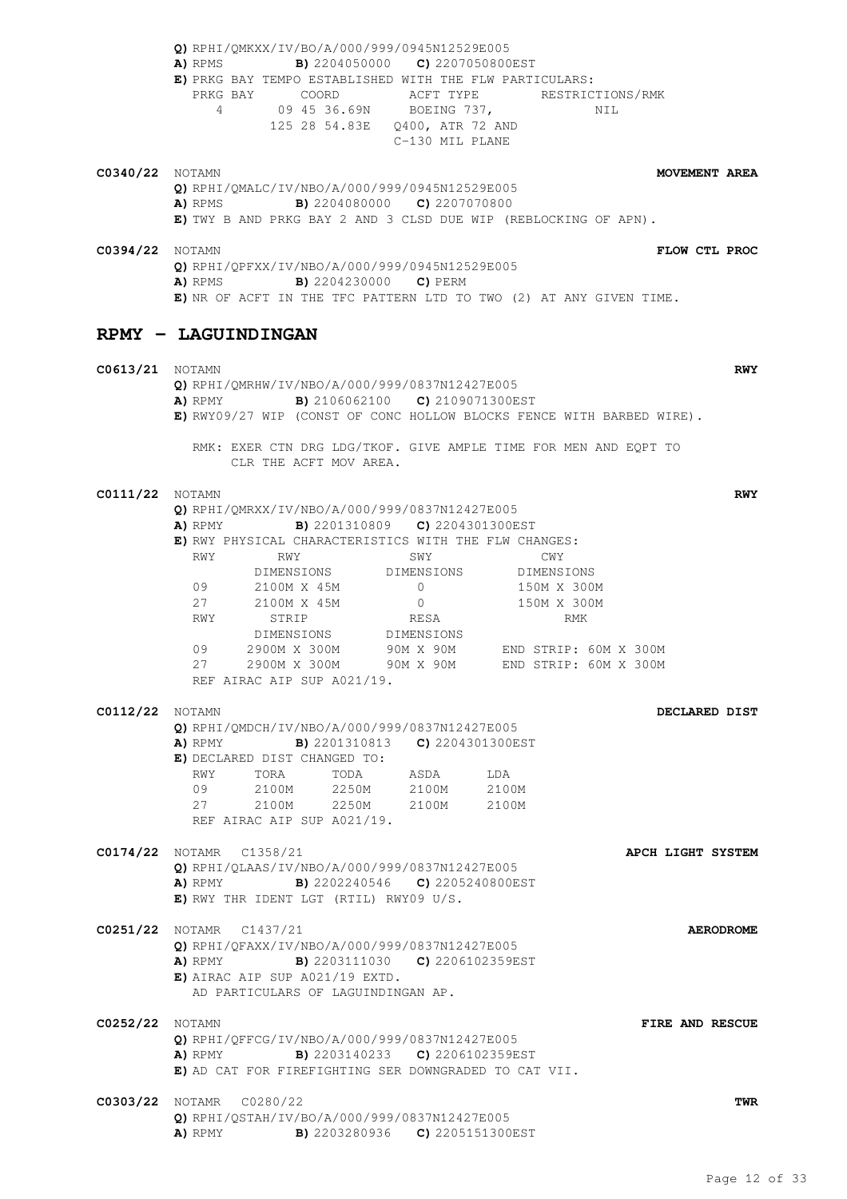**Q)** RPHI/QMKXX/IV/BO/A/000/999/0945N12529E005
**A)** RPMS **B)** 2204050000 **C)** 2207050800EST
**E)** PRKG BAY TEMPO ESTABLISHED WITH THE FLW PARTICULARS:

| PRKG BAY | COORD | ACFT TYPE | RESTRICTIONS/RMK |
| --- | --- | --- | --- |
| 4 | 09 45 36.69N 125 28 54.83E | BOEING 737, Q400, ATR 72 AND C-130 MIL PLANE | NIL |

**C0340/22** NOTAMN **MOVEMENT AREA**
**Q)** RPHI/QMALC/IV/NBO/A/000/999/0945N12529E005
**A)** RPMS **B)** 2204080000 **C)** 2207070800
**E)** TWY B AND PRKG BAY 2 AND 3 CLSD DUE WIP (REBLOCKING OF APN).

**C0394/22** NOTAMN **FLOW CTL PROC**
**Q)** RPHI/QPFXX/IV/NBO/A/000/999/0945N12529E005
**A)** RPMS **B)** 2204230000 **C)** PERM
**E)** NR OF ACFT IN THE TFC PATTERN LTD TO TWO (2) AT ANY GIVEN TIME.

## RPMY – LAGUINDINGAN

**C0613/21** NOTAMN **RWY**
**Q)** RPHI/QMRHW/IV/NBO/A/000/999/0837N12427E005
**A)** RPMY **B)** 2106062100 **C)** 2109071300EST
**E)** RWY09/27 WIP (CONST OF CONC HOLLOW BLOCKS FENCE WITH BARBED WIRE).

RMK: EXER CTN DRG LDG/TKOF. GIVE AMPLE TIME FOR MEN AND EQPT TO CLR THE ACFT MOV AREA.

**C0111/22** NOTAMN **RWY**
**Q)** RPHI/QMRXX/IV/NBO/A/000/999/0837N12427E005
**A)** RPMY **B)** 2201310809 **C)** 2204301300EST
**E)** RWY PHYSICAL CHARACTERISTICS WITH THE FLW CHANGES:

| RWY | RWY DIMENSIONS | SWY DIMENSIONS | CWY DIMENSIONS |
| --- | --- | --- | --- |
| 09 | 2100M X 45M | 0 | 150M X 300M |
| 27 | 2100M X 45M | 0 | 150M X 300M |

| RWY | STRIP DIMENSIONS | RESA DIMENSIONS | RMK |
| --- | --- | --- | --- |
| 09 | 2900M X 300M | 90M X 90M | END STRIP: 60M X 300M |
| 27 | 2900M X 300M | 90M X 90M | END STRIP: 60M X 300M |

REF AIRAC AIP SUP A021/19.

**C0112/22** NOTAMN **DECLARED DIST**
**Q)** RPHI/QMDCH/IV/NBO/A/000/999/0837N12427E005
**A)** RPMY **B)** 2201310813 **C)** 2204301300EST
**E)** DECLARED DIST CHANGED TO:

| RWY | TORA | TODA | ASDA | LDA |
| --- | --- | --- | --- | --- |
| 09 | 2100M | 2250M | 2100M | 2100M |
| 27 | 2100M | 2250M | 2100M | 2100M |

REF AIRAC AIP SUP A021/19.

**C0174/22** NOTAMR C1358/21 **APCH LIGHT SYSTEM**
**Q)** RPHI/QLAAS/IV/NBO/A/000/999/0837N12427E005
**A)** RPMY **B)** 2202240546 **C)** 2205240800EST
**E)** RWY THR IDENT LGT (RTIL) RWY09 U/S.

**C0251/22** NOTAMR C1437/21 **AERODROME**
**Q)** RPHI/QFAXX/IV/NBO/A/000/999/0837N12427E005
**A)** RPMY **B)** 2203111030 **C)** 2206102359EST
**E)** AIRAC AIP SUP A021/19 EXTD.
AD PARTICULARS OF LAGUINDINGAN AP.

**C0252/22** NOTAMN **FIRE AND RESCUE**
**Q)** RPHI/QFFCG/IV/NBO/A/000/999/0837N12427E005
**A)** RPMY **B)** 2203140233 **C)** 2206102359EST
**E)** AD CAT FOR FIREFIGHTING SER DOWNGRADED TO CAT VII.

**C0303/22** NOTAMR C0280/22 **TWR**
**Q)** RPHI/QSTAH/IV/BO/A/000/999/0837N12427E005
**A)** RPMY **B)** 2203280936 **C)** 2205151300EST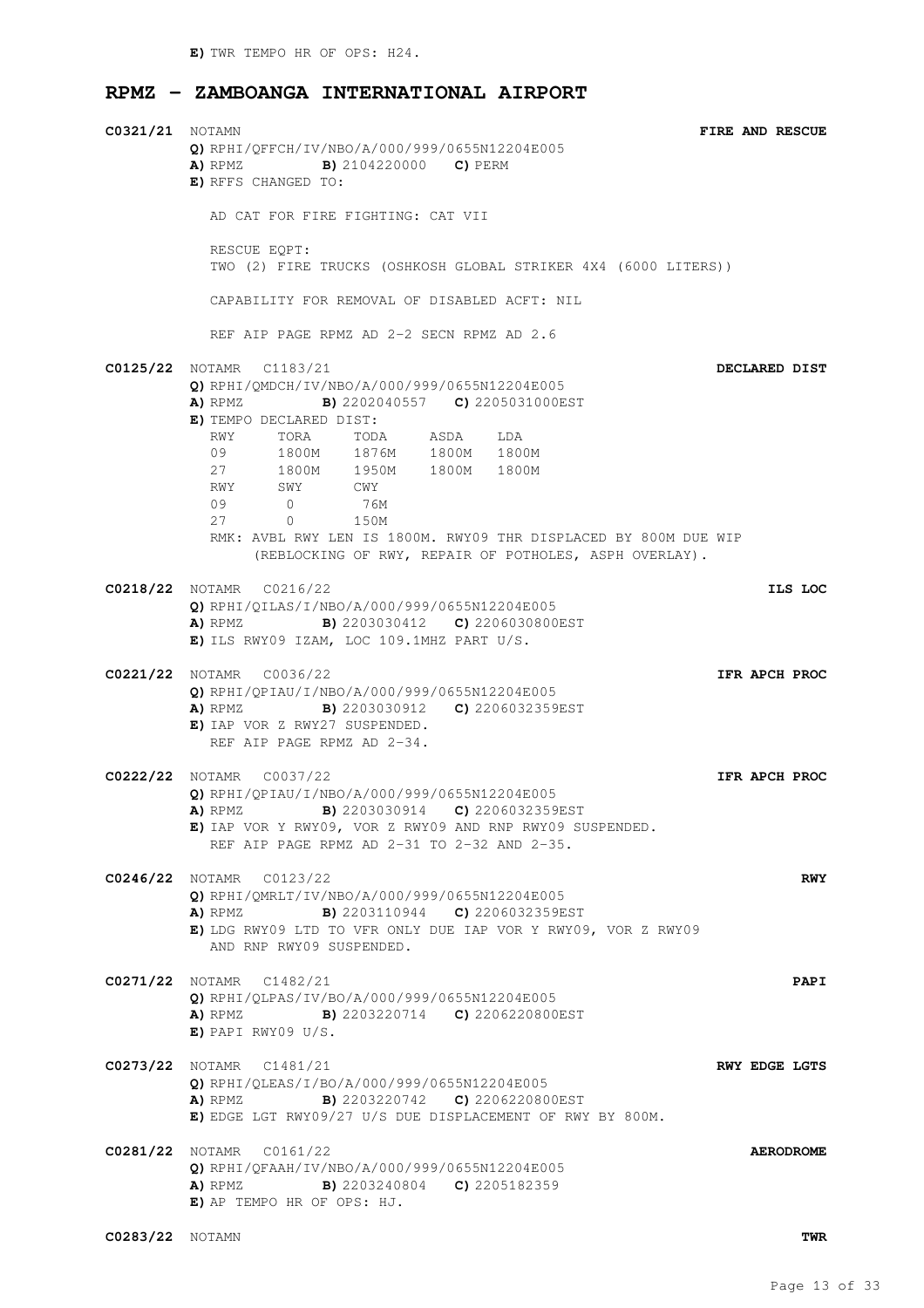**E)** TWR TEMPO HR OF OPS: H24.

## RPMZ – ZAMBOANGA INTERNATIONAL AIRPORT

**C0321/21** NOTAMN **FIRE AND RESCUE**

**Q)** RPHI/QFFCH/IV/NBO/A/000/999/0655N12204E005
**A)** RPMZ **B)** 2104220000 **C)** PERM
**E)** RFFS CHANGED TO:

AD CAT FOR FIRE FIGHTING: CAT VII

RESCUE EQPT:
TWO (2) FIRE TRUCKS (OSHKOSH GLOBAL STRIKER 4X4 (6000 LITERS))

CAPABILITY FOR REMOVAL OF DISABLED ACFT: NIL

REF AIP PAGE RPMZ AD 2-2 SECN RPMZ AD 2.6

**C0125/22** NOTAMR C1183/21 **DECLARED DIST**

**Q)** RPHI/QMDCH/IV/NBO/A/000/999/0655N12204E005
**A)** RPMZ **B)** 2202040557 **C)** 2205031000EST
**E)** TEMPO DECLARED DIST:

| RWY | TORA | TODA | ASDA | LDA |
|---|---|---|---|---|
| 09 | 1800M | 1876M | 1800M | 1800M |
| 27 | 1800M | 1950M | 1800M | 1800M |

| RWY | SWY | CWY |
|---|---|---|
| 09 | 0 | 76M |
| 27 | 0 | 150M |

RMK: AVBL RWY LEN IS 1800M. RWY09 THR DISPLACED BY 800M DUE WIP (REBLOCKING OF RWY, REPAIR OF POTHOLES, ASPH OVERLAY).

**C0218/22** NOTAMR C0216/22 **ILS LOC**

**Q)** RPHI/QILAS/I/NBO/A/000/999/0655N12204E005
**A)** RPMZ **B)** 2203030412 **C)** 2206030800EST
**E)** ILS RWY09 IZAM, LOC 109.1MHZ PART U/S.

**C0221/22** NOTAMR C0036/22 **IFR APCH PROC**

**Q)** RPHI/QPIAU/I/NBO/A/000/999/0655N12204E005
**A)** RPMZ **B)** 2203030912 **C)** 2206032359EST
**E)** IAP VOR Z RWY27 SUSPENDED.
REF AIP PAGE RPMZ AD 2-34.

**C0222/22** NOTAMR C0037/22 **IFR APCH PROC**

**Q)** RPHI/QPIAU/I/NBO/A/000/999/0655N12204E005
**A)** RPMZ **B)** 2203030914 **C)** 2206032359EST
**E)** IAP VOR Y RWY09, VOR Z RWY09 AND RNP RWY09 SUSPENDED.
REF AIP PAGE RPMZ AD 2-31 TO 2-32 AND 2-35.

**C0246/22** NOTAMR C0123/22 **RWY**

**Q)** RPHI/QMRLT/IV/NBO/A/000/999/0655N12204E005
**A)** RPMZ **B)** 2203110944 **C)** 2206032359EST
**E)** LDG RWY09 LTD TO VFR ONLY DUE IAP VOR Y RWY09, VOR Z RWY09 AND RNP RWY09 SUSPENDED.

**C0271/22** NOTAMR C1482/21 **PAPI**

**Q)** RPHI/QLPAS/IV/BO/A/000/999/0655N12204E005
**A)** RPMZ **B)** 2203220714 **C)** 2206220800EST
**E)** PAPI RWY09 U/S.

**C0273/22** NOTAMR C1481/21 **RWY EDGE LGTS**

**Q)** RPHI/QLEAS/I/BO/A/000/999/0655N12204E005
**A)** RPMZ **B)** 2203220742 **C)** 2206220800EST
**E)** EDGE LGT RWY09/27 U/S DUE DISPLACEMENT OF RWY BY 800M.

**C0281/22** NOTAMR C0161/22 **AERODROME**

**Q)** RPHI/QFAAH/IV/NBO/A/000/999/0655N12204E005
**A)** RPMZ **B)** 2203240804 **C)** 2205182359
**E)** AP TEMPO HR OF OPS: HJ.

**C0283/22** NOTAMN **TWR**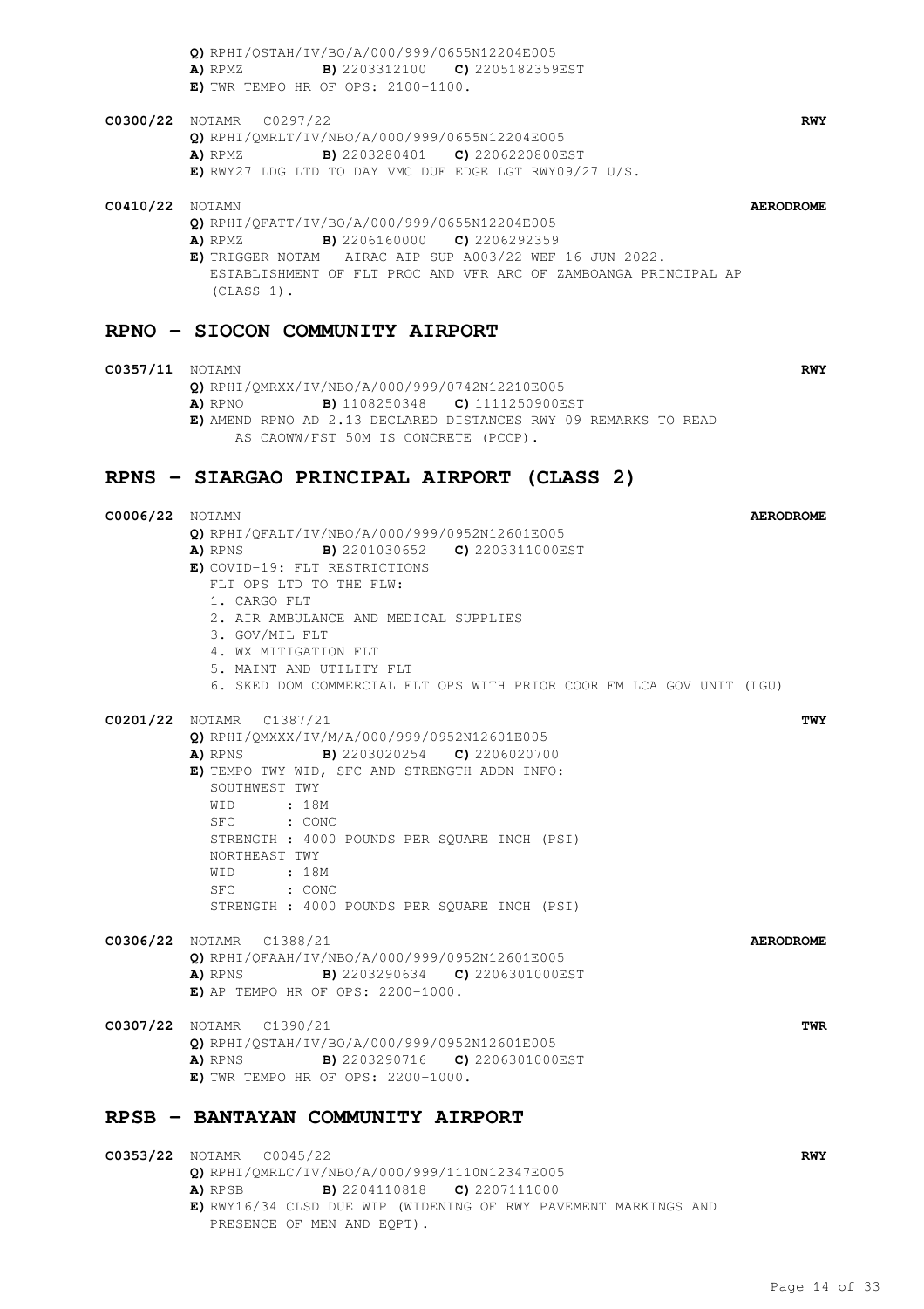**Q)** RPHI/QSTAH/IV/BO/A/000/999/0655N12204E005
**A)** RPMZ **B)** 2203312100 **C)** 2205182359EST
**E)** TWR TEMPO HR OF OPS: 2100-1100.

**C0300/22** NOTAMR C0297/22 **RWY**
**Q)** RPHI/QMRLT/IV/NBO/A/000/999/0655N12204E005
**A)** RPMZ **B)** 2203280401 **C)** 2206220800EST
**E)** RWY27 LDG LTD TO DAY VMC DUE EDGE LGT RWY09/27 U/S.

**C0410/22** NOTAMN **AERODROME**
**Q)** RPHI/QFATT/IV/BO/A/000/999/0655N12204E005
**A)** RPMZ **B)** 2206160000 **C)** 2206292359
**E)** TRIGGER NOTAM - AIRAC AIP SUP A003/22 WEF 16 JUN 2022.
ESTABLISHMENT OF FLT PROC AND VFR ARC OF ZAMBOANGA PRINCIPAL AP (CLASS 1).

## RPNO - SIOCON COMMUNITY AIRPORT

**C0357/11** NOTAMN **RWY**
**Q)** RPHI/QMRXX/IV/NBO/A/000/999/0742N12210E005
**A)** RPNO **B)** 1108250348 **C)** 1111250900EST
**E)** AMEND RPNO AD 2.13 DECLARED DISTANCES RWY 09 REMARKS TO READ AS CAOWW/FST 50M IS CONCRETE (PCCP).

## RPNS - SIARGAO PRINCIPAL AIRPORT (CLASS 2)

**C0006/22** NOTAMN **AERODROME**
**Q)** RPHI/QFALT/IV/NBO/A/000/999/0952N12601E005
**A)** RPNS **B)** 2201030652 **C)** 2203311000EST
**E)** COVID-19: FLT RESTRICTIONS
FLT OPS LTD TO THE FLW:
1. CARGO FLT
2. AIR AMBULANCE AND MEDICAL SUPPLIES
3. GOV/MIL FLT
4. WX MITIGATION FLT
5. MAINT AND UTILITY FLT
6. SKED DOM COMMERCIAL FLT OPS WITH PRIOR COOR FM LCA GOV UNIT (LGU)

**C0201/22** NOTAMR C1387/21 **TWY**
**Q)** RPHI/QMXXX/IV/M/A/000/999/0952N12601E005
**A)** RPNS **B)** 2203020254 **C)** 2206020700
**E)** TEMPO TWY WID, SFC AND STRENGTH ADDN INFO:
SOUTHWEST TWY
WID : 18M
SFC : CONC
STRENGTH : 4000 POUNDS PER SQUARE INCH (PSI)
NORTHEAST TWY
WID : 18M
SFC : CONC
STRENGTH : 4000 POUNDS PER SQUARE INCH (PSI)

**C0306/22** NOTAMR C1388/21 **AERODROME**
**Q)** RPHI/QFAAH/IV/NBO/A/000/999/0952N12601E005
**A)** RPNS **B)** 2203290634 **C)** 2206301000EST
**E)** AP TEMPO HR OF OPS: 2200-1000.

**C0307/22** NOTAMR C1390/21 **TWR**
**Q)** RPHI/QSTAH/IV/BO/A/000/999/0952N12601E005
**A)** RPNS **B)** 2203290716 **C)** 2206301000EST
**E)** TWR TEMPO HR OF OPS: 2200-1000.

## RPSB - BANTAYAN COMMUNITY AIRPORT

**C0353/22** NOTAMR C0045/22 **RWY**
**Q)** RPHI/QMRLC/IV/NBO/A/000/999/1110N12347E005
**A)** RPSB **B)** 2204110818 **C)** 2207111000
**E)** RWY16/34 CLSD DUE WIP (WIDENING OF RWY PAVEMENT MARKINGS AND PRESENCE OF MEN AND EQPT).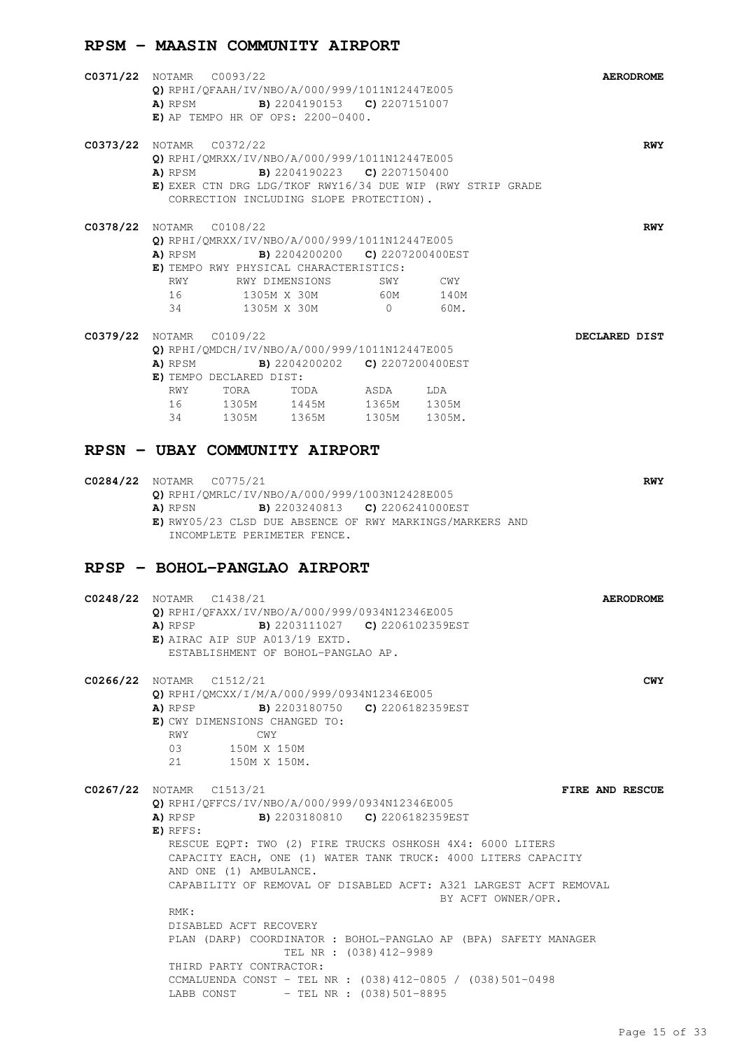## RPSM - MAASIN COMMUNITY AIRPORT

**C0371/22** NOTAMR C0093/22 **AERODROME**
**Q)** RPHI/QFAAH/IV/NBO/A/000/999/1011N12447E005
**A)** RPSM **B)** 2204190153 **C)** 2207151007
**E)** AP TEMPO HR OF OPS: 2200-0400.

**C0373/22** NOTAMR C0372/22 **RWY**
**Q)** RPHI/QMRXX/IV/NBO/A/000/999/1011N12447E005
**A)** RPSM **B)** 2204190223 **C)** 2207150400
**E)** EXER CTN DRG LDG/TKOF RWY16/34 DUE WIP (RWY STRIP GRADE CORRECTION INCLUDING SLOPE PROTECTION).

**C0378/22** NOTAMR C0108/22 **RWY**
**Q)** RPHI/QMRXX/IV/NBO/A/000/999/1011N12447E005
**A)** RPSM **B)** 2204200200 **C)** 2207200400EST
**E)** TEMPO RWY PHYSICAL CHARACTERISTICS:

| RWY | RWY DIMENSIONS | SWY | CWY |
|---|---|---|---|
| 16 | 1305M X 30M | 60M | 140M |
| 34 | 1305M X 30M | 0 | 60M. |

**C0379/22** NOTAMR C0109/22 **DECLARED DIST**
**Q)** RPHI/QMDCH/IV/NBO/A/000/999/1011N12447E005
**A)** RPSM **B)** 2204200202 **C)** 2207200400EST
**E)** TEMPO DECLARED DIST:

| RWY | TORA | TODA | ASDA | LDA |
|---|---|---|---|---|
| 16 | 1305M | 1445M | 1365M | 1305M |
| 34 | 1305M | 1365M | 1305M | 1305M. |

## RPSN - UBAY COMMUNITY AIRPORT

**C0284/22** NOTAMR C0775/21 **RWY**
**Q)** RPHI/QMRLC/IV/NBO/A/000/999/1003N12428E005
**A)** RPSN **B)** 2203240813 **C)** 2206241000EST
**E)** RWY05/23 CLSD DUE ABSENCE OF RWY MARKINGS/MARKERS AND INCOMPLETE PERIMETER FENCE.

## RPSP - BOHOL-PANGLAO AIRPORT

**C0248/22** NOTAMR C1438/21 **AERODROME**
**Q)** RPHI/QFAXX/IV/NBO/A/000/999/0934N12346E005
**A)** RPSP **B)** 2203111027 **C)** 2206102359EST
**E)** AIRAC AIP SUP A013/19 EXTD.
ESTABLISHMENT OF BOHOL-PANGLAO AP.

**C0266/22** NOTAMR C1512/21 **CWY**
**Q)** RPHI/QMCXX/I/M/A/000/999/0934N12346E005
**A)** RPSP **B)** 2203180750 **C)** 2206182359EST
**E)** CWY DIMENSIONS CHANGED TO:

| RWY | CWY |
|---|---|
| 03 | 150M X 150M |
| 21 | 150M X 150M. |

**C0267/22** NOTAMR C1513/21 **FIRE AND RESCUE**
**Q)** RPHI/QFFCS/IV/NBO/A/000/999/0934N12346E005
**A)** RPSP **B)** 2203180810 **C)** 2206182359EST
**E)** RFFS:
RESCUE EQPT: TWO (2) FIRE TRUCKS OSHKOSH 4X4: 6000 LITERS CAPACITY EACH, ONE (1) WATER TANK TRUCK: 4000 LITERS CAPACITY AND ONE (1) AMBULANCE.
CAPABILITY OF REMOVAL OF DISABLED ACFT: A321 LARGEST ACFT REMOVAL BY ACFT OWNER/OPR.
RMK:
DISABLED ACFT RECOVERY
PLAN (DARP) COORDINATOR : BOHOL-PANGLAO AP (BPA) SAFETY MANAGER
TEL NR : (038)412-9989
THIRD PARTY CONTRACTOR:
CCMALUENDA CONST - TEL NR : (038)412-0805 / (038)501-0498
LABB CONST - TEL NR : (038)501-8895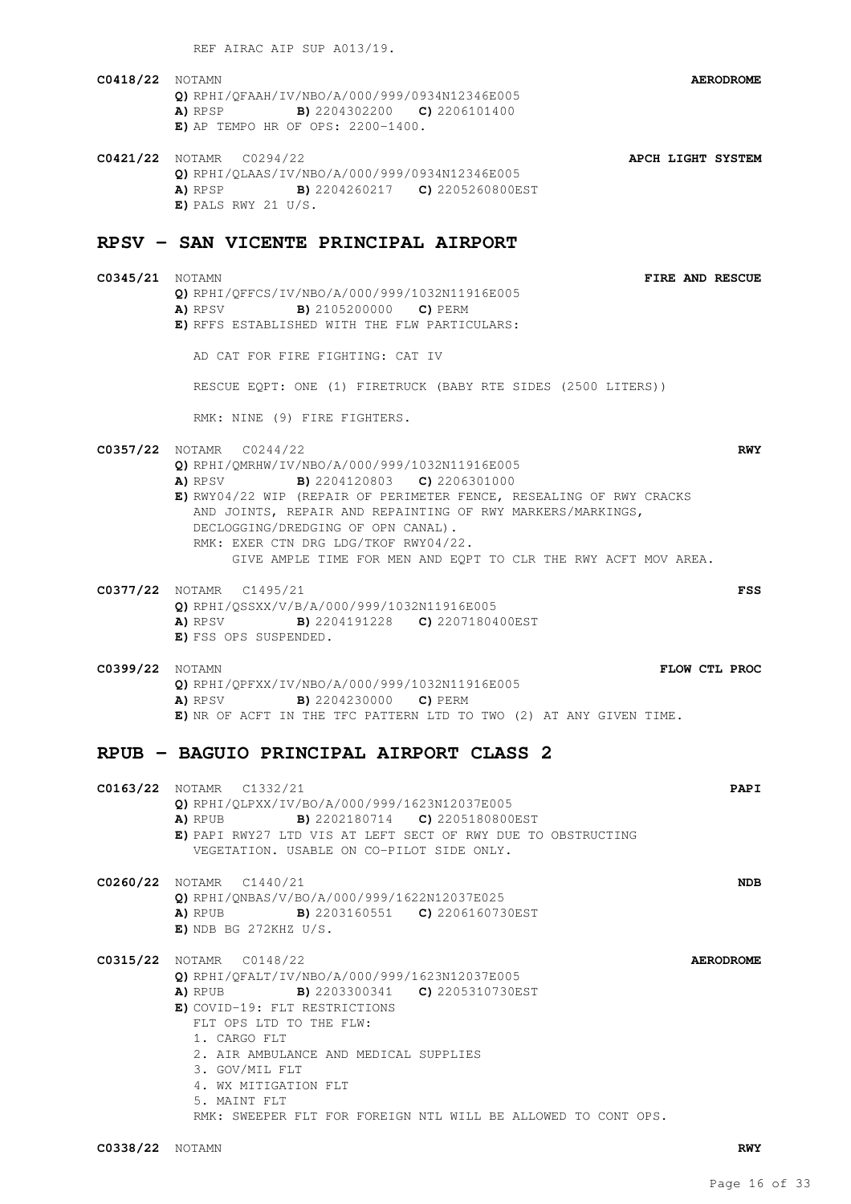REF AIRAC AIP SUP A013/19.

**C0418/22** NOTAMN **AERODROME**
**Q)** RPHI/QFAAH/IV/NBO/A/000/999/0934N12346E005
**A)** RPSP **B)** 2204302200 **C)** 2206101400
**E)** AP TEMPO HR OF OPS: 2200-1400.

**C0421/22** NOTAMR C0294/22 **APCH LIGHT SYSTEM**
**Q)** RPHI/QLAAS/IV/NBO/A/000/999/0934N12346E005
**A)** RPSP **B)** 2204260217 **C)** 2205260800EST
**E)** PALS RWY 21 U/S.

## RPSV - SAN VICENTE PRINCIPAL AIRPORT

**C0345/21** NOTAMN **FIRE AND RESCUE**
**Q)** RPHI/QFFCS/IV/NBO/A/000/999/1032N11916E005
**A)** RPSV **B)** 2105200000 **C)** PERM
**E)** RFFS ESTABLISHED WITH THE FLW PARTICULARS:

AD CAT FOR FIRE FIGHTING: CAT IV

RESCUE EQPT: ONE (1) FIRETRUCK (BABY RTE SIDES (2500 LITERS))

RMK: NINE (9) FIRE FIGHTERS.

**C0357/22** NOTAMR C0244/22 **RWY**
**Q)** RPHI/QMRHW/IV/NBO/A/000/999/1032N11916E005
**A)** RPSV **B)** 2204120803 **C)** 2206301000
**E)** RWY04/22 WIP (REPAIR OF PERIMETER FENCE, RESEALING OF RWY CRACKS AND JOINTS, REPAIR AND REPAINTING OF RWY MARKERS/MARKINGS, DECLOGGING/DREDGING OF OPN CANAL).
RMK: EXER CTN DRG LDG/TKOF RWY04/22.
GIVE AMPLE TIME FOR MEN AND EQPT TO CLR THE RWY ACFT MOV AREA.

**C0377/22** NOTAMR C1495/21 **FSS**
**Q)** RPHI/QSSXX/V/B/A/000/999/1032N11916E005
**A)** RPSV **B)** 2204191228 **C)** 2207180400EST
**E)** FSS OPS SUSPENDED.

**C0399/22** NOTAMN **FLOW CTL PROC**
**Q)** RPHI/QPFXX/IV/NBO/A/000/999/1032N11916E005
**A)** RPSV **B)** 2204230000 **C)** PERM
**E)** NR OF ACFT IN THE TFC PATTERN LTD TO TWO (2) AT ANY GIVEN TIME.

## RPUB - BAGUIO PRINCIPAL AIRPORT CLASS 2

**C0163/22** NOTAMR C1332/21 **PAPI**
**Q)** RPHI/QLPXX/IV/BO/A/000/999/1623N12037E005
**A)** RPUB **B)** 2202180714 **C)** 2205180800EST
**E)** PAPI RWY27 LTD VIS AT LEFT SECT OF RWY DUE TO OBSTRUCTING VEGETATION. USABLE ON CO-PILOT SIDE ONLY.

**C0260/22** NOTAMR C1440/21 **NDB**
**Q)** RPHI/QNBAS/V/BO/A/000/999/1622N12037E025
**A)** RPUB **B)** 2203160551 **C)** 2206160730EST
**E)** NDB BG 272KHZ U/S.

**C0315/22** NOTAMR C0148/22 **AERODROME**
**Q)** RPHI/QFALT/IV/NBO/A/000/999/1623N12037E005
**A)** RPUB **B)** 2203300341 **C)** 2205310730EST
**E)** COVID-19: FLT RESTRICTIONS
FLT OPS LTD TO THE FLW:
1. CARGO FLT
2. AIR AMBULANCE AND MEDICAL SUPPLIES
3. GOV/MIL FLT
4. WX MITIGATION FLT
5. MAINT FLT
RMK: SWEEPER FLT FOR FOREIGN NTL WILL BE ALLOWED TO CONT OPS.

**C0338/22** NOTAMN **RWY**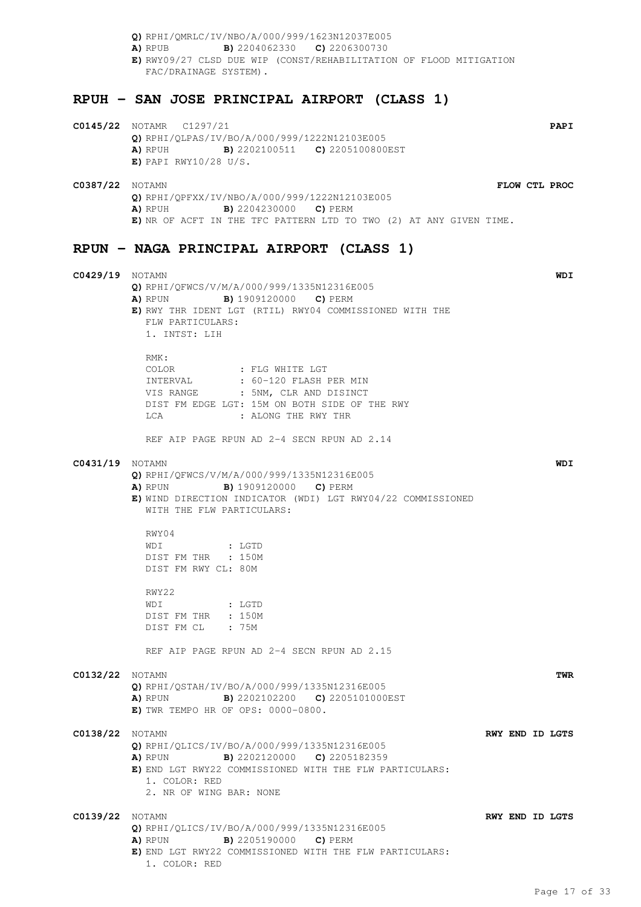**Q)** RPHI/QMRLC/IV/NBO/A/000/999/1623N12037E005
**A)** RPUB **B)** 2204062330 **C)** 2206300730
**E)** RWY09/27 CLSD DUE WIP (CONST/REHABILITATION OF FLOOD MITIGATION FAC/DRAINAGE SYSTEM).

## RPUH – SAN JOSE PRINCIPAL AIRPORT (CLASS 1)

**C0145/22** NOTAMR C1297/21 **PAPI**
**Q)** RPHI/QLPAS/IV/BO/A/000/999/1222N12103E005
**A)** RPUH **B)** 2202100511 **C)** 2205100800EST
**E)** PAPI RWY10/28 U/S.

**C0387/22** NOTAMN **FLOW CTL PROC**
**Q)** RPHI/QPFXX/IV/NBO/A/000/999/1222N12103E005
**A)** RPUH **B)** 2204230000 **C)** PERM
**E)** NR OF ACFT IN THE TFC PATTERN LTD TO TWO (2) AT ANY GIVEN TIME.

## RPUN – NAGA PRINCIPAL AIRPORT (CLASS 1)

**C0429/19** NOTAMN **WDI**
**Q)** RPHI/QFWCS/V/M/A/000/999/1335N12316E005
**A)** RPUN **B)** 1909120000 **C)** PERM
**E)** RWY THR IDENT LGT (RTIL) RWY04 COMMISSIONED WITH THE FLW PARTICULARS:
1. INTST: LIH

```
RMK:
COLOR          : FLG WHITE LGT
INTERVAL       : 60-120 FLASH PER MIN
VIS RANGE      : 5NM, CLR AND DISINCT
DIST FM EDGE LGT: 15M ON BOTH SIDE OF THE RWY
LCA            : ALONG THE RWY THR
```

REF AIP PAGE RPUN AD 2-4 SECN RPUN AD 2.14

**C0431/19** NOTAMN **WDI**
**Q)** RPHI/QFWCS/V/M/A/000/999/1335N12316E005
**A)** RPUN **B)** 1909120000 **C)** PERM
**E)** WIND DIRECTION INDICATOR (WDI) LGT RWY04/22 COMMISSIONED WITH THE FLW PARTICULARS:

```
RWY04
WDI           : LGTD
DIST FM THR   : 150M
DIST FM RWY CL: 80M

RWY22
WDI           : LGTD
DIST FM THR   : 150M
DIST FM CL    : 75M
```

REF AIP PAGE RPUN AD 2-4 SECN RPUN AD 2.15

**C0132/22** NOTAMN **TWR**
**Q)** RPHI/QSTAH/IV/BO/A/000/999/1335N12316E005
**A)** RPUN **B)** 2202102200 **C)** 2205101000EST
**E)** TWR TEMPO HR OF OPS: 0000-0800.

**C0138/22** NOTAMN **RWY END ID LGTS**
**Q)** RPHI/QLICS/IV/BO/A/000/999/1335N12316E005
**A)** RPUN **B)** 2202120000 **C)** 2205182359
**E)** END LGT RWY22 COMMISSIONED WITH THE FLW PARTICULARS:
1. COLOR: RED
2. NR OF WING BAR: NONE

**C0139/22** NOTAMN **RWY END ID LGTS**
**Q)** RPHI/QLICS/IV/BO/A/000/999/1335N12316E005
**A)** RPUN **B)** 2205190000 **C)** PERM
**E)** END LGT RWY22 COMMISSIONED WITH THE FLW PARTICULARS:
1. COLOR: RED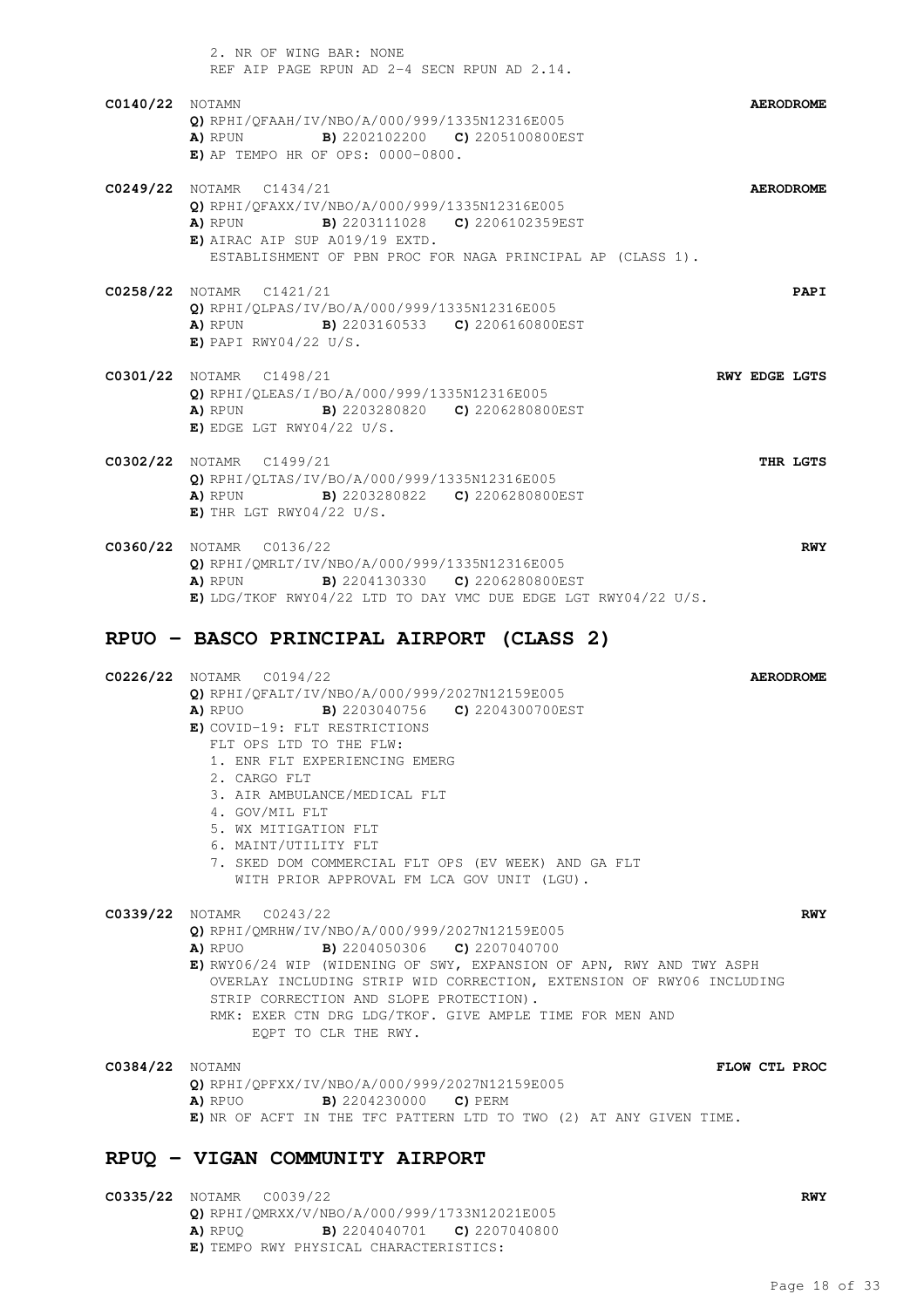2. NR OF WING BAR: NONE
REF AIP PAGE RPUN AD 2-4 SECN RPUN AD 2.14.

**C0140/22** NOTAMN **AERODROME**
**Q)** RPHI/QFAAH/IV/NBO/A/000/999/1335N12316E005
**A)** RPUN **B)** 2202102200 **C)** 2205100800EST
**E)** AP TEMPO HR OF OPS: 0000-0800.

**C0249/22** NOTAMR C1434/21 **AERODROME**
**Q)** RPHI/QFAXX/IV/NBO/A/000/999/1335N12316E005
**A)** RPUN **B)** 2203111028 **C)** 2206102359EST
**E)** AIRAC AIP SUP A019/19 EXTD.
ESTABLISHMENT OF PBN PROC FOR NAGA PRINCIPAL AP (CLASS 1).

**C0258/22** NOTAMR C1421/21 **PAPI**
**Q)** RPHI/QLPAS/IV/BO/A/000/999/1335N12316E005
**A)** RPUN **B)** 2203160533 **C)** 2206160800EST
**E)** PAPI RWY04/22 U/S.

**C0301/22** NOTAMR C1498/21 **RWY EDGE LGTS**
**Q)** RPHI/QLEAS/I/BO/A/000/999/1335N12316E005
**A)** RPUN **B)** 2203280820 **C)** 2206280800EST
**E)** EDGE LGT RWY04/22 U/S.

**C0302/22** NOTAMR C1499/21 **THR LGTS**
**Q)** RPHI/QLTAS/IV/BO/A/000/999/1335N12316E005
**A)** RPUN **B)** 2203280822 **C)** 2206280800EST
**E)** THR LGT RWY04/22 U/S.

**C0360/22** NOTAMR C0136/22 **RWY**
**Q)** RPHI/QMRLT/IV/NBO/A/000/999/1335N12316E005
**A)** RPUN **B)** 2204130330 **C)** 2206280800EST
**E)** LDG/TKOF RWY04/22 LTD TO DAY VMC DUE EDGE LGT RWY04/22 U/S.

## RPUO - BASCO PRINCIPAL AIRPORT (CLASS 2)

**C0226/22** NOTAMR C0194/22 **AERODROME**
**Q)** RPHI/QFALT/IV/NBO/A/000/999/2027N12159E005
**A)** RPUO **B)** 2203040756 **C)** 2204300700EST
**E)** COVID-19: FLT RESTRICTIONS
FLT OPS LTD TO THE FLW:
1. ENR FLT EXPERIENCING EMERG
2. CARGO FLT
3. AIR AMBULANCE/MEDICAL FLT
4. GOV/MIL FLT
5. WX MITIGATION FLT
6. MAINT/UTILITY FLT
7. SKED DOM COMMERCIAL FLT OPS (EV WEEK) AND GA FLT
WITH PRIOR APPROVAL FM LCA GOV UNIT (LGU).

**C0339/22** NOTAMR C0243/22 **RWY**
**Q)** RPHI/QMRHW/IV/NBO/A/000/999/2027N12159E005
**A)** RPUO **B)** 2204050306 **C)** 2207040700
**E)** RWY06/24 WIP (WIDENING OF SWY, EXPANSION OF APN, RWY AND TWY ASPH
OVERLAY INCLUDING STRIP WID CORRECTION, EXTENSION OF RWY06 INCLUDING
STRIP CORRECTION AND SLOPE PROTECTION).
RMK: EXER CTN DRG LDG/TKOF. GIVE AMPLE TIME FOR MEN AND
EQPT TO CLR THE RWY.

**C0384/22** NOTAMN **FLOW CTL PROC**
**Q)** RPHI/QPFXX/IV/NBO/A/000/999/2027N12159E005
**A)** RPUO **B)** 2204230000 **C)** PERM
**E)** NR OF ACFT IN THE TFC PATTERN LTD TO TWO (2) AT ANY GIVEN TIME.

## RPUQ - VIGAN COMMUNITY AIRPORT

**C0335/22** NOTAMR C0039/22 **RWY**
**Q)** RPHI/QMRXX/V/NBO/A/000/999/1733N12021E005
**A)** RPUQ **B)** 2204040701 **C)** 2207040800
**E)** TEMPO RWY PHYSICAL CHARACTERISTICS: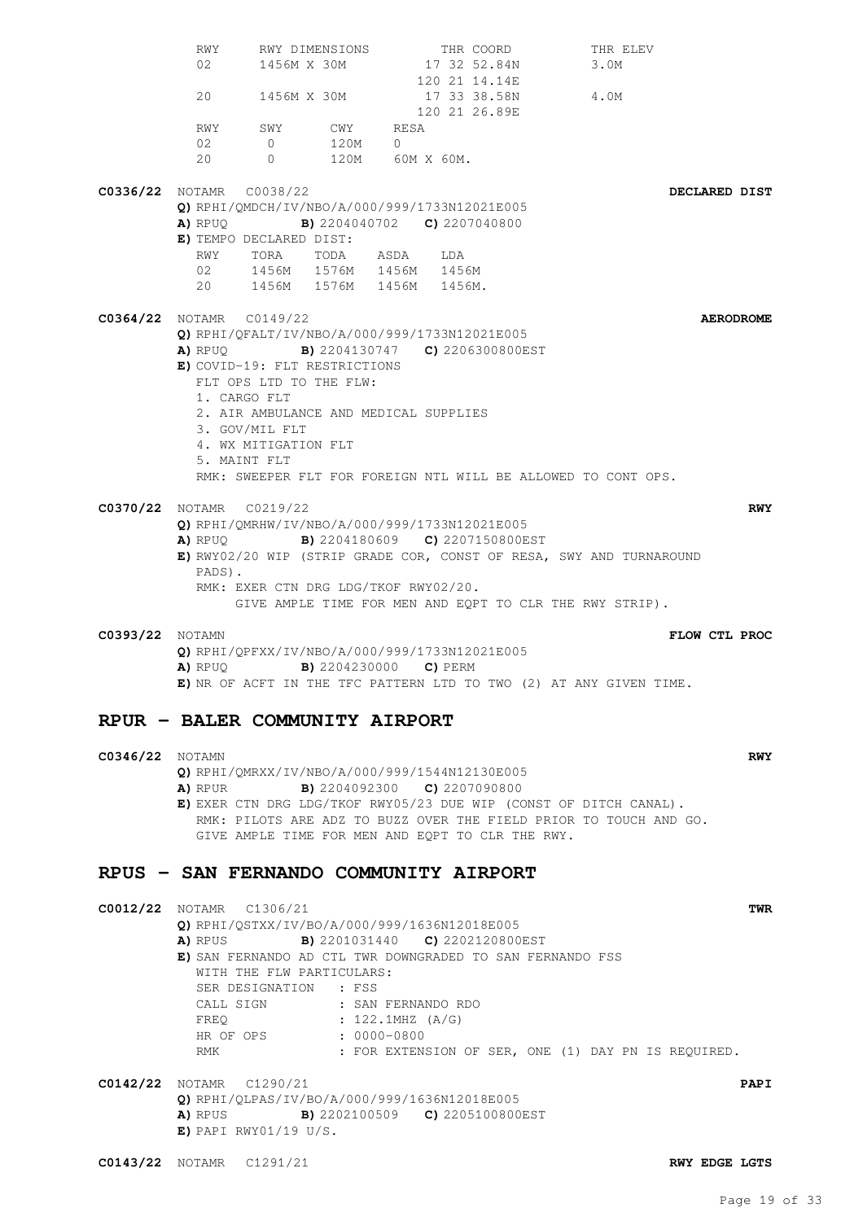| RWY | RWY DIMENSIONS | THR COORD | THR ELEV |
|---|---|---|---|
| 02 | 1456M X 30M | 17 32 52.84N 120 21 14.14E | 3.0M |
| 20 | 1456M X 30M | 17 33 38.58N 120 21 26.89E | 4.0M |

| RWY | SWY | CWY | RESA |
|---|---|---|---|
| 02 | 0 | 120M | 0 |
| 20 | 0 | 120M | 60M X 60M. |

**C0336/22** NOTAMR C0038/22 **DECLARED DIST**

**Q)** RPHI/QMDCH/IV/NBO/A/000/999/1733N12021E005
**A)** RPUQ **B)** 2204040702 **C)** 2207040800
**E)** TEMPO DECLARED DIST:

| RWY | TORA | TODA | ASDA | LDA |
|---|---|---|---|---|
| 02 | 1456M | 1576M | 1456M | 1456M |
| 20 | 1456M | 1576M | 1456M | 1456M. |

**C0364/22** NOTAMR C0149/22 **AERODROME**

**Q)** RPHI/QFALT/IV/NBO/A/000/999/1733N12021E005
**A)** RPUQ **B)** 2204130747 **C)** 2206300800EST
**E)** COVID-19: FLT RESTRICTIONS
FLT OPS LTD TO THE FLW:
1. CARGO FLT
2. AIR AMBULANCE AND MEDICAL SUPPLIES
3. GOV/MIL FLT
4. WX MITIGATION FLT
5. MAINT FLT

RMK: SWEEPER FLT FOR FOREIGN NTL WILL BE ALLOWED TO CONT OPS.

**C0370/22** NOTAMR C0219/22 **RWY**

**Q)** RPHI/QMRHW/IV/NBO/A/000/999/1733N12021E005
**A)** RPUQ **B)** 2204180609 **C)** 2207150800EST
**E)** RWY02/20 WIP (STRIP GRADE COR, CONST OF RESA, SWY AND TURNAROUND PADS).
RMK: EXER CTN DRG LDG/TKOF RWY02/20.
GIVE AMPLE TIME FOR MEN AND EQPT TO CLR THE RWY STRIP).

**C0393/22** NOTAMN **FLOW CTL PROC**

**Q)** RPHI/QPFXX/IV/NBO/A/000/999/1733N12021E005
**A)** RPUQ **B)** 2204230000 **C)** PERM
**E)** NR OF ACFT IN THE TFC PATTERN LTD TO TWO (2) AT ANY GIVEN TIME.

## RPUR - BALER COMMUNITY AIRPORT

**C0346/22** NOTAMN **RWY**

**Q)** RPHI/QMRXX/IV/NBO/A/000/999/1544N12130E005
**A)** RPUR **B)** 2204092300 **C)** 2207090800
**E)** EXER CTN DRG LDG/TKOF RWY05/23 DUE WIP (CONST OF DITCH CANAL).
RMK: PILOTS ARE ADZ TO BUZZ OVER THE FIELD PRIOR TO TOUCH AND GO.
GIVE AMPLE TIME FOR MEN AND EQPT TO CLR THE RWY.

## RPUS - SAN FERNANDO COMMUNITY AIRPORT

**C0012/22** NOTAMR C1306/21 **TWR**

**Q)** RPHI/QSTXX/IV/BO/A/000/999/1636N12018E005
**A)** RPUS **B)** 2201031440 **C)** 2202120800EST
**E)** SAN FERNANDO AD CTL TWR DOWNGRADED TO SAN FERNANDO FSS
WITH THE FLW PARTICULARS:
SER DESIGNATION : FSS
CALL SIGN : SAN FERNANDO RDO
FREQ : 122.1MHZ (A/G)
HR OF OPS : 0000-0800
RMK : FOR EXTENSION OF SER, ONE (1) DAY PN IS REQUIRED.

**C0142/22** NOTAMR C1290/21 **PAPI**

**Q)** RPHI/QLPAS/IV/BO/A/000/999/1636N12018E005
**A)** RPUS **B)** 2202100509 **C)** 2205100800EST
**E)** PAPI RWY01/19 U/S.

**C0143/22** NOTAMR C1291/21 **RWY EDGE LGTS**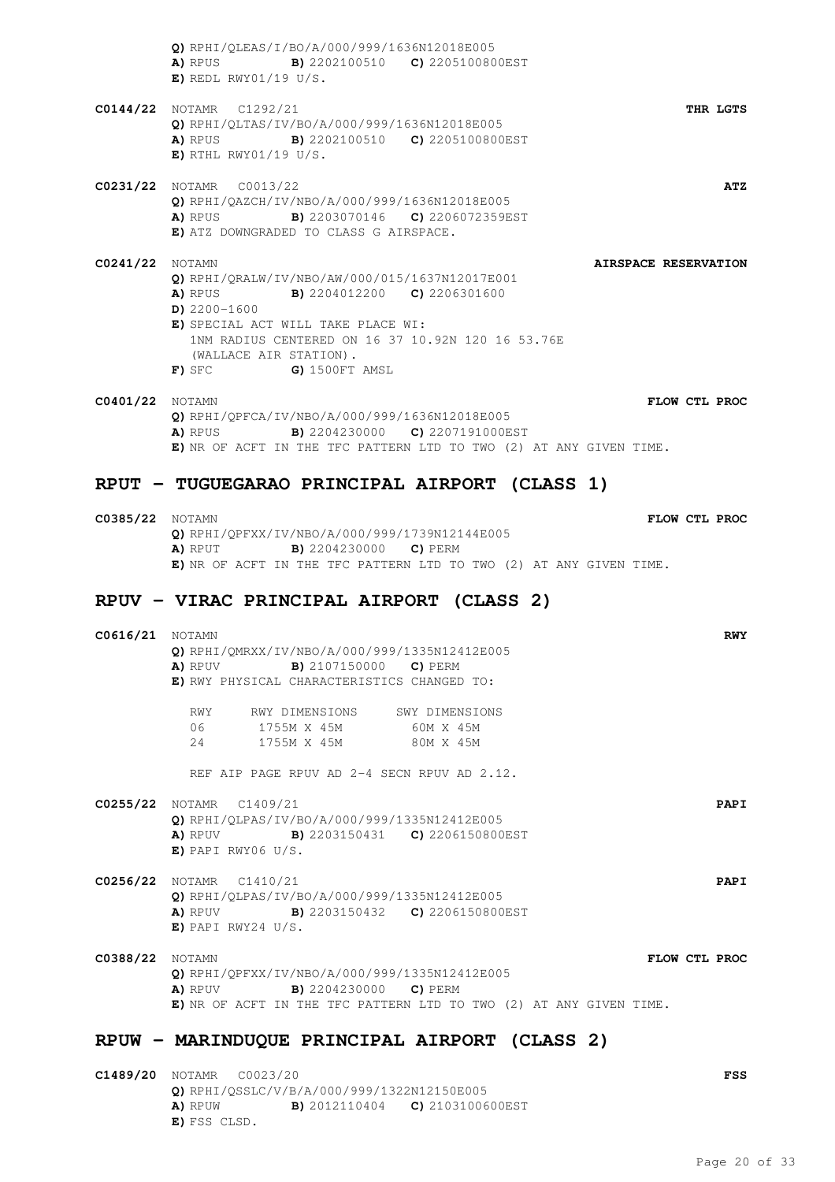**Q)** RPHI/QLEAS/I/BO/A/000/999/1636N12018E005
**A)** RPUS **B)** 2202100510 **C)** 2205100800EST
**E)** REDL RWY01/19 U/S.

**C0144/22** NOTAMR C1292/21 **THR LGTS**
**Q)** RPHI/QLTAS/IV/BO/A/000/999/1636N12018E005
**A)** RPUS **B)** 2202100510 **C)** 2205100800EST
**E)** RTHL RWY01/19 U/S.

**C0231/22** NOTAMR C0013/22 **ATZ**
**Q)** RPHI/QAZCH/IV/NBO/A/000/999/1636N12018E005
**A)** RPUS **B)** 2203070146 **C)** 2206072359EST
**E)** ATZ DOWNGRADED TO CLASS G AIRSPACE.

**C0241/22** NOTAMN **AIRSPACE RESERVATION**
**Q)** RPHI/QRALW/IV/NBO/AW/000/015/1637N12017E001
**A)** RPUS **B)** 2204012200 **C)** 2206301600
**D)** 2200-1600
**E)** SPECIAL ACT WILL TAKE PLACE WI:
1NM RADIUS CENTERED ON 16 37 10.92N 120 16 53.76E
(WALLACE AIR STATION).
**F)** SFC **G)** 1500FT AMSL

**C0401/22** NOTAMN **FLOW CTL PROC**
**Q)** RPHI/QPFCA/IV/NBO/A/000/999/1636N12018E005
**A)** RPUS **B)** 2204230000 **C)** 2207191000EST
**E)** NR OF ACFT IN THE TFC PATTERN LTD TO TWO (2) AT ANY GIVEN TIME.

## RPUT - TUGUEGARAO PRINCIPAL AIRPORT (CLASS 1)

**C0385/22** NOTAMN **FLOW CTL PROC**
**Q)** RPHI/QPFXX/IV/NBO/A/000/999/1739N12144E005
**A)** RPUT **B)** 2204230000 **C)** PERM
**E)** NR OF ACFT IN THE TFC PATTERN LTD TO TWO (2) AT ANY GIVEN TIME.

## RPUV - VIRAC PRINCIPAL AIRPORT (CLASS 2)

**C0616/21** NOTAMN **RWY**
**Q)** RPHI/QMRXX/IV/NBO/A/000/999/1335N12412E005
**A)** RPUV **B)** 2107150000 **C)** PERM
**E)** RWY PHYSICAL CHARACTERISTICS CHANGED TO:

| RWY | RWY DIMENSIONS | SWY DIMENSIONS |
|---|---|---|
| 06 | 1755M X 45M | 60M X 45M |
| 24 | 1755M X 45M | 80M X 45M |

REF AIP PAGE RPUV AD 2-4 SECN RPUV AD 2.12.

**C0255/22** NOTAMR C1409/21 **PAPI**
**Q)** RPHI/QLPAS/IV/BO/A/000/999/1335N12412E005
**A)** RPUV **B)** 2203150431 **C)** 2206150800EST
**E)** PAPI RWY06 U/S.

**C0256/22** NOTAMR C1410/21 **PAPI**
**Q)** RPHI/QLPAS/IV/BO/A/000/999/1335N12412E005
**A)** RPUV **B)** 2203150432 **C)** 2206150800EST
**E)** PAPI RWY24 U/S.

**C0388/22** NOTAMN **FLOW CTL PROC**
**Q)** RPHI/QPFXX/IV/NBO/A/000/999/1335N12412E005
**A)** RPUV **B)** 2204230000 **C)** PERM
**E)** NR OF ACFT IN THE TFC PATTERN LTD TO TWO (2) AT ANY GIVEN TIME.

## RPUW - MARINDUQUE PRINCIPAL AIRPORT (CLASS 2)

**C1489/20** NOTAMR C0023/20 **FSS**
**Q)** RPHI/QSSLC/V/B/A/000/999/1322N12150E005
**A)** RPUW **B)** 2012110404 **C)** 2103100600EST
**E)** FSS CLSD.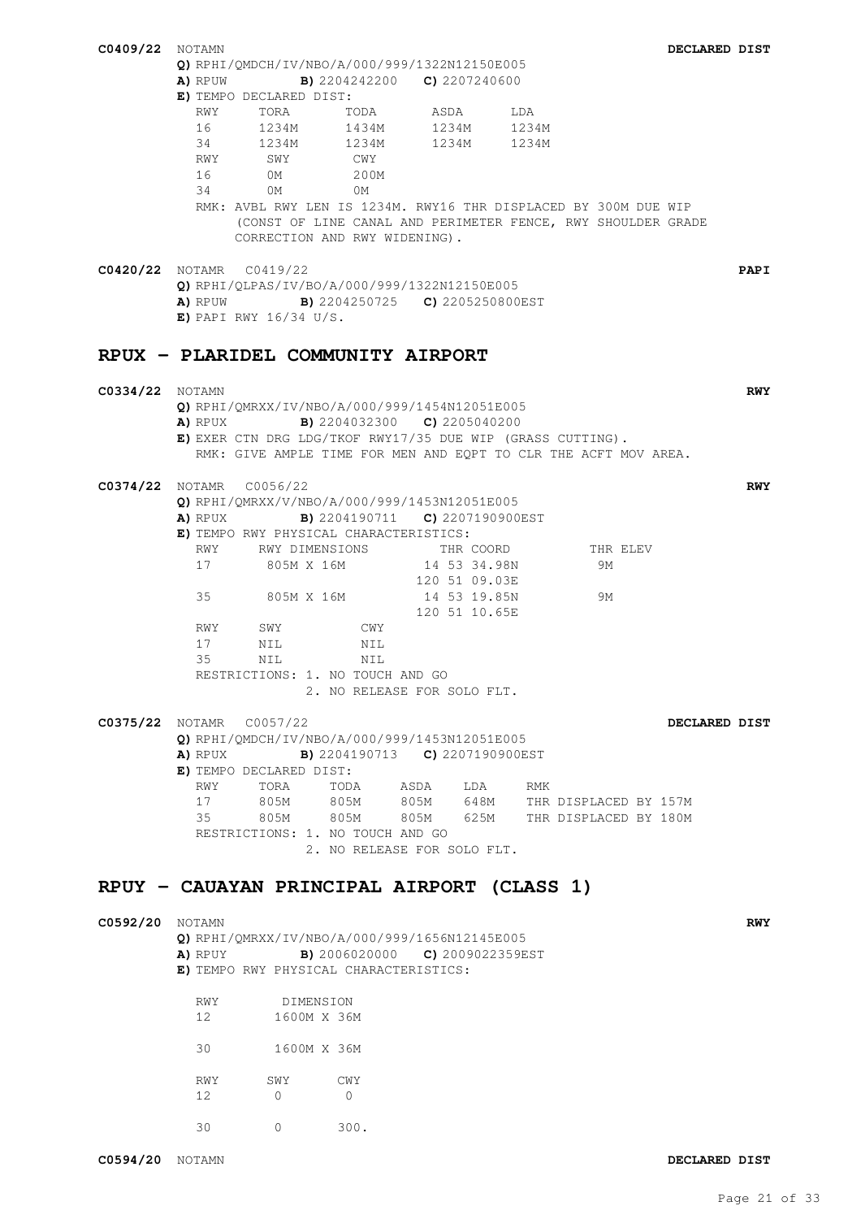**C0409/22** NOTAMN **DECLARED DIST**

**Q)** RPHI/QMDCH/IV/NBO/A/000/999/1322N12150E005
**A)** RPUW **B)** 2204242200 **C)** 2207240600
**E)** TEMPO DECLARED DIST:

| RWY | TORA | TODA | ASDA | LDA |
|---|---|---|---|---|
| 16 | 1234M | 1434M | 1234M | 1234M |
| 34 | 1234M | 1234M | 1234M | 1234M |

| RWY | SWY | CWY |
|---|---|---|
| 16 | 0M | 200M |
| 34 | 0M | 0M |

RMK: AVBL RWY LEN IS 1234M. RWY16 THR DISPLACED BY 300M DUE WIP (CONST OF LINE CANAL AND PERIMETER FENCE, RWY SHOULDER GRADE CORRECTION AND RWY WIDENING).

**C0420/22** NOTAMR C0419/22 **PAPI**

**Q)** RPHI/QLPAS/IV/BO/A/000/999/1322N12150E005
**A)** RPUW **B)** 2204250725 **C)** 2205250800EST
**E)** PAPI RWY 16/34 U/S.

## RPUX – PLARIDEL COMMUNITY AIRPORT

**C0334/22** NOTAMN **RWY**

**Q)** RPHI/QMRXX/IV/NBO/A/000/999/1454N12051E005
**A)** RPUX **B)** 2204032300 **C)** 2205040200
**E)** EXER CTN DRG LDG/TKOF RWY17/35 DUE WIP (GRASS CUTTING).
RMK: GIVE AMPLE TIME FOR MEN AND EQPT TO CLR THE ACFT MOV AREA.

**C0374/22** NOTAMR C0056/22 **RWY**

**Q)** RPHI/QMRXX/V/NBO/A/000/999/1453N12051E005
**A)** RPUX **B)** 2204190711 **C)** 2207190900EST
**E)** TEMPO RWY PHYSICAL CHARACTERISTICS:

| RWY | RWY DIMENSIONS | THR COORD | THR ELEV |
|---|---|---|---|
| 17 | 805M X 16M | 14 53 34.98N 120 51 09.03E | 9M |
| 35 | 805M X 16M | 14 53 19.85N 120 51 10.65E | 9M |

| RWY | SWY | CWY |
|---|---|---|
| 17 | NIL | NIL |
| 35 | NIL | NIL |

RESTRICTIONS: 1. NO TOUCH AND GO
2. NO RELEASE FOR SOLO FLT.

**C0375/22** NOTAMR C0057/22 **DECLARED DIST**

**Q)** RPHI/QMDCH/IV/NBO/A/000/999/1453N12051E005
**A)** RPUX **B)** 2204190713 **C)** 2207190900EST
**E)** TEMPO DECLARED DIST:

| RWY | TORA | TODA | ASDA | LDA | RMK |
|---|---|---|---|---|---|
| 17 | 805M | 805M | 805M | 648M | THR DISPLACED BY 157M |
| 35 | 805M | 805M | 805M | 625M | THR DISPLACED BY 180M |

RESTRICTIONS: 1. NO TOUCH AND GO
2. NO RELEASE FOR SOLO FLT.

## RPUY – CAUAYAN PRINCIPAL AIRPORT (CLASS 1)

**C0592/20** NOTAMN **RWY**

**Q)** RPHI/QMRXX/IV/NBO/A/000/999/1656N12145E005
**A)** RPUY **B)** 2006020000 **C)** 2009022359EST
**E)** TEMPO RWY PHYSICAL CHARACTERISTICS:

| RWY | DIMENSION |
|---|---|
| 12 | 1600M X 36M |
| 30 | 1600M X 36M |

| RWY | SWY | CWY |
|---|---|---|
| 12 | 0 | 0 |
| 30 | 0 | 300. |

**C0594/20** NOTAMN **DECLARED DIST**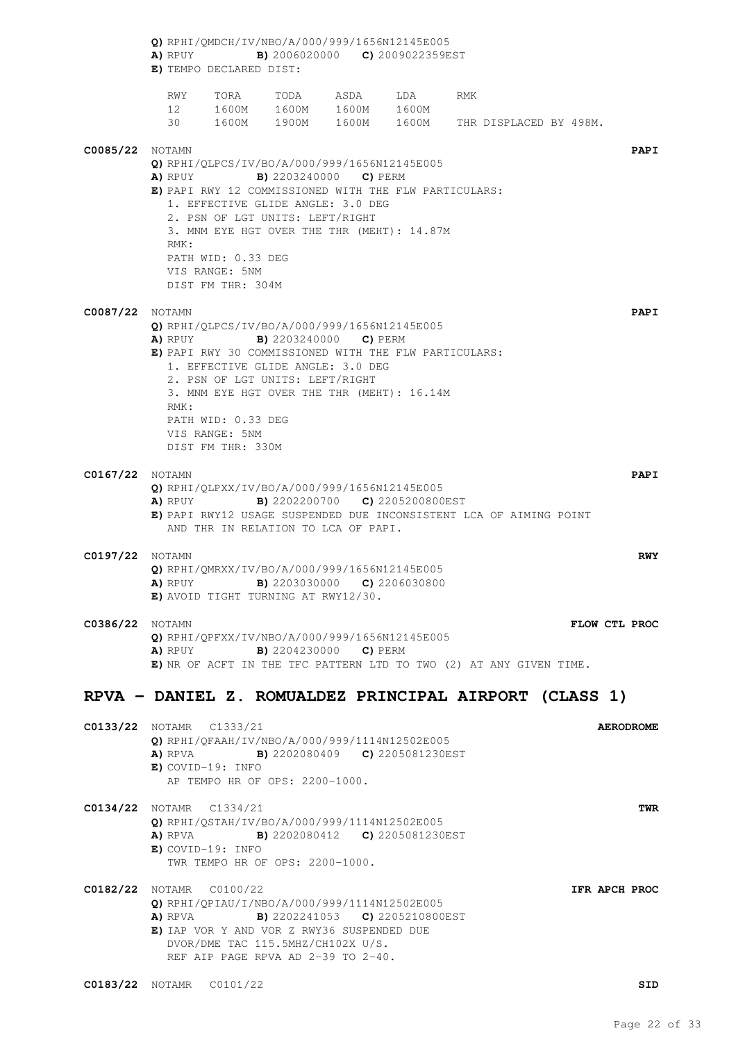**Q)** RPHI/QMDCH/IV/NBO/A/000/999/1656N12145E005
**A)** RPUY **B)** 2006020000 **C)** 2009022359EST
**E)** TEMPO DECLARED DIST:

| RWY | TORA | TODA | ASDA | LDA | RMK |
|---|---|---|---|---|---|
| 12 | 1600M | 1600M | 1600M | 1600M | |
| 30 | 1600M | 1900M | 1600M | 1600M | THR DISPLACED BY 498M. |

**C0085/22** NOTAMN **PAPI**

**Q)** RPHI/QLPCS/IV/BO/A/000/999/1656N12145E005
**A)** RPUY **B)** 2203240000 **C)** PERM
**E)** PAPI RWY 12 COMMISSIONED WITH THE FLW PARTICULARS:
1. EFFECTIVE GLIDE ANGLE: 3.0 DEG
2. PSN OF LGT UNITS: LEFT/RIGHT
3. MNM EYE HGT OVER THE THR (MEHT): 14.87M

RMK:
PATH WID: 0.33 DEG
VIS RANGE: 5NM
DIST FM THR: 304M

**C0087/22** NOTAMN **PAPI**

**Q)** RPHI/QLPCS/IV/BO/A/000/999/1656N12145E005
**A)** RPUY **B)** 2203240000 **C)** PERM
**E)** PAPI RWY 30 COMMISSIONED WITH THE FLW PARTICULARS:
1. EFFECTIVE GLIDE ANGLE: 3.0 DEG
2. PSN OF LGT UNITS: LEFT/RIGHT
3. MNM EYE HGT OVER THE THR (MEHT): 16.14M

RMK:
PATH WID: 0.33 DEG
VIS RANGE: 5NM
DIST FM THR: 330M

**C0167/22** NOTAMN **PAPI**

**Q)** RPHI/QLPXX/IV/BO/A/000/999/1656N12145E005
**A)** RPUY **B)** 2202200700 **C)** 2205200800EST
**E)** PAPI RWY12 USAGE SUSPENDED DUE INCONSISTENT LCA OF AIMING POINT AND THR IN RELATION TO LCA OF PAPI.

**C0197/22** NOTAMN **RWY**

**Q)** RPHI/QMRXX/IV/BO/A/000/999/1656N12145E005
**A)** RPUY **B)** 2203030000 **C)** 2206030800
**E)** AVOID TIGHT TURNING AT RWY12/30.

**C0386/22** NOTAMN **FLOW CTL PROC**

**Q)** RPHI/QPFXX/IV/NBO/A/000/999/1656N12145E005
**A)** RPUY **B)** 2204230000 **C)** PERM
**E)** NR OF ACFT IN THE TFC PATTERN LTD TO TWO (2) AT ANY GIVEN TIME.

## RPVA – DANIEL Z. ROMUALDEZ PRINCIPAL AIRPORT (CLASS 1)

**C0133/22** NOTAMR C1333/21 **AERODROME**

**Q)** RPHI/QFAAH/IV/NBO/A/000/999/1114N12502E005
**A)** RPVA **B)** 2202080409 **C)** 2205081230EST
**E)** COVID-19: INFO
AP TEMPO HR OF OPS: 2200-1000.

**C0134/22** NOTAMR C1334/21 **TWR**

**Q)** RPHI/QSTAH/IV/BO/A/000/999/1114N12502E005
**A)** RPVA **B)** 2202080412 **C)** 2205081230EST
**E)** COVID-19: INFO
TWR TEMPO HR OF OPS: 2200-1000.

**C0182/22** NOTAMR C0100/22 **IFR APCH PROC**

**Q)** RPHI/QPIAU/I/NBO/A/000/999/1114N12502E005
**A)** RPVA **B)** 2202241053 **C)** 2205210800EST
**E)** IAP VOR Y AND VOR Z RWY36 SUSPENDED DUE DVOR/DME TAC 115.5MHZ/CH102X U/S.
REF AIP PAGE RPVA AD 2-39 TO 2-40.

**C0183/22** NOTAMR C0101/22 **SID**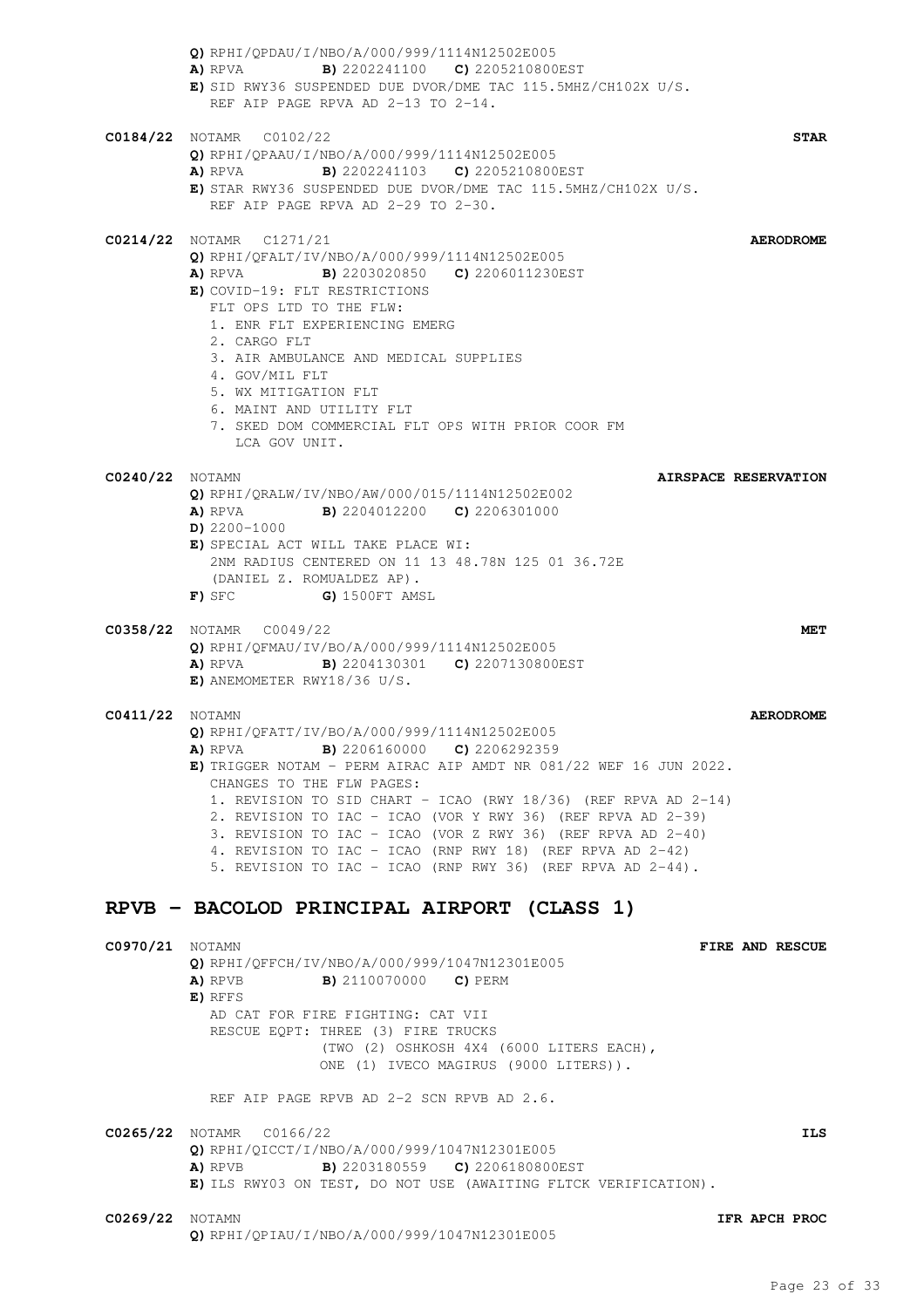**Q)** RPHI/QPDAU/I/NBO/A/000/999/1114N12502E005
**A)** RPVA **B)** 2202241100 **C)** 2205210800EST
**E)** SID RWY36 SUSPENDED DUE DVOR/DME TAC 115.5MHZ/CH102X U/S.
REF AIP PAGE RPVA AD 2-13 TO 2-14.

**C0184/22** NOTAMR C0102/22 **STAR**
**Q)** RPHI/QPAAU/I/NBO/A/000/999/1114N12502E005
**A)** RPVA **B)** 2202241103 **C)** 2205210800EST
**E)** STAR RWY36 SUSPENDED DUE DVOR/DME TAC 115.5MHZ/CH102X U/S.
REF AIP PAGE RPVA AD 2-29 TO 2-30.

**C0214/22** NOTAMR C1271/21 **AERODROME**
**Q)** RPHI/QFALT/IV/NBO/A/000/999/1114N12502E005
**A)** RPVA **B)** 2203020850 **C)** 2206011230EST
**E)** COVID-19: FLT RESTRICTIONS
FLT OPS LTD TO THE FLW:
1. ENR FLT EXPERIENCING EMERG
2. CARGO FLT
3. AIR AMBULANCE AND MEDICAL SUPPLIES
4. GOV/MIL FLT
5. WX MITIGATION FLT
6. MAINT AND UTILITY FLT
7. SKED DOM COMMERCIAL FLT OPS WITH PRIOR COOR FM LCA GOV UNIT.

**C0240/22** NOTAMN **AIRSPACE RESERVATION**
**Q)** RPHI/QRALW/IV/NBO/AW/000/015/1114N12502E002
**A)** RPVA **B)** 2204012200 **C)** 2206301000
**D)** 2200-1000
**E)** SPECIAL ACT WILL TAKE PLACE WI:
2NM RADIUS CENTERED ON 11 13 48.78N 125 01 36.72E
(DANIEL Z. ROMUALDEZ AP).
**F)** SFC **G)** 1500FT AMSL

**C0358/22** NOTAMR C0049/22 **MET**
**Q)** RPHI/QFMAU/IV/BO/A/000/999/1114N12502E005
**A)** RPVA **B)** 2204130301 **C)** 2207130800EST
**E)** ANEMOMETER RWY18/36 U/S.

**C0411/22** NOTAMN **AERODROME**
**Q)** RPHI/QFATT/IV/BO/A/000/999/1114N12502E005
**A)** RPVA **B)** 2206160000 **C)** 2206292359
**E)** TRIGGER NOTAM - PERM AIRAC AIP AMDT NR 081/22 WEF 16 JUN 2022.
CHANGES TO THE FLW PAGES:
1. REVISION TO SID CHART - ICAO (RWY 18/36) (REF RPVA AD 2-14)
2. REVISION TO IAC - ICAO (VOR Y RWY 36) (REF RPVA AD 2-39)
3. REVISION TO IAC - ICAO (VOR Z RWY 36) (REF RPVA AD 2-40)
4. REVISION TO IAC - ICAO (RNP RWY 18) (REF RPVA AD 2-42)
5. REVISION TO IAC - ICAO (RNP RWY 36) (REF RPVA AD 2-44).

## RPVB – BACOLOD PRINCIPAL AIRPORT (CLASS 1)

**C0970/21** NOTAMN **FIRE AND RESCUE**
**Q)** RPHI/QFFCH/IV/NBO/A/000/999/1047N12301E005
**A)** RPVB **B)** 2110070000 **C)** PERM
**E)** RFFS
AD CAT FOR FIRE FIGHTING: CAT VII
RESCUE EQPT: THREE (3) FIRE TRUCKS
(TWO (2) OSHKOSH 4X4 (6000 LITERS EACH),
ONE (1) IVECO MAGIRUS (9000 LITERS)).

REF AIP PAGE RPVB AD 2-2 SCN RPVB AD 2.6.

**C0265/22** NOTAMR C0166/22 **ILS**
**Q)** RPHI/QICCT/I/NBO/A/000/999/1047N12301E005
**A)** RPVB **B)** 2203180559 **C)** 2206180800EST
**E)** ILS RWY03 ON TEST, DO NOT USE (AWAITING FLTCK VERIFICATION).

**C0269/22** NOTAMN **IFR APCH PROC**
**Q)** RPHI/QPIAU/I/NBO/A/000/999/1047N12301E005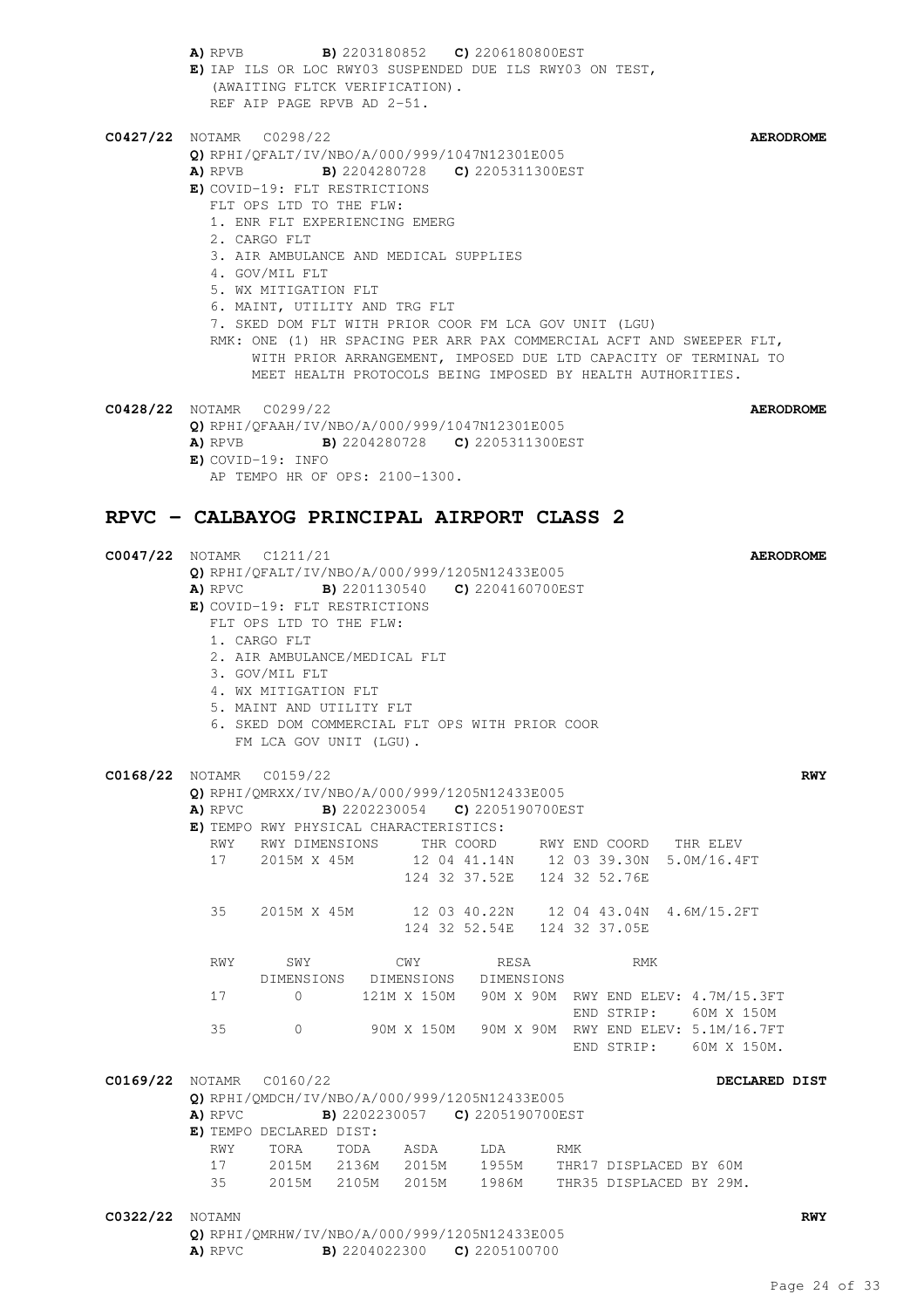**A)** RPVB **B)** 2203180852 **C)** 2206180800EST
**E)** IAP ILS OR LOC RWY03 SUSPENDED DUE ILS RWY03 ON TEST,
(AWAITING FLTCK VERIFICATION).
REF AIP PAGE RPVB AD 2-51.

**C0427/22** NOTAMR C0298/22 **AERODROME**
**Q)** RPHI/QFALT/IV/NBO/A/000/999/1047N12301E005
**A)** RPVB **B)** 2204280728 **C)** 2205311300EST
**E)** COVID-19: FLT RESTRICTIONS
FLT OPS LTD TO THE FLW:
1. ENR FLT EXPERIENCING EMERG
2. CARGO FLT
3. AIR AMBULANCE AND MEDICAL SUPPLIES
4. GOV/MIL FLT
5. WX MITIGATION FLT
6. MAINT, UTILITY AND TRG FLT
7. SKED DOM FLT WITH PRIOR COOR FM LCA GOV UNIT (LGU)

RMK: ONE (1) HR SPACING PER ARR PAX COMMERCIAL ACFT AND SWEEPER FLT, WITH PRIOR ARRANGEMENT, IMPOSED DUE LTD CAPACITY OF TERMINAL TO MEET HEALTH PROTOCOLS BEING IMPOSED BY HEALTH AUTHORITIES.

**C0428/22** NOTAMR C0299/22 **AERODROME**
**Q)** RPHI/QFAAH/IV/NBO/A/000/999/1047N12301E005
**A)** RPVB **B)** 2204280728 **C)** 2205311300EST
**E)** COVID-19: INFO
AP TEMPO HR OF OPS: 2100-1300.

## RPVC – CALBAYOG PRINCIPAL AIRPORT CLASS 2

**C0047/22** NOTAMR C1211/21 **AERODROME**
**Q)** RPHI/QFALT/IV/NBO/A/000/999/1205N12433E005
**A)** RPVC **B)** 2201130540 **C)** 2204160700EST
**E)** COVID-19: FLT RESTRICTIONS
FLT OPS LTD TO THE FLW:
1. CARGO FLT
2. AIR AMBULANCE/MEDICAL FLT
3. GOV/MIL FLT
4. WX MITIGATION FLT
5. MAINT AND UTILITY FLT
6. SKED DOM COMMERCIAL FLT OPS WITH PRIOR COOR FM LCA GOV UNIT (LGU).

**C0168/22** NOTAMR C0159/22 **RWY**
**Q)** RPHI/QMRXX/IV/NBO/A/000/999/1205N12433E005
**A)** RPVC **B)** 2202230054 **C)** 2205190700EST
**E)** TEMPO RWY PHYSICAL CHARACTERISTICS:

| RWY | RWY DIMENSIONS | THR COORD | RWY END COORD | THR ELEV |
|---|---|---|---|---|
| 17 | 2015M X 45M | 12 04 41.14N 124 32 37.52E | 12 03 39.30N 124 32 52.76E | 5.0M/16.4FT |
| 35 | 2015M X 45M | 12 03 40.22N 124 32 52.54E | 12 04 43.04N 124 32 37.05E | 4.6M/15.2FT |

| RWY | SWY DIMENSIONS | CWY DIMENSIONS | RESA DIMENSIONS | RMK |
|---|---|---|---|---|
| 17 | 0 | 121M X 150M | 90M X 90M | RWY END ELEV: 4.7M/15.3FT END STRIP: 60M X 150M |
| 35 | 0 | 90M X 150M | 90M X 90M | RWY END ELEV: 5.1M/16.7FT END STRIP: 60M X 150M. |

**C0169/22** NOTAMR C0160/22 **DECLARED DIST**
**Q)** RPHI/QMDCH/IV/NBO/A/000/999/1205N12433E005
**A)** RPVC **B)** 2202230057 **C)** 2205190700EST
**E)** TEMPO DECLARED DIST:

| RWY | TORA | TODA | ASDA | LDA | RMK |
|---|---|---|---|---|---|
| 17 | 2015M | 2136M | 2015M | 1955M | THR17 DISPLACED BY 60M |
| 35 | 2015M | 2105M | 2015M | 1986M | THR35 DISPLACED BY 29M. |

**C0322/22** NOTAMN **RWY**
**Q)** RPHI/QMRHW/IV/NBO/A/000/999/1205N12433E005
**A)** RPVC **B)** 2204022300 **C)** 2205100700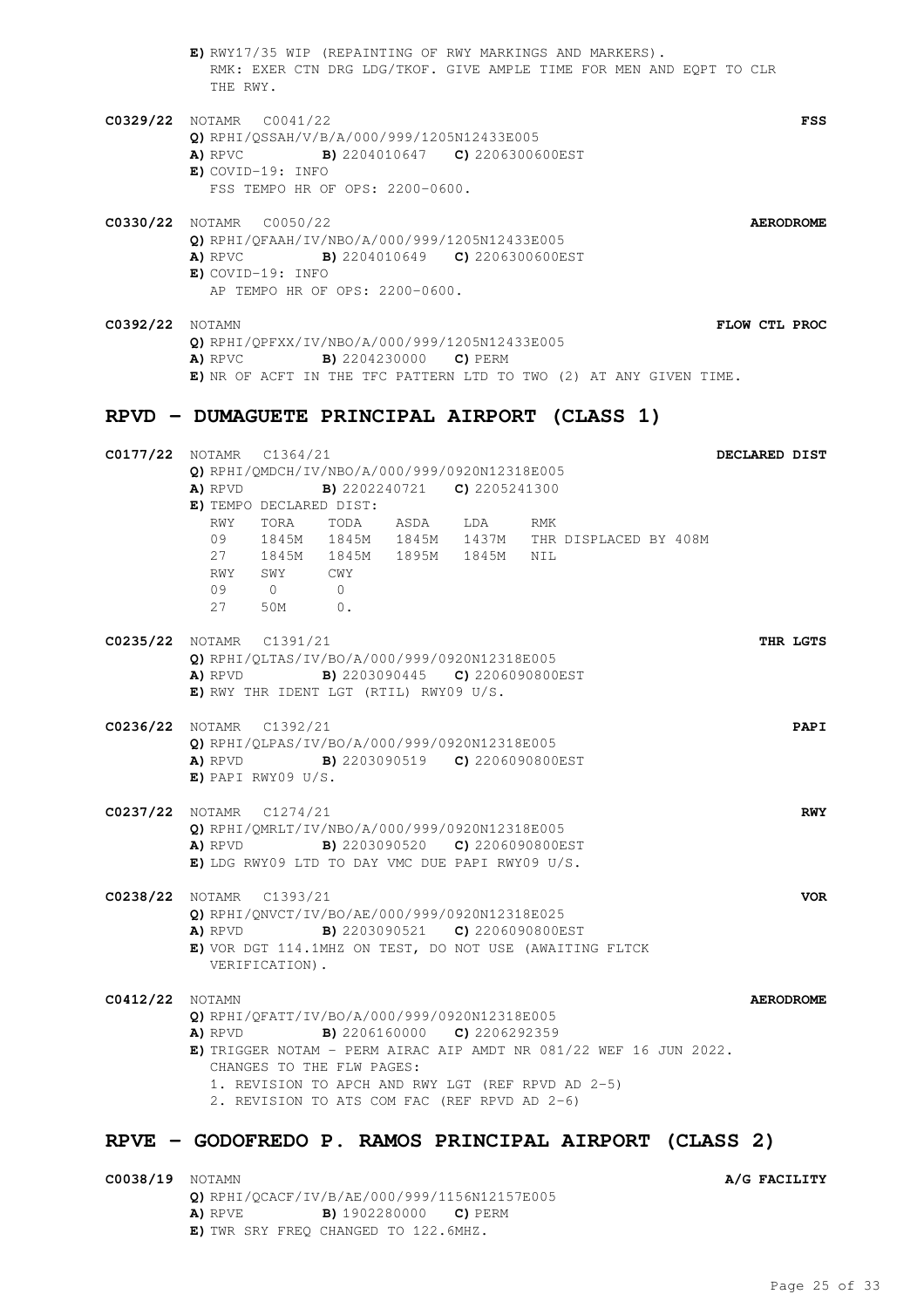**E)** RWY17/35 WIP (REPAINTING OF RWY MARKINGS AND MARKERS).
RMK: EXER CTN DRG LDG/TKOF. GIVE AMPLE TIME FOR MEN AND EQPT TO CLR THE RWY.

**C0329/22** NOTAMR C0041/22 **FSS**
**Q)** RPHI/QSSAH/V/B/A/000/999/1205N12433E005
**A)** RPVC **B)** 2204010647 **C)** 2206300600EST
**E)** COVID-19: INFO
FSS TEMPO HR OF OPS: 2200-0600.

**C0330/22** NOTAMR C0050/22 **AERODROME**
**Q)** RPHI/QFAAH/IV/NBO/A/000/999/1205N12433E005
**A)** RPVC **B)** 2204010649 **C)** 2206300600EST
**E)** COVID-19: INFO
AP TEMPO HR OF OPS: 2200-0600.

**C0392/22** NOTAMN **FLOW CTL PROC**
**Q)** RPHI/QPFXX/IV/NBO/A/000/999/1205N12433E005
**A)** RPVC **B)** 2204230000 **C)** PERM
**E)** NR OF ACFT IN THE TFC PATTERN LTD TO TWO (2) AT ANY GIVEN TIME.

## RPVD – DUMAGUETE PRINCIPAL AIRPORT (CLASS 1)

**C0177/22** NOTAMR C1364/21 **DECLARED DIST**
**Q)** RPHI/QMDCH/IV/NBO/A/000/999/0920N12318E005
**A)** RPVD **B)** 2202240721 **C)** 2205241300
**E)** TEMPO DECLARED DIST:

| RWY | TORA | TODA | ASDA | LDA | RMK |
|---|---|---|---|---|---|
| 09 | 1845M | 1845M | 1845M | 1437M | THR DISPLACED BY 408M |
| 27 | 1845M | 1845M | 1895M | 1845M | NIL |

| RWY | SWY | CWY |
|---|---|---|
| 09 | 0 | 0 |
| 27 | 50M | 0. |

**C0235/22** NOTAMR C1391/21 **THR LGTS**
**Q)** RPHI/QLTAS/IV/BO/A/000/999/0920N12318E005
**A)** RPVD **B)** 2203090445 **C)** 2206090800EST
**E)** RWY THR IDENT LGT (RTIL) RWY09 U/S.

**C0236/22** NOTAMR C1392/21 **PAPI**
**Q)** RPHI/QLPAS/IV/BO/A/000/999/0920N12318E005
**A)** RPVD **B)** 2203090519 **C)** 2206090800EST
**E)** PAPI RWY09 U/S.

**C0237/22** NOTAMR C1274/21 **RWY**
**Q)** RPHI/QMRLT/IV/NBO/A/000/999/0920N12318E005
**A)** RPVD **B)** 2203090520 **C)** 2206090800EST
**E)** LDG RWY09 LTD TO DAY VMC DUE PAPI RWY09 U/S.

**C0238/22** NOTAMR C1393/21 **VOR**
**Q)** RPHI/QNVCT/IV/BO/AE/000/999/0920N12318E025
**A)** RPVD **B)** 2203090521 **C)** 2206090800EST
**E)** VOR DGT 114.1MHZ ON TEST, DO NOT USE (AWAITING FLTCK VERIFICATION).

**C0412/22** NOTAMN **AERODROME**
**Q)** RPHI/QFATT/IV/BO/A/000/999/0920N12318E005
**A)** RPVD **B)** 2206160000 **C)** 2206292359
**E)** TRIGGER NOTAM - PERM AIRAC AIP AMDT NR 081/22 WEF 16 JUN 2022.
CHANGES TO THE FLW PAGES:
1. REVISION TO APCH AND RWY LGT (REF RPVD AD 2-5)
2. REVISION TO ATS COM FAC (REF RPVD AD 2-6)

## RPVE – GODOFREDO P. RAMOS PRINCIPAL AIRPORT (CLASS 2)

**C0038/19** NOTAMN **A/G FACILITY**
**Q)** RPHI/QCACF/IV/B/AE/000/999/1156N12157E005
**A)** RPVE **B)** 1902280000 **C)** PERM
**E)** TWR SRY FREQ CHANGED TO 122.6MHZ.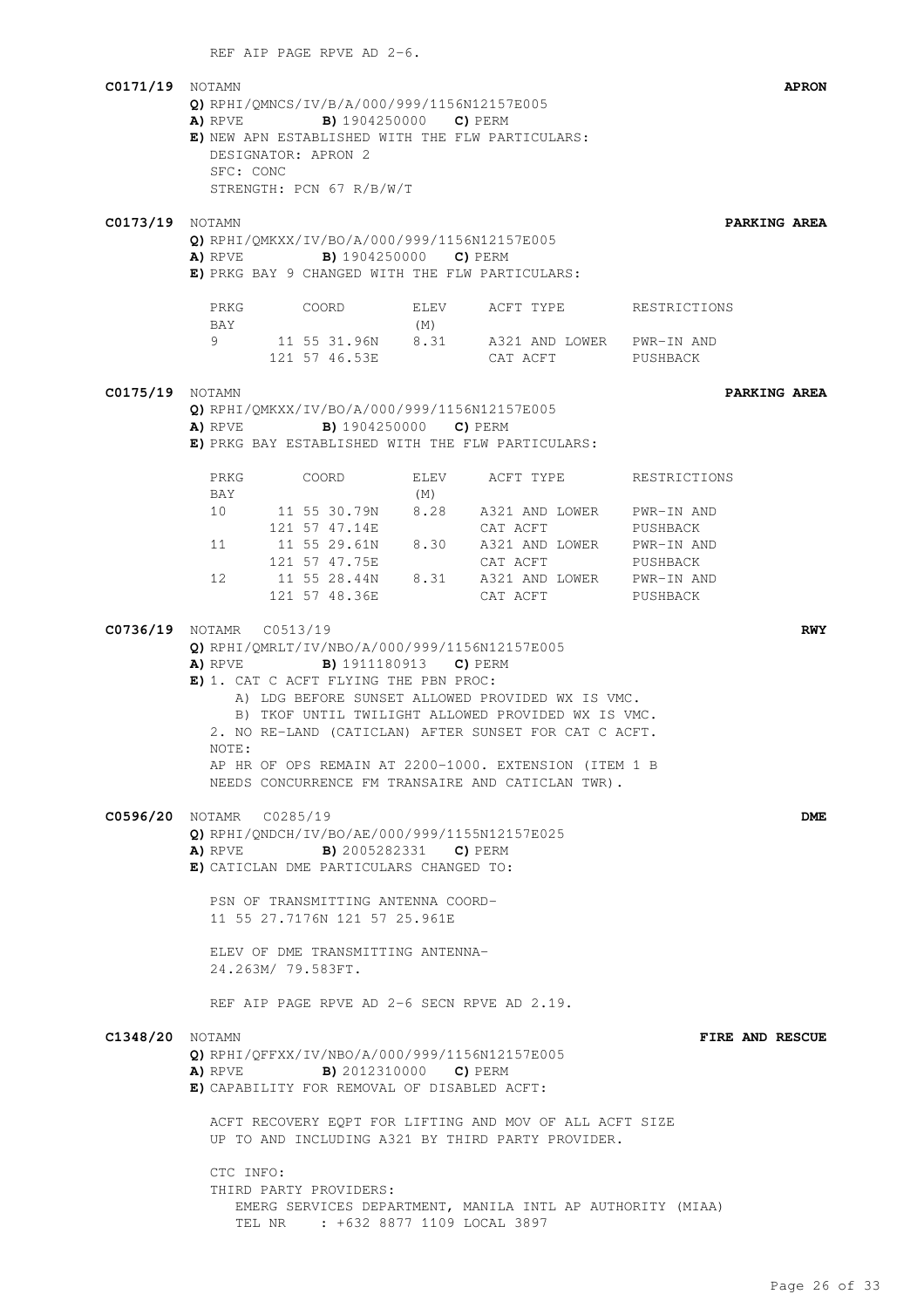REF AIP PAGE RPVE AD 2-6.

**C0171/19** NOTAMN **APRON**

**Q)** RPHI/QMNCS/IV/B/A/000/999/1156N12157E005
**A)** RPVE **B)** 1904250000 **C)** PERM
**E)** NEW APN ESTABLISHED WITH THE FLW PARTICULARS:
DESIGNATOR: APRON 2
SFC: CONC
STRENGTH: PCN 67 R/B/W/T

**C0173/19** NOTAMN **PARKING AREA**

**Q)** RPHI/QMKXX/IV/BO/A/000/999/1156N12157E005
**A)** RPVE **B)** 1904250000 **C)** PERM
**E)** PRKG BAY 9 CHANGED WITH THE FLW PARTICULARS:

| PRKG BAY | COORD | ELEV (M) | ACFT TYPE | RESTRICTIONS |
|---|---|---|---|---|
| 9 | 11 55 31.96N 121 57 46.53E | 8.31 | A321 AND LOWER CAT ACFT | PWR-IN AND PUSHBACK |

**C0175/19** NOTAMN **PARKING AREA**

**Q)** RPHI/QMKXX/IV/BO/A/000/999/1156N12157E005
**A)** RPVE **B)** 1904250000 **C)** PERM
**E)** PRKG BAY ESTABLISHED WITH THE FLW PARTICULARS:

| PRKG BAY | COORD | ELEV (M) | ACFT TYPE | RESTRICTIONS |
|---|---|---|---|---|
| 10 | 11 55 30.79N 121 57 47.14E | 8.28 | A321 AND LOWER CAT ACFT | PWR-IN AND PUSHBACK |
| 11 | 11 55 29.61N 121 57 47.75E | 8.30 | A321 AND LOWER CAT ACFT | PWR-IN AND PUSHBACK |
| 12 | 11 55 28.44N 121 57 48.36E | 8.31 | A321 AND LOWER CAT ACFT | PWR-IN AND PUSHBACK |

**C0736/19** NOTAMR C0513/19 **RWY**

**Q)** RPHI/QMRLT/IV/NBO/A/000/999/1156N12157E005
**A)** RPVE **B)** 1911180913 **C)** PERM
**E)** 1. CAT C ACFT FLYING THE PBN PROC:
A) LDG BEFORE SUNSET ALLOWED PROVIDED WX IS VMC.
B) TKOF UNTIL TWILIGHT ALLOWED PROVIDED WX IS VMC.
2. NO RE-LAND (CATICLAN) AFTER SUNSET FOR CAT C ACFT.
NOTE:
AP HR OF OPS REMAIN AT 2200-1000. EXTENSION (ITEM 1 B NEEDS CONCURRENCE FM TRANSAIRE AND CATICLAN TWR).

**C0596/20** NOTAMR C0285/19 **DME**

**Q)** RPHI/QNDCH/IV/BO/AE/000/999/1155N12157E025
**A)** RPVE **B)** 2005282331 **C)** PERM
**E)** CATICLAN DME PARTICULARS CHANGED TO:

PSN OF TRANSMITTING ANTENNA COORD-
11 55 27.7176N 121 57 25.961E

ELEV OF DME TRANSMITTING ANTENNA-
24.263M/ 79.583FT.

REF AIP PAGE RPVE AD 2-6 SECN RPVE AD 2.19.

**C1348/20** NOTAMN **FIRE AND RESCUE**

**Q)** RPHI/QFFXX/IV/NBO/A/000/999/1156N12157E005
**A)** RPVE **B)** 2012310000 **C)** PERM
**E)** CAPABILITY FOR REMOVAL OF DISABLED ACFT:

ACFT RECOVERY EQPT FOR LIFTING AND MOV OF ALL ACFT SIZE UP TO AND INCLUDING A321 BY THIRD PARTY PROVIDER.

CTC INFO:
THIRD PARTY PROVIDERS:
EMERG SERVICES DEPARTMENT, MANILA INTL AP AUTHORITY (MIAA)
TEL NR : +632 8877 1109 LOCAL 3897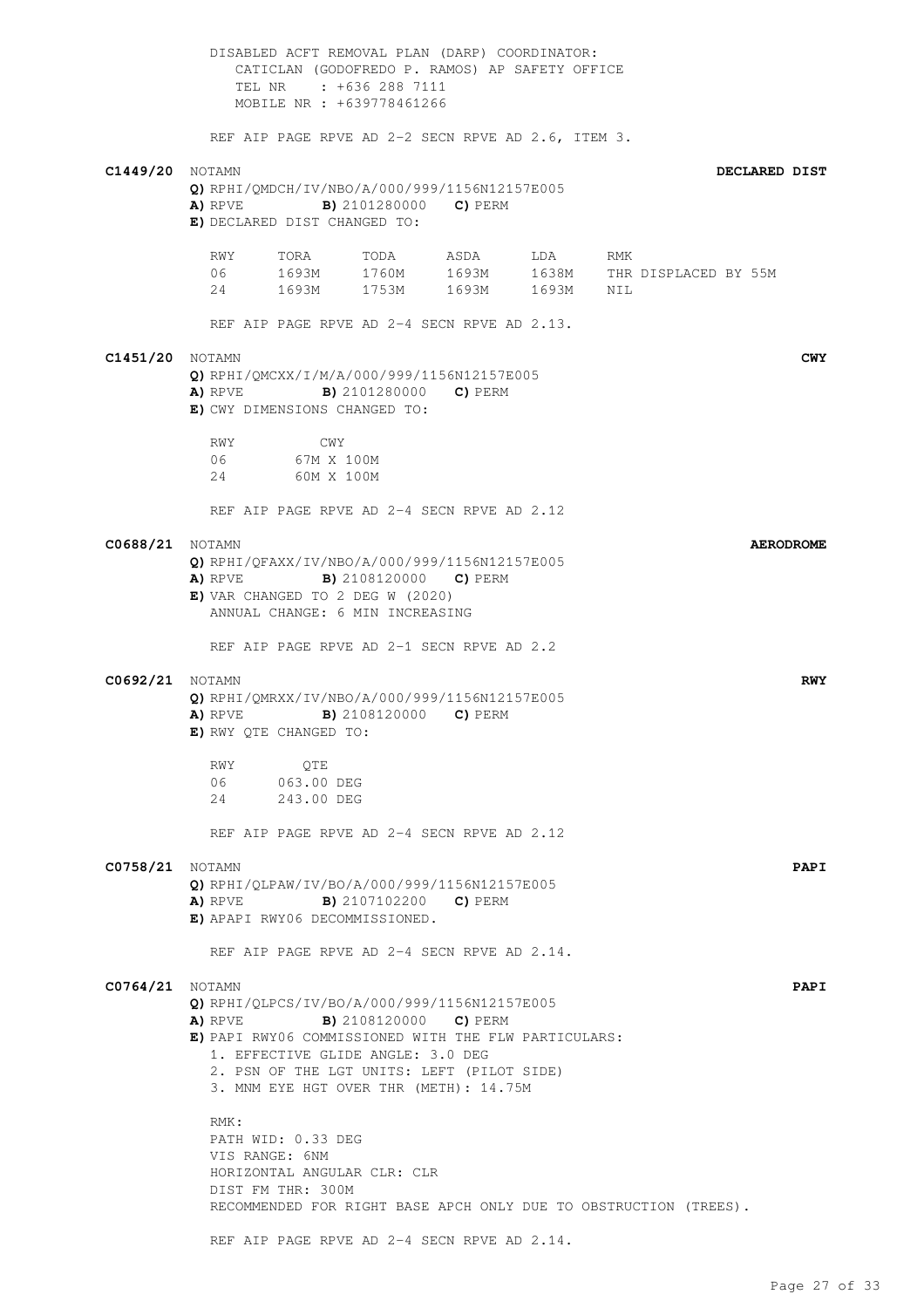DISABLED ACFT REMOVAL PLAN (DARP) COORDINATOR:
CATICLAN (GODOFREDO P. RAMOS) AP SAFETY OFFICE
TEL NR : +636 288 7111
MOBILE NR : +639778461266

REF AIP PAGE RPVE AD 2-2 SECN RPVE AD 2.6, ITEM 3.

**C1449/20** NOTAMN **DECLARED DIST**

**Q)** RPHI/QMDCH/IV/NBO/A/000/999/1156N12157E005
**A)** RPVE **B)** 2101280000 **C)** PERM
**E)** DECLARED DIST CHANGED TO:

| RWY | TORA | TODA | ASDA | LDA | RMK |
|---|---|---|---|---|---|
| 06 | 1693M | 1760M | 1693M | 1638M | THR DISPLACED BY 55M |
| 24 | 1693M | 1753M | 1693M | 1693M | NIL |

REF AIP PAGE RPVE AD 2-4 SECN RPVE AD 2.13.

**C1451/20** NOTAMN **CWY**

**Q)** RPHI/QMCXX/I/M/A/000/999/1156N12157E005
**A)** RPVE **B)** 2101280000 **C)** PERM
**E)** CWY DIMENSIONS CHANGED TO:

| RWY | CWY |
|---|---|
| 06 | 67M X 100M |
| 24 | 60M X 100M |

REF AIP PAGE RPVE AD 2-4 SECN RPVE AD 2.12

**C0688/21** NOTAMN **AERODROME**

**Q)** RPHI/QFAXX/IV/NBO/A/000/999/1156N12157E005
**A)** RPVE **B)** 2108120000 **C)** PERM
**E)** VAR CHANGED TO 2 DEG W (2020)
ANNUAL CHANGE: 6 MIN INCREASING

REF AIP PAGE RPVE AD 2-1 SECN RPVE AD 2.2

**C0692/21** NOTAMN **RWY**

**Q)** RPHI/QMRXX/IV/NBO/A/000/999/1156N12157E005
**A)** RPVE **B)** 2108120000 **C)** PERM
**E)** RWY QTE CHANGED TO:

| RWY | QTE |
|---|---|
| 06 | 063.00 DEG |
| 24 | 243.00 DEG |

REF AIP PAGE RPVE AD 2-4 SECN RPVE AD 2.12

**C0758/21** NOTAMN **PAPI**

**Q)** RPHI/QLPAW/IV/BO/A/000/999/1156N12157E005
**A)** RPVE **B)** 2107102200 **C)** PERM
**E)** APAPI RWY06 DECOMMISSIONED.

REF AIP PAGE RPVE AD 2-4 SECN RPVE AD 2.14.

**C0764/21** NOTAMN **PAPI**

**Q)** RPHI/QLPCS/IV/BO/A/000/999/1156N12157E005
**A)** RPVE **B)** 2108120000 **C)** PERM
**E)** PAPI RWY06 COMMISSIONED WITH THE FLW PARTICULARS:
1. EFFECTIVE GLIDE ANGLE: 3.0 DEG
2. PSN OF THE LGT UNITS: LEFT (PILOT SIDE)
3. MNM EYE HGT OVER THR (METH): 14.75M

RMK:
PATH WID: 0.33 DEG
VIS RANGE: 6NM
HORIZONTAL ANGULAR CLR: CLR
DIST FM THR: 300M
RECOMMENDED FOR RIGHT BASE APCH ONLY DUE TO OBSTRUCTION (TREES).

REF AIP PAGE RPVE AD 2-4 SECN RPVE AD 2.14.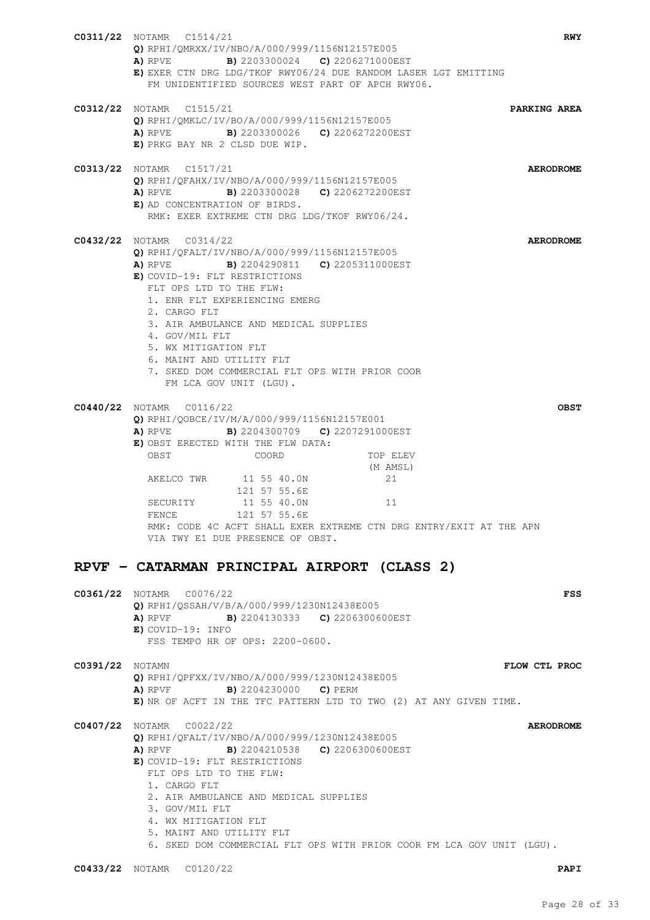**C0311/22** NOTAMR C1514/21 **RWY**
**Q)** RPHI/QMRXX/IV/NBO/A/000/999/1156N12157E005
**A)** RPVE **B)** 2203300024 **C)** 2206271000EST
**E)** EXER CTN DRG LDG/TKOF RWY06/24 DUE RANDOM LASER LGT EMITTING FM UNIDENTIFIED SOURCES WEST PART OF APCH RWY06.

**C0312/22** NOTAMR C1515/21 **PARKING AREA**
**Q)** RPHI/QMKLC/IV/BO/A/000/999/1156N12157E005
**A)** RPVE **B)** 2203300026 **C)** 2206272200EST
**E)** PRKG BAY NR 2 CLSD DUE WIP.

**C0313/22** NOTAMR C1517/21 **AERODROME**
**Q)** RPHI/QFAHX/IV/NBO/A/000/999/1156N12157E005
**A)** RPVE **B)** 2203300028 **C)** 2206272200EST
**E)** AD CONCENTRATION OF BIRDS.
RMK: EXER EXTREME CTN DRG LDG/TKOF RWY06/24.

**C0432/22** NOTAMR C0314/22 **AERODROME**
**Q)** RPHI/QFALT/IV/NBO/A/000/999/1156N12157E005
**A)** RPVE **B)** 2204290811 **C)** 2205311000EST
**E)** COVID-19: FLT RESTRICTIONS
FLT OPS LTD TO THE FLW:
1. ENR FLT EXPERIENCING EMERG
2. CARGO FLT
3. AIR AMBULANCE AND MEDICAL SUPPLIES
4. GOV/MIL FLT
5. WX MITIGATION FLT
6. MAINT AND UTILITY FLT
7. SKED DOM COMMERCIAL FLT OPS WITH PRIOR COOR FM LCA GOV UNIT (LGU).

**C0440/22** NOTAMR C0116/22 **OBST**
**Q)** RPHI/QOBCE/IV/M/A/000/999/1156N12157E001
**A)** RPVE **B)** 2204300709 **C)** 2207291000EST
**E)** OBST ERECTED WITH THE FLW DATA:

| OBST | COORD | TOP ELEV (M AMSL) |
|---|---|---|
| AKELCO TWR | 11 55 40.0N 121 57 55.6E | 21 |
| SECURITY FENCE | 11 55 40.0N 121 57 55.6E | 11 |

RMK: CODE 4C ACFT SHALL EXER EXTREME CTN DRG ENTRY/EXIT AT THE APN VIA TWY E1 DUE PRESENCE OF OBST.

## RPVF – CATARMAN PRINCIPAL AIRPORT (CLASS 2)

**C0361/22** NOTAMR C0076/22 **FSS**
**Q)** RPHI/QSSAH/V/B/A/000/999/1230N12438E005
**A)** RPVF **B)** 2204130333 **C)** 2206300600EST
**E)** COVID-19: INFO
FSS TEMPO HR OF OPS: 2200-0600.

**C0391/22** NOTAMN **FLOW CTL PROC**
**Q)** RPHI/QPFXX/IV/NBO/A/000/999/1230N12438E005
**A)** RPVF **B)** 2204230000 **C)** PERM
**E)** NR OF ACFT IN THE TFC PATTERN LTD TO TWO (2) AT ANY GIVEN TIME.

**C0407/22** NOTAMR C0022/22 **AERODROME**
**Q)** RPHI/QFALT/IV/NBO/A/000/999/1230N12438E005
**A)** RPVF **B)** 2204210538 **C)** 2206300600EST
**E)** COVID-19: FLT RESTRICTIONS
FLT OPS LTD TO THE FLW:
1. CARGO FLT
2. AIR AMBULANCE AND MEDICAL SUPPLIES
3. GOV/MIL FLT
4. WX MITIGATION FLT
5. MAINT AND UTILITY FLT
6. SKED DOM COMMERCIAL FLT OPS WITH PRIOR COOR FM LCA GOV UNIT (LGU).

**C0433/22** NOTAMR C0120/22 **PAPI**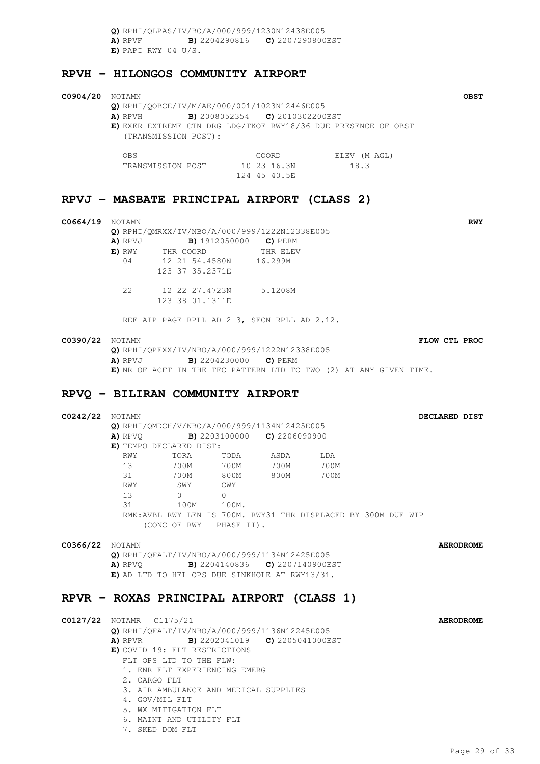**Q)** RPHI/QLPAS/IV/BO/A/000/999/1230N12438E005
**A)** RPVF **B)** 2204290816 **C)** 2207290800EST
**E)** PAPI RWY 04 U/S.

## RPVH – HILONGOS COMMUNITY AIRPORT

**C0904/20** NOTAMN **OBST**

**Q)** RPHI/QOBCE/IV/M/AE/000/001/1023N12446E005
**A)** RPVH **B)** 2008052354 **C)** 2010302200EST
**E)** EXER EXTREME CTN DRG LDG/TKOF RWY18/36 DUE PRESENCE OF OBST (TRANSMISSION POST):

| OBS | COORD | ELEV (M AGL) |
| --- | --- | --- |
| TRANSMISSION POST | 10 23 16.3N 124 45 40.5E | 18.3 |

## RPVJ – MASBATE PRINCIPAL AIRPORT (CLASS 2)

**C0664/19** NOTAMN **RWY**

**Q)** RPHI/QMRXX/IV/NBO/A/000/999/1222N12338E005
**A)** RPVJ **B)** 1912050000 **C)** PERM
**E)**

| RWY | THR COORD | THR ELEV |
| --- | --- | --- |
| 04 | 12 21 54.4580N 123 37 35.2371E | 16.299M |
| 22 | 12 22 27.4723N 123 38 01.1311E | 5.1208M |

REF AIP PAGE RPLL AD 2-3, SECN RPLL AD 2.12.

**C0390/22** NOTAMN **FLOW CTL PROC**

**Q)** RPHI/QPFXX/IV/NBO/A/000/999/1222N12338E005
**A)** RPVJ **B)** 2204230000 **C)** PERM
**E)** NR OF ACFT IN THE TFC PATTERN LTD TO TWO (2) AT ANY GIVEN TIME.

## RPVQ – BILIRAN COMMUNITY AIRPORT

**C0242/22** NOTAMN **DECLARED DIST**

**Q)** RPHI/QMDCH/V/NBO/A/000/999/1134N12425E005
**A)** RPVQ **B)** 2203100000 **C)** 2206090900
**E)** TEMPO DECLARED DIST:

| RWY | TORA | TODA | ASDA | LDA |
| --- | --- | --- | --- | --- |
| 13 | 700M | 700M | 700M | 700M |
| 31 | 700M | 800M | 800M | 700M |

| RWY | SWY | CWY |
| --- | --- | --- |
| 13 | 0 | 0 |
| 31 | 100M | 100M. |

RMK:AVBL RWY LEN IS 700M. RWY31 THR DISPLACED BY 300M DUE WIP (CONC OF RWY - PHASE II).

**C0366/22** NOTAMN **AERODROME**

**Q)** RPHI/QFALT/IV/NBO/A/000/999/1134N12425E005
**A)** RPVQ **B)** 2204140836 **C)** 2207140900EST
**E)** AD LTD TO HEL OPS DUE SINKHOLE AT RWY13/31.

## RPVR – ROXAS PRINCIPAL AIRPORT (CLASS 1)

**C0127/22** NOTAMR C1175/21 **AERODROME**

**Q)** RPHI/QFALT/IV/NBO/A/000/999/1136N12245E005
**A)** RPVR **B)** 2202041019 **C)** 2205041000EST
**E)** COVID-19: FLT RESTRICTIONS
FLT OPS LTD TO THE FLW:

1. ENR FLT EXPERIENCING EMERG
2. CARGO FLT
3. AIR AMBULANCE AND MEDICAL SUPPLIES
4. GOV/MIL FLT
5. WX MITIGATION FLT
6. MAINT AND UTILITY FLT
7. SKED DOM FLT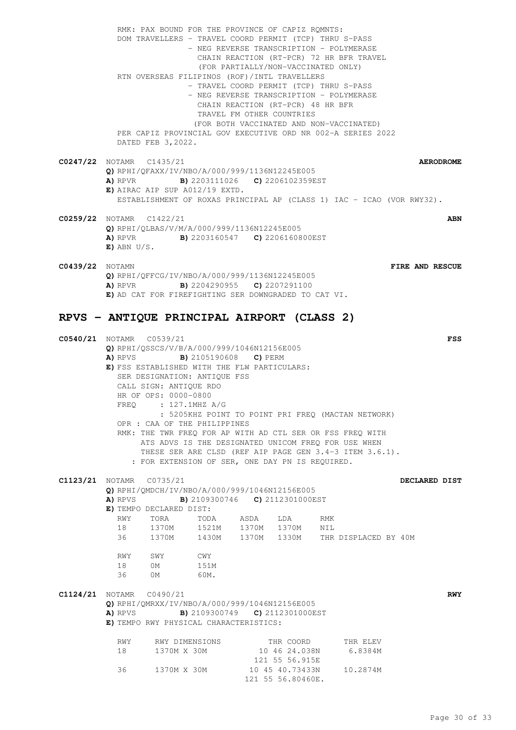RMK: PAX BOUND FOR THE PROVINCE OF CAPIZ RQMNTS:
DOM TRAVELLERS - TRAVEL COORD PERMIT (TCP) THRU S-PASS
- NEG REVERSE TRANSCRIPTION - POLYMERASE CHAIN REACTION (RT-PCR) 72 HR BFR TRAVEL (FOR PARTIALLY/NON-VACCINATED ONLY)
RTN OVERSEAS FILIPINOS (ROF)/INTL TRAVELLERS
- TRAVEL COORD PERMIT (TCP) THRU S-PASS
- NEG REVERSE TRANSCRIPTION - POLYMERASE CHAIN REACTION (RT-PCR) 48 HR BFR TRAVEL FM OTHER COUNTRIES (FOR BOTH VACCINATED AND NON-VACCINATED)
PER CAPIZ PROVINCIAL GOV EXECUTIVE ORD NR 002-A SERIES 2022 DATED FEB 3,2022.

**C0247/22** NOTAMR C1435/21 **AERODROME**
**Q)** RPHI/QFAXX/IV/NBO/A/000/999/1136N12245E005
**A)** RPVR **B)** 2203111026 **C)** 2206102359EST
**E)** AIRAC AIP SUP A012/19 EXTD.
ESTABLISHMENT OF ROXAS PRINCIPAL AP (CLASS 1) IAC - ICAO (VOR RWY32).

**C0259/22** NOTAMR C1422/21 **ABN**
**Q)** RPHI/QLBAS/V/M/A/000/999/1136N12245E005
**A)** RPVR **B)** 2203160547 **C)** 2206160800EST
**E)** ABN U/S.

**C0439/22** NOTAMN **FIRE AND RESCUE**
**Q)** RPHI/QFFCG/IV/NBO/A/000/999/1136N12245E005
**A)** RPVR **B)** 2204290955 **C)** 2207291100
**E)** AD CAT FOR FIREFIGHTING SER DOWNGRADED TO CAT VI.

## RPVS - ANTIQUE PRINCIPAL AIRPORT (CLASS 2)

**C0540/21** NOTAMR C0539/21 **FSS**
**Q)** RPHI/QSSCS/V/B/A/000/999/1046N12156E005
**A)** RPVS **B)** 2105190608 **C)** PERM
**E)** FSS ESTABLISHED WITH THE FLW PARTICULARS:
SER DESIGNATION: ANTIQUE FSS
CALL SIGN: ANTIQUE RDO
HR OF OPS: 0000-0800
FREQ : 127.1MHZ A/G
: 5205KHZ POINT TO POINT PRI FREQ (MACTAN NETWORK)
OPR : CAA OF THE PHILIPPINES
RMK: THE TWR FREQ FOR AP WITH AD CTL SER OR FSS FREQ WITH ATS ADVS IS THE DESIGNATED UNICOM FREQ FOR USE WHEN THESE SER ARE CLSD (REF AIP PAGE GEN 3.4-3 ITEM 3.6.1).
: FOR EXTENSION OF SER, ONE DAY PN IS REQUIRED.

**C1123/21** NOTAMR C0735/21 **DECLARED DIST**
**Q)** RPHI/QMDCH/IV/NBO/A/000/999/1046N12156E005
**A)** RPVS **B)** 2109300746 **C)** 2112301000EST
**E)** TEMPO DECLARED DIST:

| RWY | TORA | TODA | ASDA | LDA | RMK |
|---|---|---|---|---|---|
| 18 | 1370M | 1521M | 1370M | 1370M | NIL |
| 36 | 1370M | 1430M | 1370M | 1330M | THR DISPLACED BY 40M |

| RWY | SWY | CWY |
|---|---|---|
| 18 | 0M | 151M |
| 36 | 0M | 60M. |

**C1124/21** NOTAMR C0490/21 **RWY**
**Q)** RPHI/QMRXX/IV/NBO/A/000/999/1046N12156E005
**A)** RPVS **B)** 2109300749 **C)** 2112301000EST
**E)** TEMPO RWY PHYSICAL CHARACTERISTICS:

| RWY | RWY DIMENSIONS | THR COORD | THR ELEV |
|---|---|---|---|
| 18 | 1370M X 30M | 10 46 24.038N 121 55 56.915E | 6.8384M |
| 36 | 1370M X 30M | 10 45 40.73433N 121 55 56.80460E. | 10.2874M |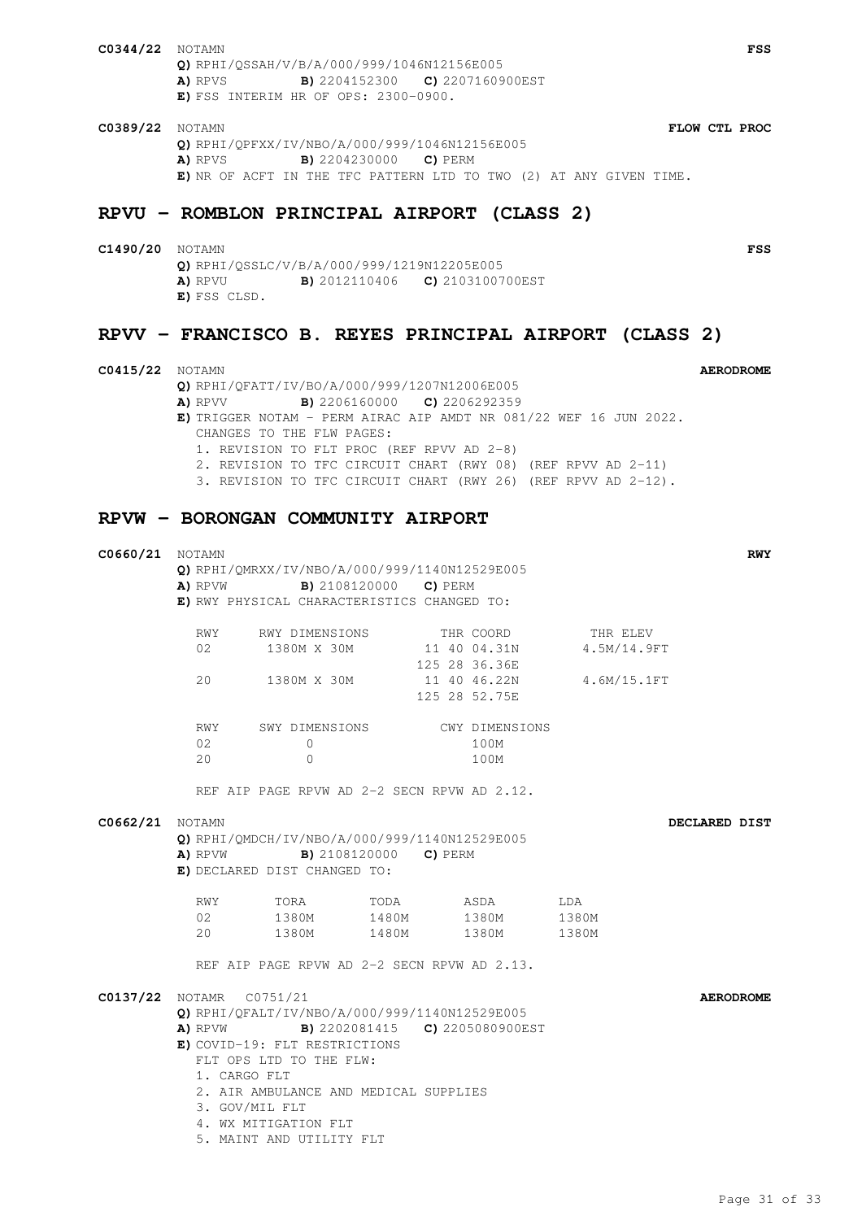**C0344/22** NOTAMN **FSS**

**Q)** RPHI/QSSAH/V/B/A/000/999/1046N12156E005
**A)** RPVS **B)** 2204152300 **C)** 2207160900EST
**E)** FSS INTERIM HR OF OPS: 2300-0900.

**C0389/22** NOTAMN **FLOW CTL PROC**

**Q)** RPHI/QPFXX/IV/NBO/A/000/999/1046N12156E005
**A)** RPVS **B)** 2204230000 **C)** PERM
**E)** NR OF ACFT IN THE TFC PATTERN LTD TO TWO (2) AT ANY GIVEN TIME.

## RPVU – ROMBLON PRINCIPAL AIRPORT (CLASS 2)

**C1490/20** NOTAMN **FSS**

**Q)** RPHI/QSSLC/V/B/A/000/999/1219N12205E005
**A)** RPVU **B)** 2012110406 **C)** 2103100700EST
**E)** FSS CLSD.

## RPVV – FRANCISCO B. REYES PRINCIPAL AIRPORT (CLASS 2)

**C0415/22** NOTAMN **AERODROME**

**Q)** RPHI/QFATT/IV/BO/A/000/999/1207N12006E005
**A)** RPVV **B)** 2206160000 **C)** 2206292359
**E)** TRIGGER NOTAM - PERM AIRAC AIP AMDT NR 081/22 WEF 16 JUN 2022.
CHANGES TO THE FLW PAGES:
1. REVISION TO FLT PROC (REF RPVV AD 2-8)
2. REVISION TO TFC CIRCUIT CHART (RWY 08) (REF RPVV AD 2-11)
3. REVISION TO TFC CIRCUIT CHART (RWY 26) (REF RPVV AD 2-12).

## RPVW – BORONGAN COMMUNITY AIRPORT

**C0660/21** NOTAMN **RWY**

**Q)** RPHI/QMRXX/IV/NBO/A/000/999/1140N12529E005
**A)** RPVW **B)** 2108120000 **C)** PERM
**E)** RWY PHYSICAL CHARACTERISTICS CHANGED TO:

| RWY | RWY DIMENSIONS | THR COORD | THR ELEV |
|---|---|---|---|
| 02 | 1380M X 30M | 11 40 04.31N 125 28 36.36E | 4.5M/14.9FT |
| 20 | 1380M X 30M | 11 40 46.22N 125 28 52.75E | 4.6M/15.1FT |

| RWY | SWY DIMENSIONS | CWY DIMENSIONS |
|---|---|---|
| 02 | 0 | 100M |
| 20 | 0 | 100M |

REF AIP PAGE RPVW AD 2-2 SECN RPVW AD 2.12.

**C0662/21** NOTAMN **DECLARED DIST**

**Q)** RPHI/QMDCH/IV/NBO/A/000/999/1140N12529E005
**A)** RPVW **B)** 2108120000 **C)** PERM
**E)** DECLARED DIST CHANGED TO:

| RWY | TORA | TODA | ASDA | LDA |
|---|---|---|---|---|
| 02 | 1380M | 1480M | 1380M | 1380M |
| 20 | 1380M | 1480M | 1380M | 1380M |

REF AIP PAGE RPVW AD 2-2 SECN RPVW AD 2.13.

**C0137/22** NOTAMR C0751/21 **AERODROME**

**Q)** RPHI/QFALT/IV/NBO/A/000/999/1140N12529E005
**A)** RPVW **B)** 2202081415 **C)** 2205080900EST
**E)** COVID-19: FLT RESTRICTIONS
FLT OPS LTD TO THE FLW:
1. CARGO FLT
2. AIR AMBULANCE AND MEDICAL SUPPLIES
3. GOV/MIL FLT
4. WX MITIGATION FLT
5. MAINT AND UTILITY FLT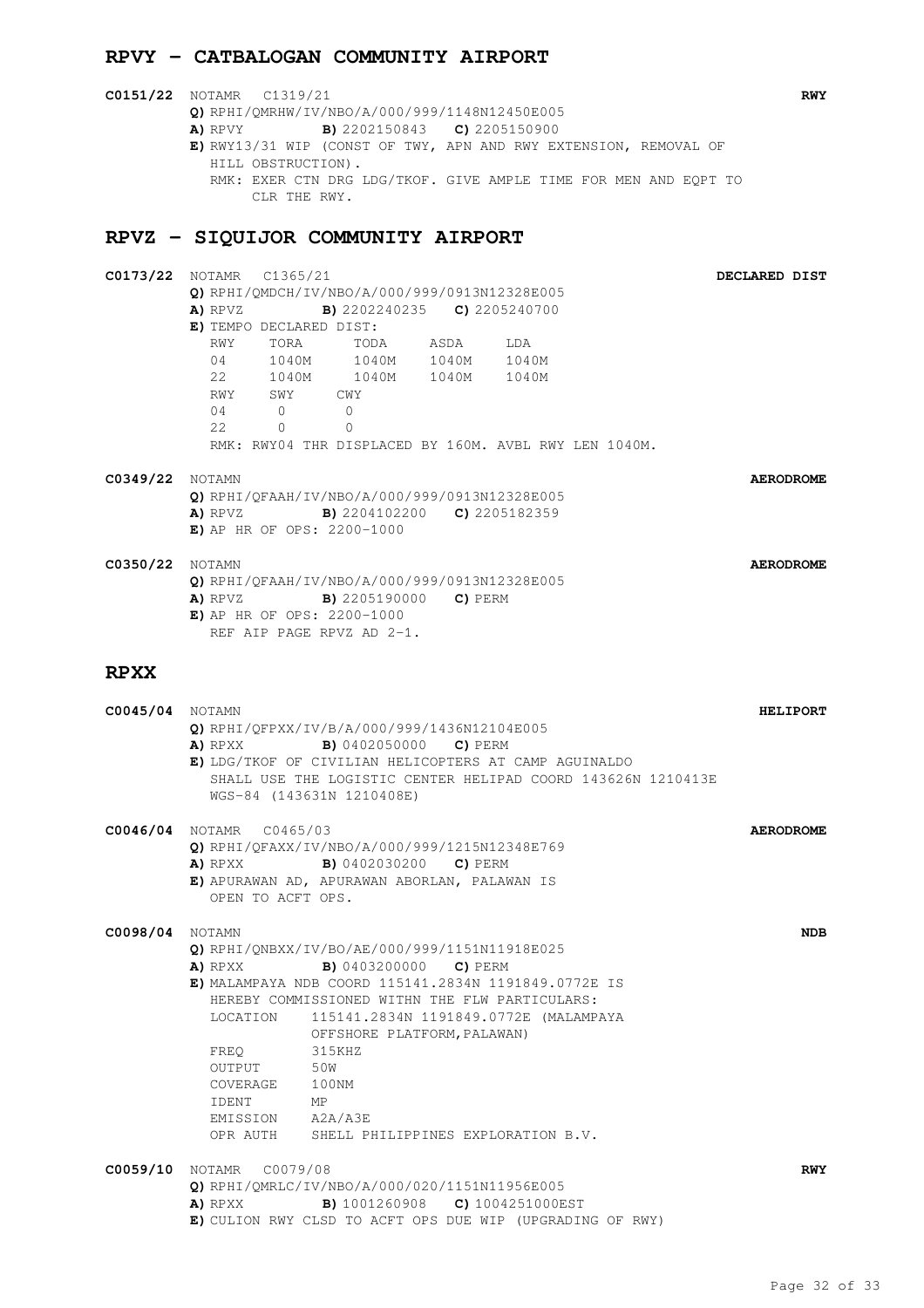## RPVY – CATBALOGAN COMMUNITY AIRPORT

**C0151/22** NOTAMR C1319/21 **RWY**

**Q)** RPHI/QMRHW/IV/NBO/A/000/999/1148N12450E005
**A)** RPVY **B)** 2202150843 **C)** 2205150900
**E)** RWY13/31 WIP (CONST OF TWY, APN AND RWY EXTENSION, REMOVAL OF HILL OBSTRUCTION).
RMK: EXER CTN DRG LDG/TKOF. GIVE AMPLE TIME FOR MEN AND EQPT TO CLR THE RWY.

## RPVZ – SIQUIJOR COMMUNITY AIRPORT

**C0173/22** NOTAMR C1365/21 **DECLARED DIST**

**Q)** RPHI/QMDCH/IV/NBO/A/000/999/0913N12328E005
**A)** RPVZ **B)** 2202240235 **C)** 2205240700
**E)** TEMPO DECLARED DIST:

| RWY | TORA | TODA | ASDA | LDA |
|---|---|---|---|---|
| 04 | 1040M | 1040M | 1040M | 1040M |
| 22 | 1040M | 1040M | 1040M | 1040M |

| RWY | SWY | CWY |
|---|---|---|
| 04 | 0 | 0 |
| 22 | 0 | 0 |

RMK: RWY04 THR DISPLACED BY 160M. AVBL RWY LEN 1040M.

**C0349/22** NOTAMN **AERODROME**

**Q)** RPHI/QFAAH/IV/NBO/A/000/999/0913N12328E005
**A)** RPVZ **B)** 2204102200 **C)** 2205182359
**E)** AP HR OF OPS: 2200-1000

**C0350/22** NOTAMN **AERODROME**

**Q)** RPHI/QFAAH/IV/NBO/A/000/999/0913N12328E005
**A)** RPVZ **B)** 2205190000 **C)** PERM
**E)** AP HR OF OPS: 2200-1000
REF AIP PAGE RPVZ AD 2-1.

## RPXX

**C0045/04** NOTAMN **HELIPORT**

**Q)** RPHI/QFPXX/IV/B/A/000/999/1436N12104E005
**A)** RPXX **B)** 0402050000 **C)** PERM
**E)** LDG/TKOF OF CIVILIAN HELICOPTERS AT CAMP AGUINALDO SHALL USE THE LOGISTIC CENTER HELIPAD COORD 143626N 1210413E WGS-84 (143631N 1210408E)

**C0046/04** NOTAMR C0465/03 **AERODROME**

**Q)** RPHI/QFAXX/IV/NBO/A/000/999/1215N12348E769
**A)** RPXX **B)** 0402030200 **C)** PERM
**E)** APURAWAN AD, APURAWAN ABORLAN, PALAWAN IS OPEN TO ACFT OPS.

**C0098/04** NOTAMN **NDB**

**Q)** RPHI/QNBXX/IV/BO/AE/000/999/1151N11918E025
**A)** RPXX **B)** 0403200000 **C)** PERM
**E)** MALAMPAYA NDB COORD 115141.2834N 1191849.0772E IS HEREBY COMMISSIONED WITHN THE FLW PARTICULARS:

| | |
|---|---|
| LOCATION | 115141.2834N 1191849.0772E (MALAMPAYA OFFSHORE PLATFORM, PALAWAN) |
| FREQ | 315KHZ |
| OUTPUT | 50W |
| COVERAGE | 100NM |
| IDENT | MP |
| EMISSION | A2A/A3E |
| OPR AUTH | SHELL PHILIPPINES EXPLORATION B.V. |

**C0059/10** NOTAMR C0079/08 **RWY**

**Q)** RPHI/QMRLC/IV/NBO/A/000/020/1151N11956E005
**A)** RPXX **B)** 1001260908 **C)** 1004251000EST
**E)** CULION RWY CLSD TO ACFT OPS DUE WIP (UPGRADING OF RWY)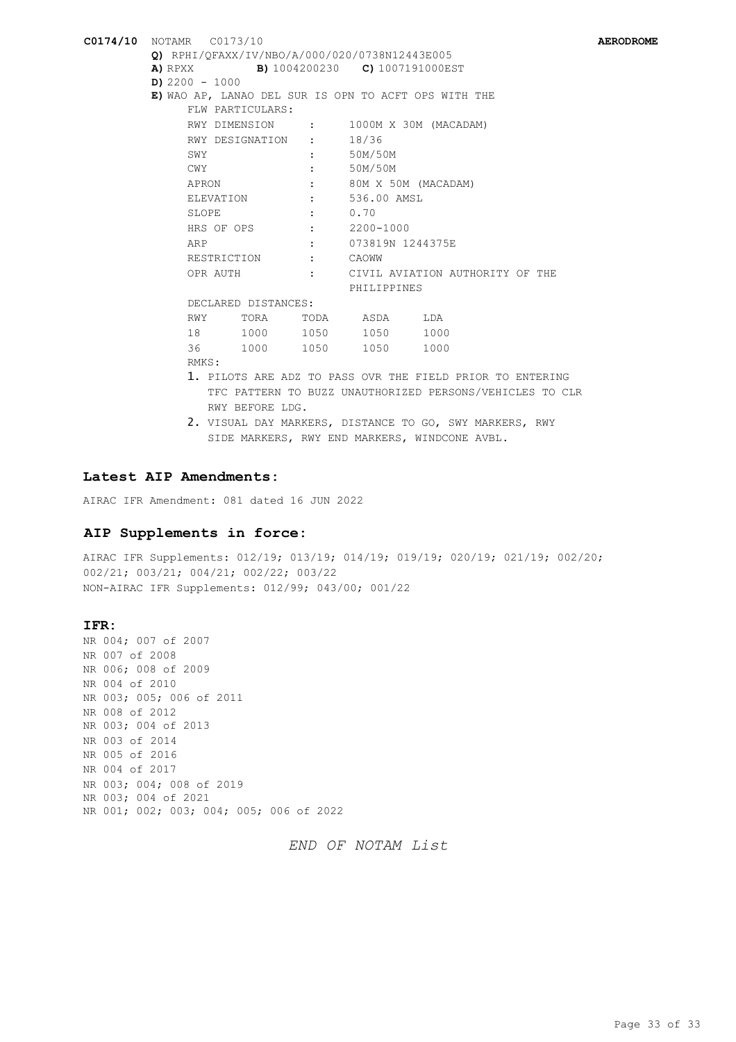**C0174/10** NOTAMR C0173/10 **AERODROME**

**Q)** RPHI/QFAXX/IV/NBO/A/000/020/0738N12443E005

**A)** RPXX **B)** 1004200230 **C)** 1007191000EST

**D)** 2200 - 1000

**E)** WAO AP, LANAO DEL SUR IS OPN TO ACFT OPS WITH THE FLW PARTICULARS:

| | | |
|---|---|---|
| RWY DIMENSION | : | 1000M X 30M (MACADAM) |
| RWY DESIGNATION | : | 18/36 |
| SWY | : | 50M/50M |
| CWY | : | 50M/50M |
| APRON | : | 80M X 50M (MACADAM) |
| ELEVATION | : | 536.00 AMSL |
| SLOPE | : | 0.70 |
| HRS OF OPS | : | 2200-1000 |
| ARP | : | 073819N 1244375E |
| RESTRICTION | : | CAOWW |
| OPR AUTH | : | CIVIL AVIATION AUTHORITY OF THE PHILIPPINES |

DECLARED DISTANCES:

| RWY | TORA | TODA | ASDA | LDA |
|---|---|---|---|---|
| 18 | 1000 | 1050 | 1050 | 1000 |
| 36 | 1000 | 1050 | 1050 | 1000 |

RMKS:

1. PILOTS ARE ADZ TO PASS OVR THE FIELD PRIOR TO ENTERING TFC PATTERN TO BUZZ UNAUTHORIZED PERSONS/VEHICLES TO CLR RWY BEFORE LDG.
2. VISUAL DAY MARKERS, DISTANCE TO GO, SWY MARKERS, RWY SIDE MARKERS, RWY END MARKERS, WINDCONE AVBL.

## Latest AIP Amendments:

AIRAC IFR Amendment: 081 dated 16 JUN 2022

## AIP Supplements in force:

AIRAC IFR Supplements: 012/19; 013/19; 014/19; 019/19; 020/19; 021/19; 002/20; 002/21; 003/21; 004/21; 002/22; 003/22

NON-AIRAC IFR Supplements: 012/99; 043/00; 001/22

### IFR:

NR 004; 007 of 2007
NR 007 of 2008
NR 006; 008 of 2009
NR 004 of 2010
NR 003; 005; 006 of 2011
NR 008 of 2012
NR 003; 004 of 2013
NR 003 of 2014
NR 005 of 2016
NR 004 of 2017
NR 003; 004; 008 of 2019
NR 003; 004 of 2021
NR 001; 002; 003; 004; 005; 006 of 2022

*END OF NOTAM List*